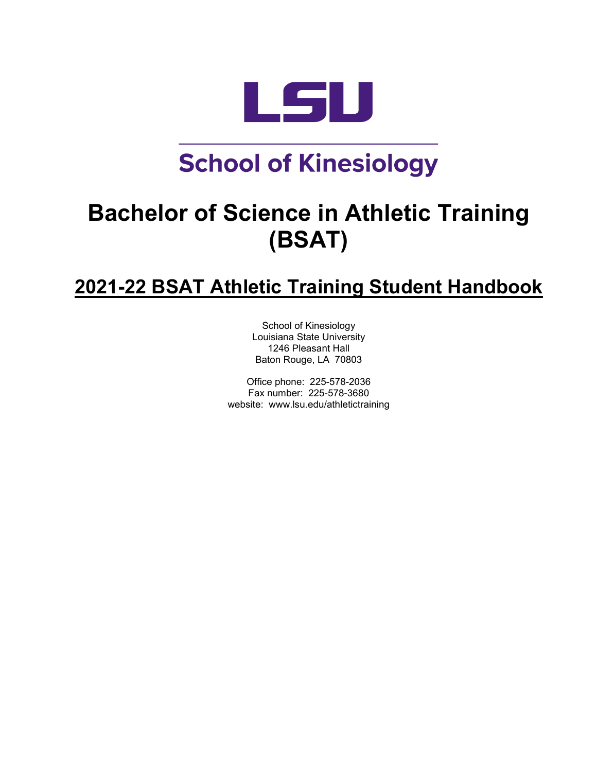# LSU

## School of Kinesiology

# Bachelor of Science in Athletic Training (BSAT)

## 2021-22 BSAT Athletic Training Student Handbook

School of Kinesiology
Louisiana State University
1246 Pleasant Hall
Baton Rouge, LA 70803

Office phone: 225-578-2036
Fax number: 225-578-3680
website: www.lsu.edu/athletictraining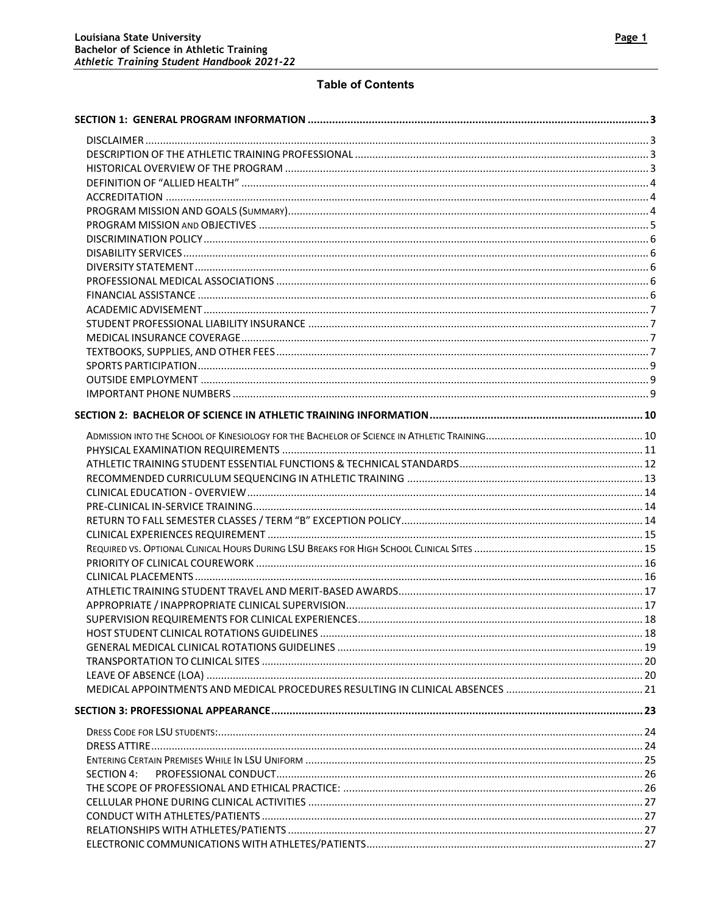# Table of Contents

**SECTION 1: GENERAL PROGRAM INFORMATION** ..... 3

- DISCLAIMER ..... 3
- DESCRIPTION OF THE ATHLETIC TRAINING PROFESSIONAL ..... 3
- HISTORICAL OVERVIEW OF THE PROGRAM ..... 3
- DEFINITION OF "ALLIED HEALTH" ..... 4
- ACCREDITATION ..... 4
- PROGRAM MISSION AND GOALS (SUMMARY) ..... 4
- PROGRAM MISSION AND OBJECTIVES ..... 5
- DISCRIMINATION POLICY ..... 6
- DISABILITY SERVICES ..... 6
- DIVERSITY STATEMENT ..... 6
- PROFESSIONAL MEDICAL ASSOCIATIONS ..... 6
- FINANCIAL ASSISTANCE ..... 6
- ACADEMIC ADVISEMENT ..... 7
- STUDENT PROFESSIONAL LIABILITY INSURANCE ..... 7
- MEDICAL INSURANCE COVERAGE ..... 7
- TEXTBOOKS, SUPPLIES, AND OTHER FEES ..... 7
- SPORTS PARTICIPATION ..... 9
- OUTSIDE EMPLOYMENT ..... 9
- IMPORTANT PHONE NUMBERS ..... 9

**SECTION 2: BACHELOR OF SCIENCE IN ATHLETIC TRAINING INFORMATION** ..... 10

- ADMISSION INTO THE SCHOOL OF KINESIOLOGY FOR THE BACHELOR OF SCIENCE IN ATHLETIC TRAINING ..... 10
- PHYSICAL EXAMINATION REQUIREMENTS ..... 11
- ATHLETIC TRAINING STUDENT ESSENTIAL FUNCTIONS & TECHNICAL STANDARDS ..... 12
- RECOMMENDED CURRICULUM SEQUENCING IN ATHLETIC TRAINING ..... 13
- CLINICAL EDUCATION - OVERVIEW ..... 14
- PRE-CLINICAL IN-SERVICE TRAINING ..... 14
- RETURN TO FALL SEMESTER CLASSES / TERM "B" EXCEPTION POLICY ..... 14
- CLINICAL EXPERIENCES REQUIREMENT ..... 15
- REQUIRED VS. OPTIONAL CLINICAL HOURS DURING LSU BREAKS FOR HIGH SCHOOL CLINICAL SITES ..... 15
- PRIORITY OF CLINICAL COUREWORK ..... 16
- CLINICAL PLACEMENTS ..... 16
- ATHLETIC TRAINING STUDENT TRAVEL AND MERIT-BASED AWARDS ..... 17
- APPROPRIATE / INAPPROPRIATE CLINICAL SUPERVISION ..... 17
- SUPERVISION REQUIREMENTS FOR CLINICAL EXPERIENCES ..... 18
- HOST STUDENT CLINICAL ROTATIONS GUIDELINES ..... 18
- GENERAL MEDICAL CLINICAL ROTATIONS GUIDELINES ..... 19
- TRANSPORTATION TO CLINICAL SITES ..... 20
- LEAVE OF ABSENCE (LOA) ..... 20
- MEDICAL APPOINTMENTS AND MEDICAL PROCEDURES RESULTING IN CLINICAL ABSENCES ..... 21

**SECTION 3: PROFESSIONAL APPEARANCE** ..... 23

- DRESS CODE FOR LSU STUDENTS: ..... 24
- DRESS ATTIRE ..... 24
- ENTERING CERTAIN PREMISES WHILE IN LSU UNIFORM ..... 25
- SECTION 4: PROFESSIONAL CONDUCT ..... 26
- THE SCOPE OF PROFESSIONAL AND ETHICAL PRACTICE: ..... 26
- CELLULAR PHONE DURING CLINICAL ACTIVITIES ..... 27
- CONDUCT WITH ATHLETES/PATIENTS ..... 27
- RELATIONSHIPS WITH ATHLETES/PATIENTS ..... 27
- ELECTRONIC COMMUNICATIONS WITH ATHLETES/PATIENTS ..... 27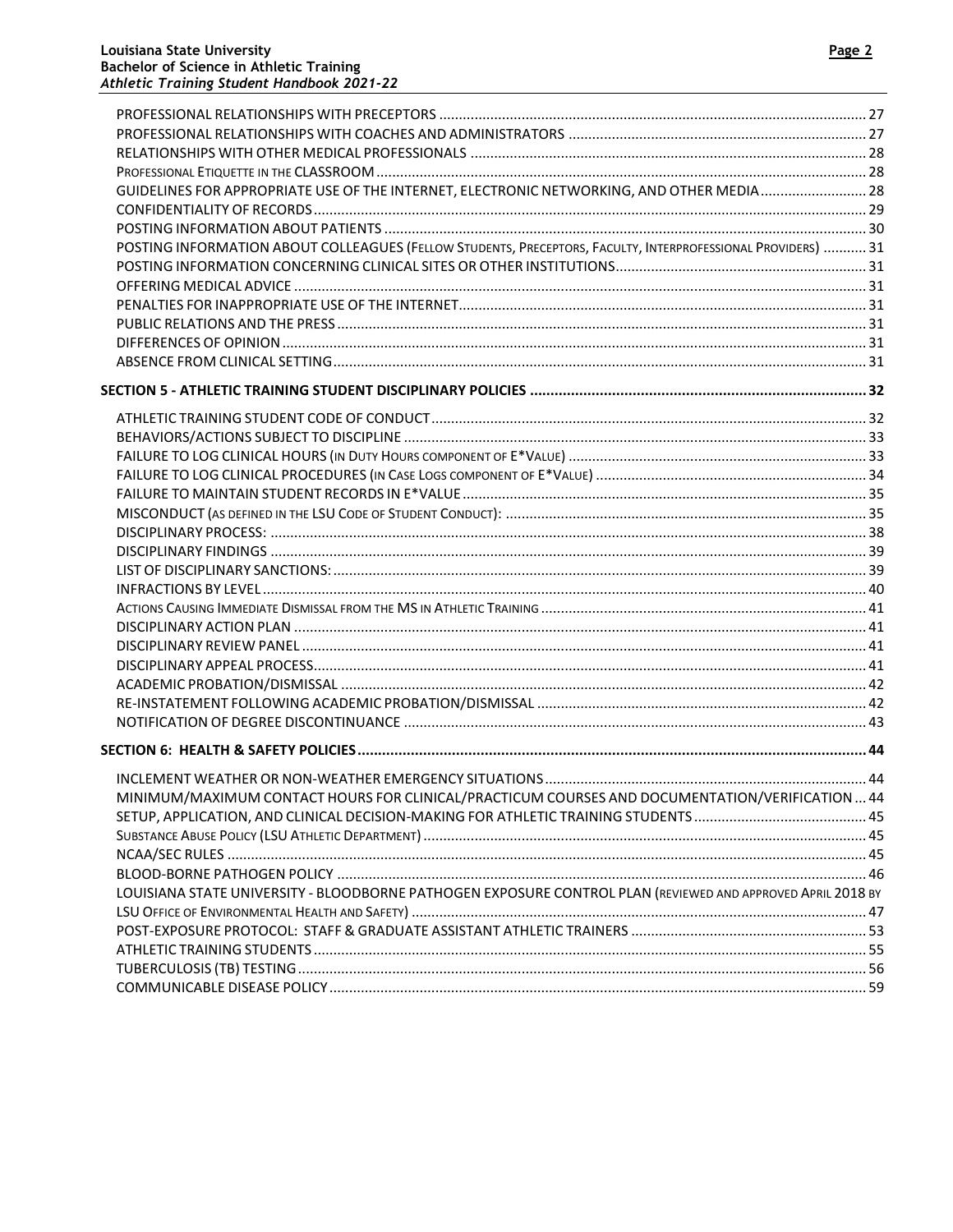PROFESSIONAL RELATIONSHIPS WITH PRECEPTORS ........ 27
PROFESSIONAL RELATIONSHIPS WITH COACHES AND ADMINISTRATORS ........ 27
RELATIONSHIPS WITH OTHER MEDICAL PROFESSIONALS ........ 28
PROFESSIONAL ETIQUETTE IN THE CLASSROOM ........ 28
GUIDELINES FOR APPROPRIATE USE OF THE INTERNET, ELECTRONIC NETWORKING, AND OTHER MEDIA ........ 28
CONFIDENTIALITY OF RECORDS ........ 29
POSTING INFORMATION ABOUT PATIENTS ........ 30
POSTING INFORMATION ABOUT COLLEAGUES (FELLOW STUDENTS, PRECEPTORS, FACULTY, INTERPROFESSIONAL PROVIDERS) ........ 31
POSTING INFORMATION CONCERNING CLINICAL SITES OR OTHER INSTITUTIONS ........ 31
OFFERING MEDICAL ADVICE ........ 31
PENALTIES FOR INAPPROPRIATE USE OF THE INTERNET ........ 31
PUBLIC RELATIONS AND THE PRESS ........ 31
DIFFERENCES OF OPINION ........ 31
ABSENCE FROM CLINICAL SETTING ........ 31

**SECTION 5 - ATHLETIC TRAINING STUDENT DISCIPLINARY POLICIES ........ 32**

ATHLETIC TRAINING STUDENT CODE OF CONDUCT ........ 32
BEHAVIORS/ACTIONS SUBJECT TO DISCIPLINE ........ 33
FAILURE TO LOG CLINICAL HOURS (IN DUTY HOURS COMPONENT OF E*VALUE) ........ 33
FAILURE TO LOG CLINICAL PROCEDURES (IN CASE LOGS COMPONENT OF E*VALUE) ........ 34
FAILURE TO MAINTAIN STUDENT RECORDS IN E*VALUE ........ 35
MISCONDUCT (AS DEFINED IN THE LSU CODE OF STUDENT CONDUCT): ........ 35
DISCIPLINARY PROCESS: ........ 38
DISCIPLINARY FINDINGS ........ 39
LIST OF DISCIPLINARY SANCTIONS: ........ 39
INFRACTIONS BY LEVEL ........ 40
ACTIONS CAUSING IMMEDIATE DISMISSAL FROM THE MS IN ATHLETIC TRAINING ........ 41
DISCIPLINARY ACTION PLAN ........ 41
DISCIPLINARY REVIEW PANEL ........ 41
DISCIPLINARY APPEAL PROCESS ........ 41
ACADEMIC PROBATION/DISMISSAL ........ 42
RE-INSTATEMENT FOLLOWING ACADEMIC PROBATION/DISMISSAL ........ 42
NOTIFICATION OF DEGREE DISCONTINUANCE ........ 43

**SECTION 6: HEALTH & SAFETY POLICIES ........ 44**

INCLEMENT WEATHER OR NON-WEATHER EMERGENCY SITUATIONS ........ 44
MINIMUM/MAXIMUM CONTACT HOURS FOR CLINICAL/PRACTICUM COURSES AND DOCUMENTATION/VERIFICATION ... 44
SETUP, APPLICATION, AND CLINICAL DECISION-MAKING FOR ATHLETIC TRAINING STUDENTS ........ 45
SUBSTANCE ABUSE POLICY (LSU ATHLETIC DEPARTMENT) ........ 45
NCAA/SEC RULES ........ 45
BLOOD-BORNE PATHOGEN POLICY ........ 46
LOUISIANA STATE UNIVERSITY - BLOODBORNE PATHOGEN EXPOSURE CONTROL PLAN (REVIEWED AND APPROVED APRIL 2018 BY LSU OFFICE OF ENVIRONMENTAL HEALTH AND SAFETY) ........ 47
POST-EXPOSURE PROTOCOL: STAFF & GRADUATE ASSISTANT ATHLETIC TRAINERS ........ 53
ATHLETIC TRAINING STUDENTS ........ 55
TUBERCULOSIS (TB) TESTING ........ 56
COMMUNICABLE DISEASE POLICY ........ 59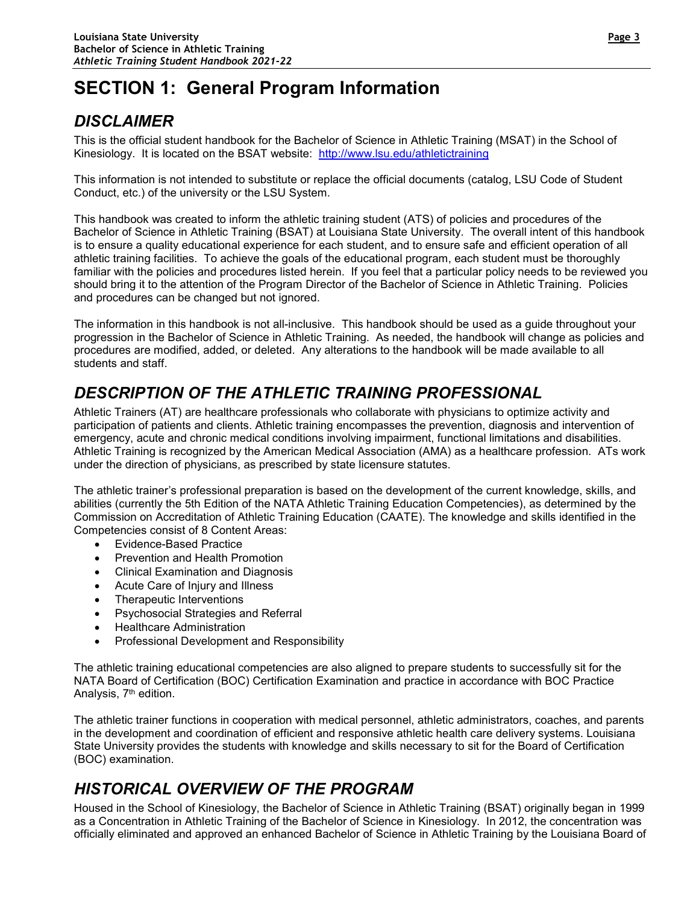# SECTION 1: General Program Information

## *DISCLAIMER*

This is the official student handbook for the Bachelor of Science in Athletic Training (MSAT) in the School of Kinesiology. It is located on the BSAT website: http://www.lsu.edu/athletictraining

This information is not intended to substitute or replace the official documents (catalog, LSU Code of Student Conduct, etc.) of the university or the LSU System.

This handbook was created to inform the athletic training student (ATS) of policies and procedures of the Bachelor of Science in Athletic Training (BSAT) at Louisiana State University. The overall intent of this handbook is to ensure a quality educational experience for each student, and to ensure safe and efficient operation of all athletic training facilities. To achieve the goals of the educational program, each student must be thoroughly familiar with the policies and procedures listed herein. If you feel that a particular policy needs to be reviewed you should bring it to the attention of the Program Director of the Bachelor of Science in Athletic Training. Policies and procedures can be changed but not ignored.

The information in this handbook is not all-inclusive. This handbook should be used as a guide throughout your progression in the Bachelor of Science in Athletic Training. As needed, the handbook will change as policies and procedures are modified, added, or deleted. Any alterations to the handbook will be made available to all students and staff.

## *DESCRIPTION OF THE ATHLETIC TRAINING PROFESSIONAL*

Athletic Trainers (AT) are healthcare professionals who collaborate with physicians to optimize activity and participation of patients and clients. Athletic training encompasses the prevention, diagnosis and intervention of emergency, acute and chronic medical conditions involving impairment, functional limitations and disabilities. Athletic Training is recognized by the American Medical Association (AMA) as a healthcare profession. ATs work under the direction of physicians, as prescribed by state licensure statutes.

The athletic trainer's professional preparation is based on the development of the current knowledge, skills, and abilities (currently the 5th Edition of the NATA Athletic Training Education Competencies), as determined by the Commission on Accreditation of Athletic Training Education (CAATE). The knowledge and skills identified in the Competencies consist of 8 Content Areas:

- Evidence-Based Practice
- Prevention and Health Promotion
- Clinical Examination and Diagnosis
- Acute Care of Injury and Illness
- Therapeutic Interventions
- Psychosocial Strategies and Referral
- Healthcare Administration
- Professional Development and Responsibility

The athletic training educational competencies are also aligned to prepare students to successfully sit for the NATA Board of Certification (BOC) Certification Examination and practice in accordance with BOC Practice Analysis, 7th edition.

The athletic trainer functions in cooperation with medical personnel, athletic administrators, coaches, and parents in the development and coordination of efficient and responsive athletic health care delivery systems. Louisiana State University provides the students with knowledge and skills necessary to sit for the Board of Certification (BOC) examination.

## *HISTORICAL OVERVIEW OF THE PROGRAM*

Housed in the School of Kinesiology, the Bachelor of Science in Athletic Training (BSAT) originally began in 1999 as a Concentration in Athletic Training of the Bachelor of Science in Kinesiology. In 2012, the concentration was officially eliminated and approved an enhanced Bachelor of Science in Athletic Training by the Louisiana Board of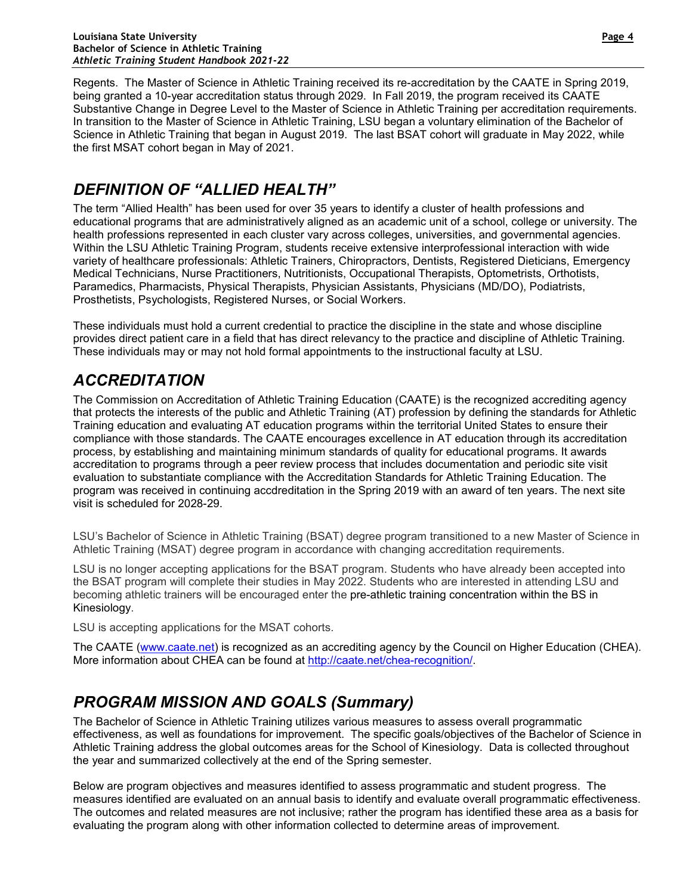Regents. The Master of Science in Athletic Training received its re-accreditation by the CAATE in Spring 2019, being granted a 10-year accreditation status through 2029. In Fall 2019, the program received its CAATE Substantive Change in Degree Level to the Master of Science in Athletic Training per accreditation requirements. In transition to the Master of Science in Athletic Training, LSU began a voluntary elimination of the Bachelor of Science in Athletic Training that began in August 2019. The last BSAT cohort will graduate in May 2022, while the first MSAT cohort began in May of 2021.

## *DEFINITION OF "ALLIED HEALTH"*

The term "Allied Health" has been used for over 35 years to identify a cluster of health professions and educational programs that are administratively aligned as an academic unit of a school, college or university. The health professions represented in each cluster vary across colleges, universities, and governmental agencies. Within the LSU Athletic Training Program, students receive extensive interprofessional interaction with wide variety of healthcare professionals: Athletic Trainers, Chiropractors, Dentists, Registered Dieticians, Emergency Medical Technicians, Nurse Practitioners, Nutritionists, Occupational Therapists, Optometrists, Orthotists, Paramedics, Pharmacists, Physical Therapists, Physician Assistants, Physicians (MD/DO), Podiatrists, Prosthetists, Psychologists, Registered Nurses, or Social Workers.

These individuals must hold a current credential to practice the discipline in the state and whose discipline provides direct patient care in a field that has direct relevancy to the practice and discipline of Athletic Training. These individuals may or may not hold formal appointments to the instructional faculty at LSU.

## *ACCREDITATION*

The Commission on Accreditation of Athletic Training Education (CAATE) is the recognized accrediting agency that protects the interests of the public and Athletic Training (AT) profession by defining the standards for Athletic Training education and evaluating AT education programs within the territorial United States to ensure their compliance with those standards. The CAATE encourages excellence in AT education through its accreditation process, by establishing and maintaining minimum standards of quality for educational programs. It awards accreditation to programs through a peer review process that includes documentation and periodic site visit evaluation to substantiate compliance with the Accreditation Standards for Athletic Training Education. The program was received in continuing accdreditation in the Spring 2019 with an award of ten years. The next site visit is scheduled for 2028-29.

LSU's Bachelor of Science in Athletic Training (BSAT) degree program transitioned to a new Master of Science in Athletic Training (MSAT) degree program in accordance with changing accreditation requirements.

LSU is no longer accepting applications for the BSAT program. Students who have already been accepted into the BSAT program will complete their studies in May 2022. Students who are interested in attending LSU and becoming athletic trainers will be encouraged enter the pre-athletic training concentration within the BS in Kinesiology.

LSU is accepting applications for the MSAT cohorts.

The CAATE (www.caate.net) is recognized as an accrediting agency by the Council on Higher Education (CHEA). More information about CHEA can be found at http://caate.net/chea-recognition/.

## *PROGRAM MISSION AND GOALS (Summary)*

The Bachelor of Science in Athletic Training utilizes various measures to assess overall programmatic effectiveness, as well as foundations for improvement. The specific goals/objectives of the Bachelor of Science in Athletic Training address the global outcomes areas for the School of Kinesiology. Data is collected throughout the year and summarized collectively at the end of the Spring semester.

Below are program objectives and measures identified to assess programmatic and student progress. The measures identified are evaluated on an annual basis to identify and evaluate overall programmatic effectiveness. The outcomes and related measures are not inclusive; rather the program has identified these area as a basis for evaluating the program along with other information collected to determine areas of improvement.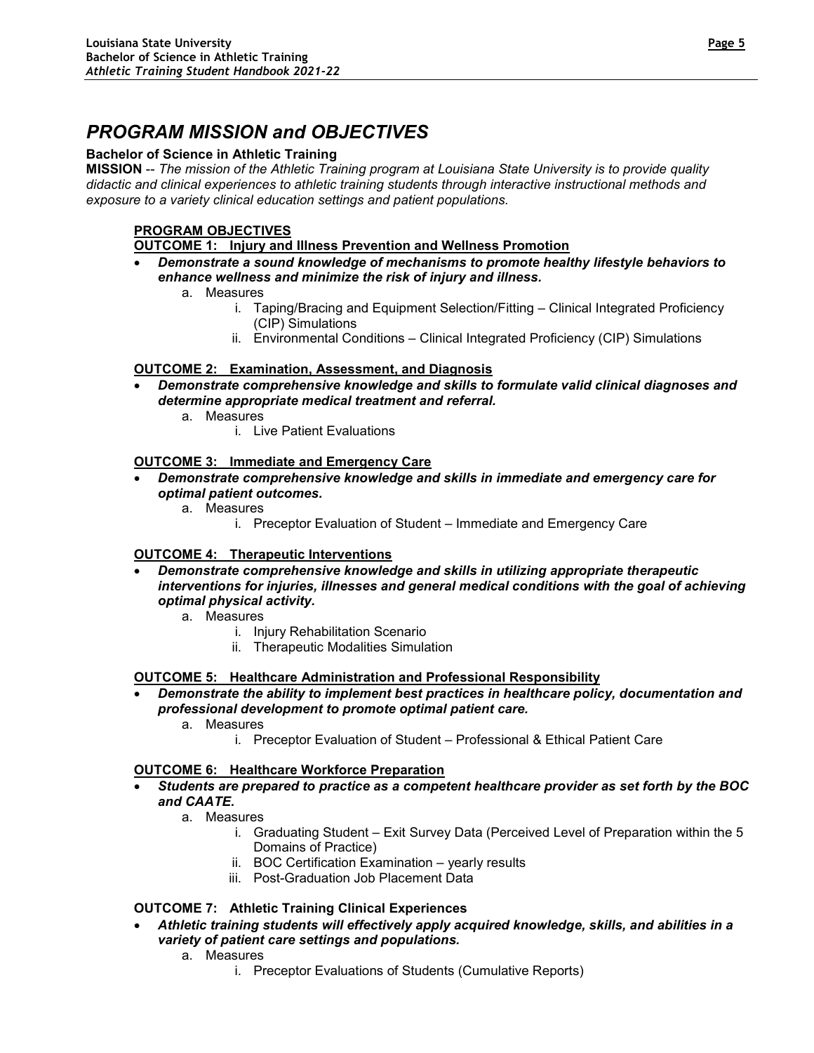# *PROGRAM MISSION and OBJECTIVES*

**Bachelor of Science in Athletic Training**

**MISSION** -- *The mission of the Athletic Training program at Louisiana State University is to provide quality didactic and clinical experiences to athletic training students through interactive instructional methods and exposure to a variety clinical education settings and patient populations.*

## PROGRAM OBJECTIVES

### OUTCOME 1: Injury and Illness Prevention and Wellness Promotion

- ***Demonstrate a sound knowledge of mechanisms to promote healthy lifestyle behaviors to enhance wellness and minimize the risk of injury and illness.***
  a. Measures
     i. Taping/Bracing and Equipment Selection/Fitting – Clinical Integrated Proficiency (CIP) Simulations
     ii. Environmental Conditions – Clinical Integrated Proficiency (CIP) Simulations

### OUTCOME 2: Examination, Assessment, and Diagnosis

- ***Demonstrate comprehensive knowledge and skills to formulate valid clinical diagnoses and determine appropriate medical treatment and referral.***
  a. Measures
     i. Live Patient Evaluations

### OUTCOME 3: Immediate and Emergency Care

- ***Demonstrate comprehensive knowledge and skills in immediate and emergency care for optimal patient outcomes.***
  a. Measures
     i. Preceptor Evaluation of Student – Immediate and Emergency Care

### OUTCOME 4: Therapeutic Interventions

- ***Demonstrate comprehensive knowledge and skills in utilizing appropriate therapeutic interventions for injuries, illnesses and general medical conditions with the goal of achieving optimal physical activity.***
  a. Measures
     i. Injury Rehabilitation Scenario
     ii. Therapeutic Modalities Simulation

### OUTCOME 5: Healthcare Administration and Professional Responsibility

- ***Demonstrate the ability to implement best practices in healthcare policy, documentation and professional development to promote optimal patient care.***
  a. Measures
     i. Preceptor Evaluation of Student – Professional & Ethical Patient Care

### OUTCOME 6: Healthcare Workforce Preparation

- ***Students are prepared to practice as a competent healthcare provider as set forth by the BOC and CAATE.***
  a. Measures
     i. Graduating Student – Exit Survey Data (Perceived Level of Preparation within the 5 Domains of Practice)
     ii. BOC Certification Examination – yearly results
     iii. Post-Graduation Job Placement Data

### OUTCOME 7: Athletic Training Clinical Experiences

- ***Athletic training students will effectively apply acquired knowledge, skills, and abilities in a variety of patient care settings and populations.***
  a. Measures
     i. Preceptor Evaluations of Students (Cumulative Reports)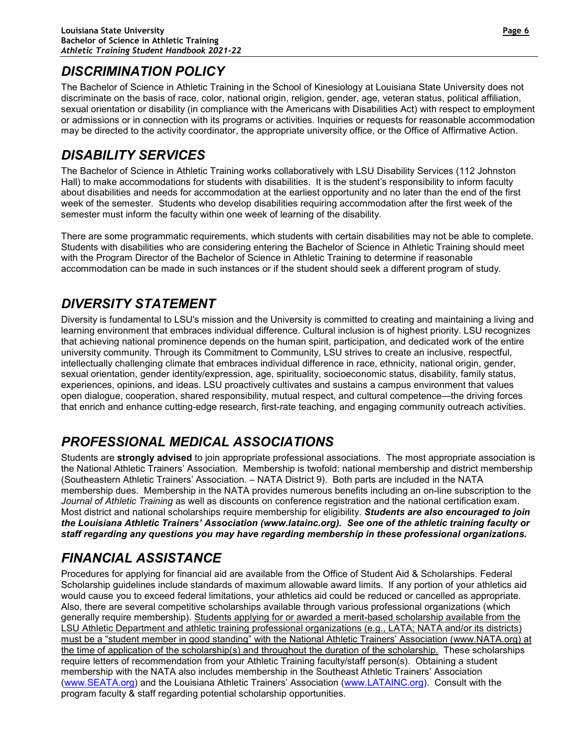## *DISCRIMINATION POLICY*

The Bachelor of Science in Athletic Training in the School of Kinesiology at Louisiana State University does not discriminate on the basis of race, color, national origin, religion, gender, age, veteran status, political affiliation, sexual orientation or disability (in compliance with the Americans with Disabilities Act) with respect to employment or admissions or in connection with its programs or activities. Inquiries or requests for reasonable accommodation may be directed to the activity coordinator, the appropriate university office, or the Office of Affirmative Action.

## *DISABILITY SERVICES*

The Bachelor of Science in Athletic Training works collaboratively with LSU Disability Services (112 Johnston Hall) to make accommodations for students with disabilities. It is the student's responsibility to inform faculty about disabilities and needs for accommodation at the earliest opportunity and no later than the end of the first week of the semester. Students who develop disabilities requiring accommodation after the first week of the semester must inform the faculty within one week of learning of the disability.

There are some programmatic requirements, which students with certain disabilities may not be able to complete. Students with disabilities who are considering entering the Bachelor of Science in Athletic Training should meet with the Program Director of the Bachelor of Science in Athletic Training to determine if reasonable accommodation can be made in such instances or if the student should seek a different program of study.

## *DIVERSITY STATEMENT*

Diversity is fundamental to LSU's mission and the University is committed to creating and maintaining a living and learning environment that embraces individual difference. Cultural inclusion is of highest priority. LSU recognizes that achieving national prominence depends on the human spirit, participation, and dedicated work of the entire university community. Through its Commitment to Community, LSU strives to create an inclusive, respectful, intellectually challenging climate that embraces individual difference in race, ethnicity, national origin, gender, sexual orientation, gender identity/expression, age, spirituality, socioeconomic status, disability, family status, experiences, opinions, and ideas. LSU proactively cultivates and sustains a campus environment that values open dialogue, cooperation, shared responsibility, mutual respect, and cultural competence—the driving forces that enrich and enhance cutting-edge research, first-rate teaching, and engaging community outreach activities.

## *PROFESSIONAL MEDICAL ASSOCIATIONS*

Students are **strongly advised** to join appropriate professional associations. The most appropriate association is the National Athletic Trainers' Association. Membership is twofold: national membership and district membership (Southeastern Athletic Trainers' Association. – NATA District 9). Both parts are included in the NATA membership dues. Membership in the NATA provides numerous benefits including an on-line subscription to the *Journal of Athletic Training* as well as discounts on conference registration and the national certification exam. Most district and national scholarships require membership for eligibility. ***Students are also encouraged to join the Louisiana Athletic Trainers' Association (www.latainc.org). See one of the athletic training faculty or staff regarding any questions you may have regarding membership in these professional organizations.***

## *FINANCIAL ASSISTANCE*

Procedures for applying for financial aid are available from the Office of Student Aid & Scholarships. Federal Scholarship guidelines include standards of maximum allowable award limits. If any portion of your athletics aid would cause you to exceed federal limitations, your athletics aid could be reduced or cancelled as appropriate. Also, there are several competitive scholarships available through various professional organizations (which generally require membership). <u>Students applying for or awarded a merit-based scholarship available from the LSU Athletic Department and athletic training professional organizations (e.g., LATA; NATA and/or its districts) must be a "student member in good standing" with the National Athletic Trainers' Association (www.NATA.org) at the time of application of the scholarship(s) and throughout the duration of the scholarship.</u> These scholarships require letters of recommendation from your Athletic Training faculty/staff person(s). Obtaining a student membership with the NATA also includes membership in the Southeast Athletic Trainers' Association (www.SEATA.org) and the Louisiana Athletic Trainers' Association (www.LATAINC.org). Consult with the program faculty & staff regarding potential scholarship opportunities.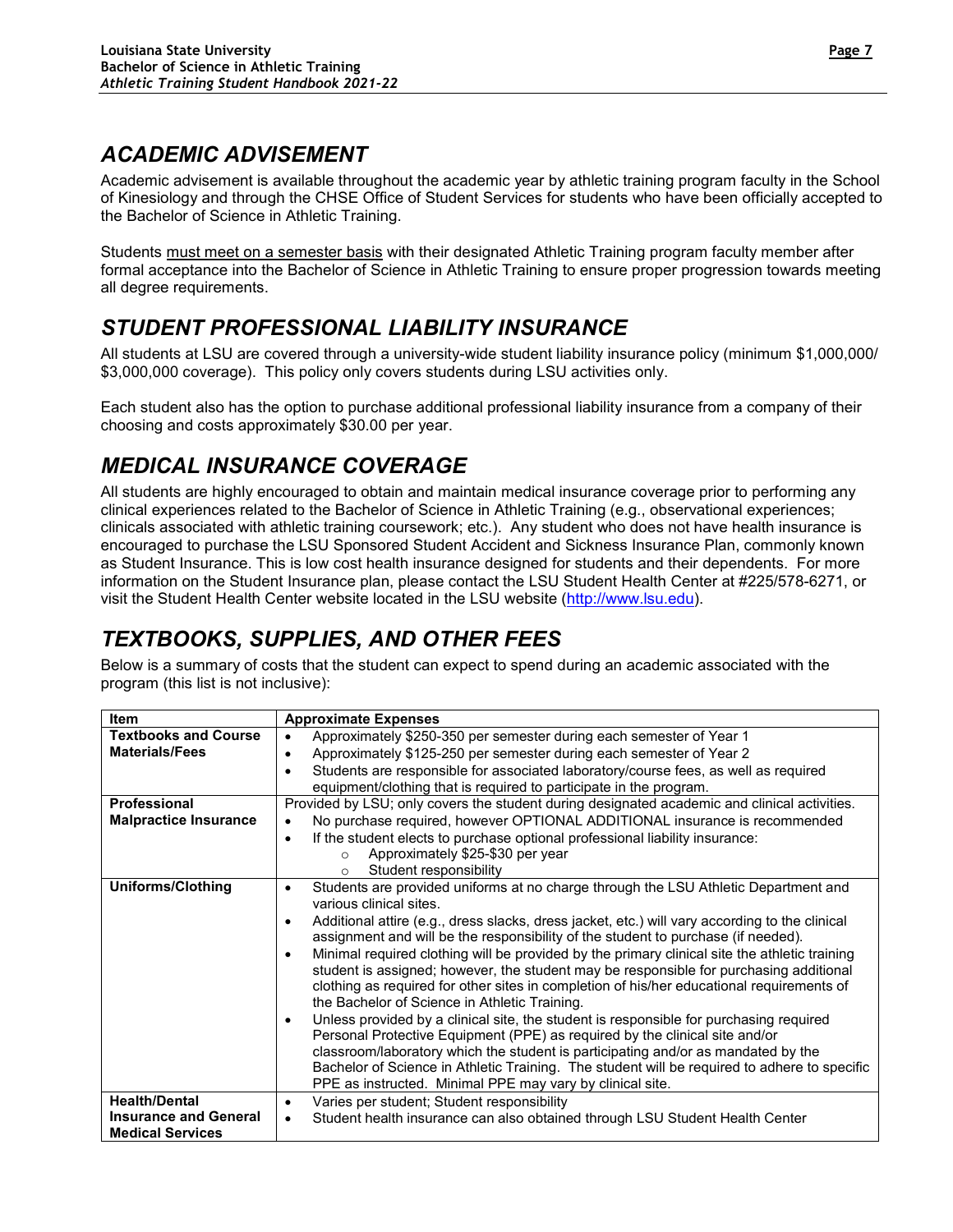## *ACADEMIC ADVISEMENT*

Academic advisement is available throughout the academic year by athletic training program faculty in the School of Kinesiology and through the CHSE Office of Student Services for students who have been officially accepted to the Bachelor of Science in Athletic Training.

Students <u>must meet on a semester basis</u> with their designated Athletic Training program faculty member after formal acceptance into the Bachelor of Science in Athletic Training to ensure proper progression towards meeting all degree requirements.

## *STUDENT PROFESSIONAL LIABILITY INSURANCE*

All students at LSU are covered through a university-wide student liability insurance policy (minimum $1,000,000/ $3,000,000 coverage). This policy only covers students during LSU activities only.

Each student also has the option to purchase additional professional liability insurance from a company of their choosing and costs approximately $30.00 per year.

## *MEDICAL INSURANCE COVERAGE*

All students are highly encouraged to obtain and maintain medical insurance coverage prior to performing any clinical experiences related to the Bachelor of Science in Athletic Training (e.g., observational experiences; clinicals associated with athletic training coursework; etc.). Any student who does not have health insurance is encouraged to purchase the LSU Sponsored Student Accident and Sickness Insurance Plan, commonly known as Student Insurance. This is low cost health insurance designed for students and their dependents. For more information on the Student Insurance plan, please contact the LSU Student Health Center at #225/578-6271, or visit the Student Health Center website located in the LSU website (http://www.lsu.edu).

## *TEXTBOOKS, SUPPLIES, AND OTHER FEES*

Below is a summary of costs that the student can expect to spend during an academic associated with the program (this list is not inclusive):

| Item | Approximate Expenses |
|---|---|
| **Textbooks and Course Materials/Fees** | • Approximately $250-350 per semester during each semester of Year 1<br>• Approximately $125-250 per semester during each semester of Year 2<br>• Students are responsible for associated laboratory/course fees, as well as required equipment/clothing that is required to participate in the program. |
| **Professional Malpractice Insurance** | Provided by LSU; only covers the student during designated academic and clinical activities.<br>• No purchase required, however OPTIONAL ADDITIONAL insurance is recommended<br>• If the student elects to purchase optional professional liability insurance:<br>&nbsp;&nbsp;&nbsp;&nbsp;○ Approximately $25-$30 per year<br>&nbsp;&nbsp;&nbsp;&nbsp;○ Student responsibility |
| **Uniforms/Clothing** | • Students are provided uniforms at no charge through the LSU Athletic Department and various clinical sites.<br>• Additional attire (e.g., dress slacks, dress jacket, etc.) will vary according to the clinical assignment and will be the responsibility of the student to purchase (if needed).<br>• Minimal required clothing will be provided by the primary clinical site the athletic training student is assigned; however, the student may be responsible for purchasing additional clothing as required for other sites in completion of his/her educational requirements of the Bachelor of Science in Athletic Training.<br>• Unless provided by a clinical site, the student is responsible for purchasing required Personal Protective Equipment (PPE) as required by the clinical site and/or classroom/laboratory which the student is participating and/or as mandated by the Bachelor of Science in Athletic Training. The student will be required to adhere to specific PPE as instructed. Minimal PPE may vary by clinical site. |
| **Health/Dental Insurance and General Medical Services** | • Varies per student; Student responsibility<br>• Student health insurance can also obtained through LSU Student Health Center |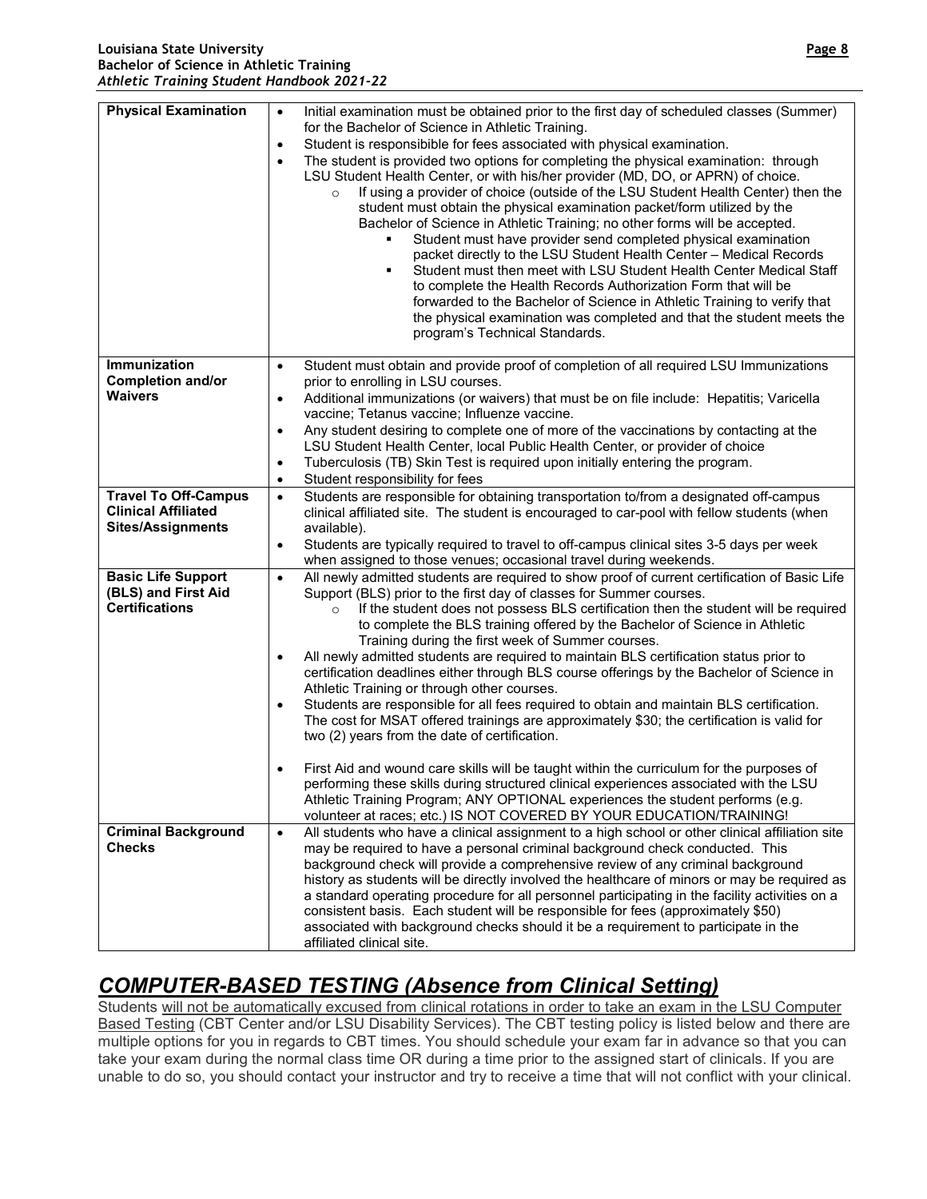| | |
|---|---|
| **Physical Examination** | • Initial examination must be obtained prior to the first day of scheduled classes (Summer) for the Bachelor of Science in Athletic Training.<br>• Student is responsibible for fees associated with physical examination.<br>• The student is provided two options for completing the physical examination: through LSU Student Health Center, or with his/her provider (MD, DO, or APRN) of choice.<br>  ○ If using a provider of choice (outside of the LSU Student Health Center) then the student must obtain the physical examination packet/form utilized by the Bachelor of Science in Athletic Training; no other forms will be accepted.<br>    ▪ Student must have provider send completed physical examination packet directly to the LSU Student Health Center – Medical Records<br>    ▪ Student must then meet with LSU Student Health Center Medical Staff to complete the Health Records Authorization Form that will be forwarded to the Bachelor of Science in Athletic Training to verify that the physical examination was completed and that the student meets the program's Technical Standards. |
| **Immunization Completion and/or Waivers** | • Student must obtain and provide proof of completion of all required LSU Immunizations prior to enrolling in LSU courses.<br>• Additional immunizations (or waivers) that must be on file include: Hepatitis; Varicella vaccine; Tetanus vaccine; Influenze vaccine.<br>• Any student desiring to complete one of more of the vaccinations by contacting at the LSU Student Health Center, local Public Health Center, or provider of choice<br>• Tuberculosis (TB) Skin Test is required upon initially entering the program.<br>• Student responsibility for fees |
| **Travel To Off-Campus Clinical Affiliated Sites/Assignments** | • Students are responsible for obtaining transportation to/from a designated off-campus clinical affiliated site. The student is encouraged to car-pool with fellow students (when available).<br>• Students are typically required to travel to off-campus clinical sites 3-5 days per week when assigned to those venues; occasional travel during weekends. |
| **Basic Life Support (BLS) and First Aid Certifications** | • All newly admitted students are required to show proof of current certification of Basic Life Support (BLS) prior to the first day of classes for Summer courses.<br>  ○ If the student does not possess BLS certification then the student will be required to complete the BLS training offered by the Bachelor of Science in Athletic Training during the first week of Summer courses.<br>• All newly admitted students are required to maintain BLS certification status prior to certification deadlines either through BLS course offerings by the Bachelor of Science in Athletic Training or through other courses.<br>• Students are responsible for all fees required to obtain and maintain BLS certification. The cost for MSAT offered trainings are approximately $30; the certification is valid for two (2) years from the date of certification.<br><br>• First Aid and wound care skills will be taught within the curriculum for the purposes of performing these skills during structured clinical experiences associated with the LSU Athletic Training Program; ANY OPTIONAL experiences the student performs (e.g. volunteer at races; etc.) IS NOT COVERED BY YOUR EDUCATION/TRAINING! |
| **Criminal Background Checks** | • All students who have a clinical assignment to a high school or other clinical affiliation site may be required to have a personal criminal background check conducted. This background check will provide a comprehensive review of any criminal background history as students will be directly involved the healthcare of minors or may be required as a standard operating procedure for all personnel participating in the facility activities on a consistent basis. Each student will be responsible for fees (approximately $50) associated with background checks should it be a requirement to participate in the affiliated clinical site. |

## *COMPUTER-BASED TESTING (Absence from Clinical Setting)*

Students will not be automatically excused from clinical rotations in order to take an exam in the LSU Computer Based Testing (CBT Center and/or LSU Disability Services). The CBT testing policy is listed below and there are multiple options for you in regards to CBT times. You should schedule your exam far in advance so that you can take your exam during the normal class time OR during a time prior to the assigned start of clinicals. If you are unable to do so, you should contact your instructor and try to receive a time that will not conflict with your clinical.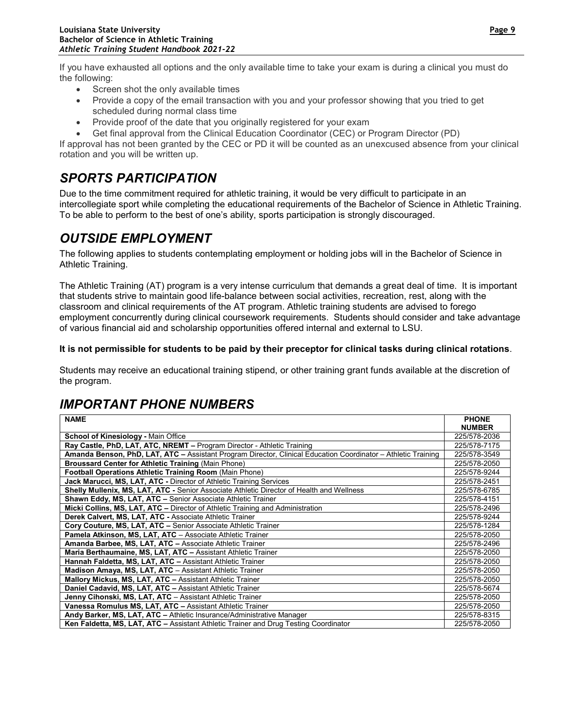If you have exhausted all options and the only available time to take your exam is during a clinical you must do the following:

- Screen shot the only available times
- Provide a copy of the email transaction with you and your professor showing that you tried to get scheduled during normal class time
- Provide proof of the date that you originally registered for your exam
- Get final approval from the Clinical Education Coordinator (CEC) or Program Director (PD)

If approval has not been granted by the CEC or PD it will be counted as an unexcused absence from your clinical rotation and you will be written up.

## *SPORTS PARTICIPATION*

Due to the time commitment required for athletic training, it would be very difficult to participate in an intercollegiate sport while completing the educational requirements of the Bachelor of Science in Athletic Training. To be able to perform to the best of one's ability, sports participation is strongly discouraged.

## *OUTSIDE EMPLOYMENT*

The following applies to students contemplating employment or holding jobs will in the Bachelor of Science in Athletic Training.

The Athletic Training (AT) program is a very intense curriculum that demands a great deal of time. It is important that students strive to maintain good life-balance between social activities, recreation, rest, along with the classroom and clinical requirements of the AT program. Athletic training students are advised to forego employment concurrently during clinical coursework requirements. Students should consider and take advantage of various financial aid and scholarship opportunities offered internal and external to LSU.

**It is not permissible for students to be paid by their preceptor for clinical tasks during clinical rotations**.

Students may receive an educational training stipend, or other training grant funds available at the discretion of the program.

## *IMPORTANT PHONE NUMBERS*

| **NAME** | **PHONE NUMBER** |
|---|---|
| **School of Kinesiology -** Main Office | 225/578-2036 |
| **Ray Castle, PhD, LAT, ATC, NREMT –** Program Director - Athletic Training | 225/578-7175 |
| **Amanda Benson, PhD, LAT, ATC –** Assistant Program Director, Clinical Education Coordinator – Athletic Training | 225/578-3549 |
| **Broussard Center for Athletic Training** (Main Phone) | 225/578-2050 |
| **Football Operations Athletic Training Room** (Main Phone) | 225/578-9244 |
| **Jack Marucci, MS, LAT, ATC -** Director of Athletic Training Services | 225/578-2451 |
| **Shelly Mullenix, MS, LAT, ATC -** Senior Associate Athletic Director of Health and Wellness | 225/578-6785 |
| **Shawn Eddy, MS, LAT, ATC –** Senior Associate Athletic Trainer | 225/578-4151 |
| **Micki Collins, MS, LAT, ATC –** Director of Athletic Training and Administration | 225/578-2496 |
| **Derek Calvert, MS, LAT, ATC -** Associate Athletic Trainer | 225/578-9244 |
| **Cory Couture, MS, LAT, ATC –** Senior Associate Athletic Trainer | 225/578-1284 |
| **Pamela Atkinson, MS, LAT, ATC** – Associate Athletic Trainer | 225/578-2050 |
| **Amanda Barbee, MS, LAT, ATC –** Associate Athletic Trainer | 225/578-2496 |
| **Maria Berthaumaine, MS, LAT, ATC –** Assistant Athletic Trainer | 225/578-2050 |
| **Hannah Faldetta, MS, LAT, ATC –** Assistant Athletic Trainer | 225/578-2050 |
| **Madison Amaya, MS, LAT, ATC** – Assistant Athletic Trainer | 225/578-2050 |
| **Mallory Mickus, MS, LAT, ATC –** Assistant Athletic Trainer | 225/578-2050 |
| **Daniel Cadavid, MS, LAT, ATC –** Assistant Athletic Trainer | 225/578-5674 |
| **Jenny Cihonski, MS, LAT, ATC** – Assistant Athletic Trainer | 225/578-2050 |
| **Vanessa Romulus MS, LAT, ATC –** Assistant Athletic Trainer | 225/578-2050 |
| **Andy Barker, MS, LAT, ATC –** Athletic Insurance/Administrative Manager | 225/578-8315 |
| **Ken Faldetta, MS, LAT, ATC –** Assistant Athletic Trainer and Drug Testing Coordinator | 225/578-2050 |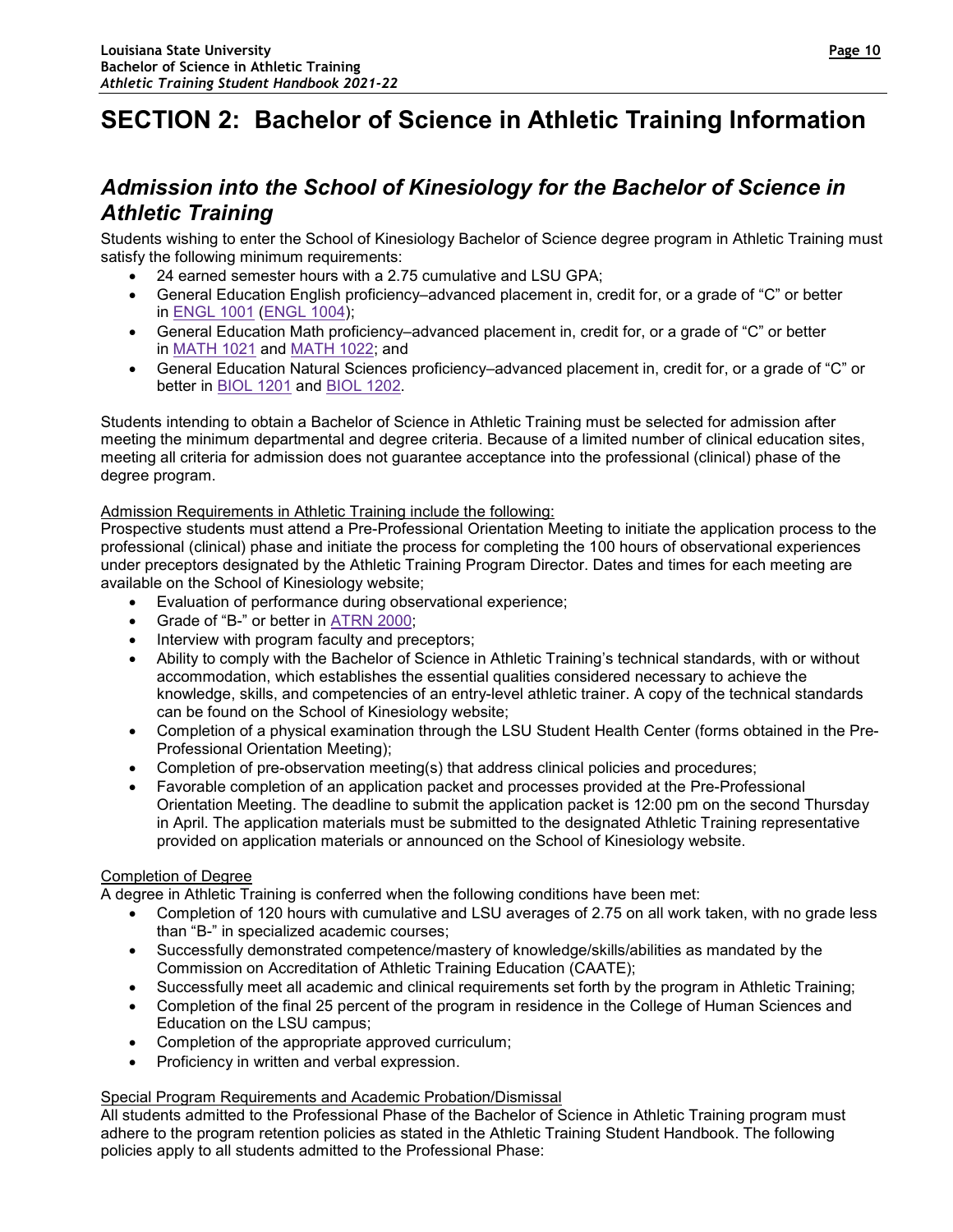# SECTION 2: Bachelor of Science in Athletic Training Information

## *Admission into the School of Kinesiology for the Bachelor of Science in Athletic Training*

Students wishing to enter the School of Kinesiology Bachelor of Science degree program in Athletic Training must satisfy the following minimum requirements:

- 24 earned semester hours with a 2.75 cumulative and LSU GPA;
- General Education English proficiency–advanced placement in, credit for, or a grade of "C" or better in ENGL 1001 (ENGL 1004);
- General Education Math proficiency–advanced placement in, credit for, or a grade of "C" or better in MATH 1021 and MATH 1022; and
- General Education Natural Sciences proficiency–advanced placement in, credit for, or a grade of "C" or better in BIOL 1201 and BIOL 1202.

Students intending to obtain a Bachelor of Science in Athletic Training must be selected for admission after meeting the minimum departmental and degree criteria. Because of a limited number of clinical education sites, meeting all criteria for admission does not guarantee acceptance into the professional (clinical) phase of the degree program.

<u>Admission Requirements in Athletic Training include the following:</u>
Prospective students must attend a Pre-Professional Orientation Meeting to initiate the application process to the professional (clinical) phase and initiate the process for completing the 100 hours of observational experiences under preceptors designated by the Athletic Training Program Director. Dates and times for each meeting are available on the School of Kinesiology website;

- Evaluation of performance during observational experience;
- Grade of "B-" or better in ATRN 2000;
- Interview with program faculty and preceptors;
- Ability to comply with the Bachelor of Science in Athletic Training's technical standards, with or without accommodation, which establishes the essential qualities considered necessary to achieve the knowledge, skills, and competencies of an entry-level athletic trainer. A copy of the technical standards can be found on the School of Kinesiology website;
- Completion of a physical examination through the LSU Student Health Center (forms obtained in the Pre-Professional Orientation Meeting);
- Completion of pre-observation meeting(s) that address clinical policies and procedures;
- Favorable completion of an application packet and processes provided at the Pre-Professional Orientation Meeting. The deadline to submit the application packet is 12:00 pm on the second Thursday in April. The application materials must be submitted to the designated Athletic Training representative provided on application materials or announced on the School of Kinesiology website.

<u>Completion of Degree</u>
A degree in Athletic Training is conferred when the following conditions have been met:

- Completion of 120 hours with cumulative and LSU averages of 2.75 on all work taken, with no grade less than "B-" in specialized academic courses;
- Successfully demonstrated competence/mastery of knowledge/skills/abilities as mandated by the Commission on Accreditation of Athletic Training Education (CAATE);
- Successfully meet all academic and clinical requirements set forth by the program in Athletic Training;
- Completion of the final 25 percent of the program in residence in the College of Human Sciences and Education on the LSU campus;
- Completion of the appropriate approved curriculum;
- Proficiency in written and verbal expression.

<u>Special Program Requirements and Academic Probation/Dismissal</u>
All students admitted to the Professional Phase of the Bachelor of Science in Athletic Training program must adhere to the program retention policies as stated in the Athletic Training Student Handbook. The following policies apply to all students admitted to the Professional Phase: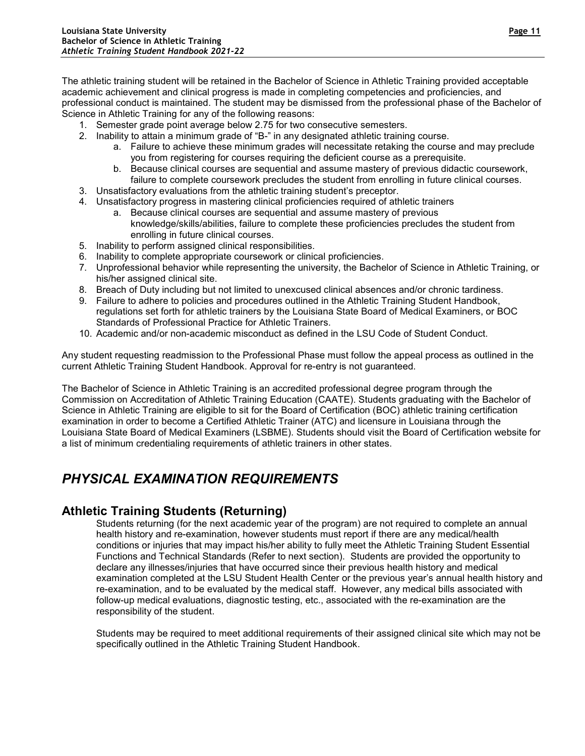The athletic training student will be retained in the Bachelor of Science in Athletic Training provided acceptable academic achievement and clinical progress is made in completing competencies and proficiencies, and professional conduct is maintained. The student may be dismissed from the professional phase of the Bachelor of Science in Athletic Training for any of the following reasons:

1. Semester grade point average below 2.75 for two consecutive semesters.
2. Inability to attain a minimum grade of "B-" in any designated athletic training course.
   a. Failure to achieve these minimum grades will necessitate retaking the course and may preclude you from registering for courses requiring the deficient course as a prerequisite.
   b. Because clinical courses are sequential and assume mastery of previous didactic coursework, failure to complete coursework precludes the student from enrolling in future clinical courses.
3. Unsatisfactory evaluations from the athletic training student's preceptor.
4. Unsatisfactory progress in mastering clinical proficiencies required of athletic trainers
   a. Because clinical courses are sequential and assume mastery of previous knowledge/skills/abilities, failure to complete these proficiencies precludes the student from enrolling in future clinical courses.
5. Inability to perform assigned clinical responsibilities.
6. Inability to complete appropriate coursework or clinical proficiencies.
7. Unprofessional behavior while representing the university, the Bachelor of Science in Athletic Training, or his/her assigned clinical site.
8. Breach of Duty including but not limited to unexcused clinical absences and/or chronic tardiness.
9. Failure to adhere to policies and procedures outlined in the Athletic Training Student Handbook, regulations set forth for athletic trainers by the Louisiana State Board of Medical Examiners, or BOC Standards of Professional Practice for Athletic Trainers.
10. Academic and/or non-academic misconduct as defined in the LSU Code of Student Conduct.

Any student requesting readmission to the Professional Phase must follow the appeal process as outlined in the current Athletic Training Student Handbook. Approval for re-entry is not guaranteed.

The Bachelor of Science in Athletic Training is an accredited professional degree program through the Commission on Accreditation of Athletic Training Education (CAATE). Students graduating with the Bachelor of Science in Athletic Training are eligible to sit for the Board of Certification (BOC) athletic training certification examination in order to become a Certified Athletic Trainer (ATC) and licensure in Louisiana through the Louisiana State Board of Medical Examiners (LSBME). Students should visit the Board of Certification website for a list of minimum credentialing requirements of athletic trainers in other states.

# *PHYSICAL EXAMINATION REQUIREMENTS*

## Athletic Training Students (Returning)

Students returning (for the next academic year of the program) are not required to complete an annual health history and re-examination, however students must report if there are any medical/health conditions or injuries that may impact his/her ability to fully meet the Athletic Training Student Essential Functions and Technical Standards (Refer to next section). Students are provided the opportunity to declare any illnesses/injuries that have occurred since their previous health history and medical examination completed at the LSU Student Health Center or the previous year's annual health history and re-examination, and to be evaluated by the medical staff. However, any medical bills associated with follow-up medical evaluations, diagnostic testing, etc., associated with the re-examination are the responsibility of the student.

Students may be required to meet additional requirements of their assigned clinical site which may not be specifically outlined in the Athletic Training Student Handbook.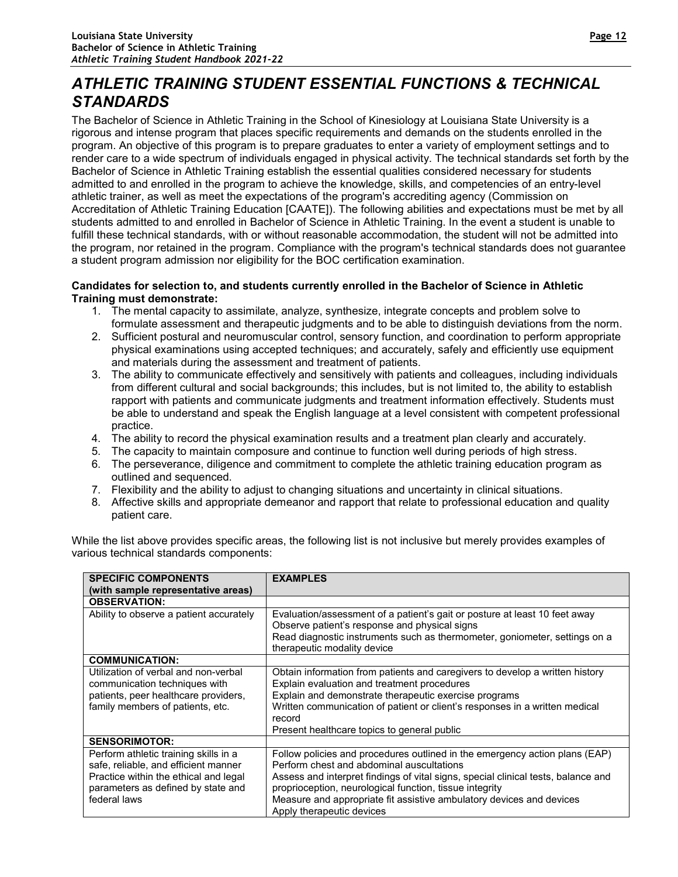# ATHLETIC TRAINING STUDENT ESSENTIAL FUNCTIONS & TECHNICAL STANDARDS

The Bachelor of Science in Athletic Training in the School of Kinesiology at Louisiana State University is a rigorous and intense program that places specific requirements and demands on the students enrolled in the program. An objective of this program is to prepare graduates to enter a variety of employment settings and to render care to a wide spectrum of individuals engaged in physical activity. The technical standards set forth by the Bachelor of Science in Athletic Training establish the essential qualities considered necessary for students admitted to and enrolled in the program to achieve the knowledge, skills, and competencies of an entry-level athletic trainer, as well as meet the expectations of the program's accrediting agency (Commission on Accreditation of Athletic Training Education [CAATE]). The following abilities and expectations must be met by all students admitted to and enrolled in Bachelor of Science in Athletic Training. In the event a student is unable to fulfill these technical standards, with or without reasonable accommodation, the student will not be admitted into the program, nor retained in the program. Compliance with the program's technical standards does not guarantee a student program admission nor eligibility for the BOC certification examination.

**Candidates for selection to, and students currently enrolled in the Bachelor of Science in Athletic Training must demonstrate:**

1. The mental capacity to assimilate, analyze, synthesize, integrate concepts and problem solve to formulate assessment and therapeutic judgments and to be able to distinguish deviations from the norm.
2. Sufficient postural and neuromuscular control, sensory function, and coordination to perform appropriate physical examinations using accepted techniques; and accurately, safely and efficiently use equipment and materials during the assessment and treatment of patients.
3. The ability to communicate effectively and sensitively with patients and colleagues, including individuals from different cultural and social backgrounds; this includes, but is not limited to, the ability to establish rapport with patients and communicate judgments and treatment information effectively. Students must be able to understand and speak the English language at a level consistent with competent professional practice.
4. The ability to record the physical examination results and a treatment plan clearly and accurately.
5. The capacity to maintain composure and continue to function well during periods of high stress.
6. The perseverance, diligence and commitment to complete the athletic training education program as outlined and sequenced.
7. Flexibility and the ability to adjust to changing situations and uncertainty in clinical situations.
8. Affective skills and appropriate demeanor and rapport that relate to professional education and quality patient care.

While the list above provides specific areas, the following list is not inclusive but merely provides examples of various technical standards components:

| SPECIFIC COMPONENTS (with sample representative areas) | EXAMPLES |
|---|---|
| **OBSERVATION:** | |
| Ability to observe a patient accurately | Evaluation/assessment of a patient's gait or posture at least 10 feet away<br>Observe patient's response and physical signs<br>Read diagnostic instruments such as thermometer, goniometer, settings on a therapeutic modality device |
| **COMMUNICATION:** | |
| Utilization of verbal and non-verbal communication techniques with patients, peer healthcare providers, family members of patients, etc. | Obtain information from patients and caregivers to develop a written history<br>Explain evaluation and treatment procedures<br>Explain and demonstrate therapeutic exercise programs<br>Written communication of patient or client's responses in a written medical record<br>Present healthcare topics to general public |
| **SENSORIMOTOR:** | |
| Perform athletic training skills in a safe, reliable, and efficient manner<br>Practice within the ethical and legal parameters as defined by state and federal laws | Follow policies and procedures outlined in the emergency action plans (EAP)<br>Perform chest and abdominal auscultations<br>Assess and interpret findings of vital signs, special clinical tests, balance and proprioception, neurological function, tissue integrity<br>Measure and appropriate fit assistive ambulatory devices and devices<br>Apply therapeutic devices |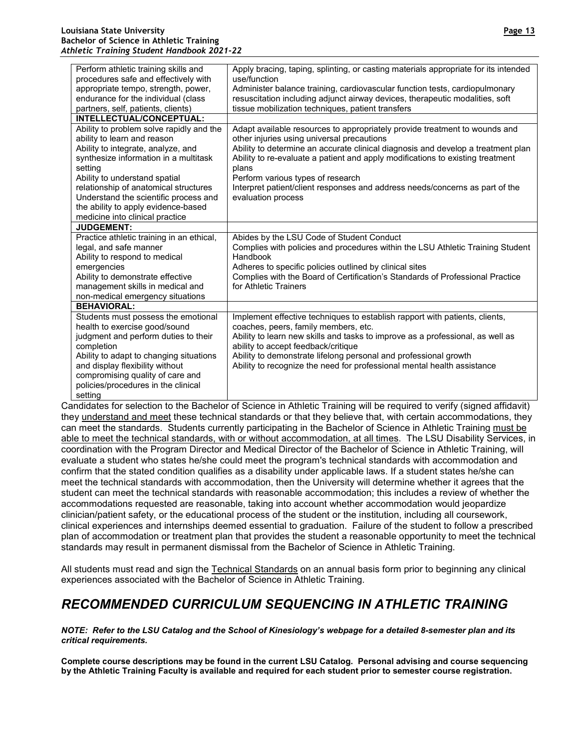| | |
|---|---|
| Perform athletic training skills and procedures safe and effectively with appropriate tempo, strength, power, endurance for the individual (class partners, self, patients, clients) | Apply bracing, taping, splinting, or casting materials appropriate for its intended use/function<br>Administer balance training, cardiovascular function tests, cardiopulmonary resuscitation including adjunct airway devices, therapeutic modalities, soft tissue mobilization techniques, patient transfers |
| **INTELLECTUAL/CONCEPTUAL:** | |
| Ability to problem solve rapidly and the ability to learn and reason<br>Ability to integrate, analyze, and synthesize information in a multitask setting<br>Ability to understand spatial relationship of anatomical structures<br>Understand the scientific process and the ability to apply evidence-based medicine into clinical practice | Adapt available resources to appropriately provide treatment to wounds and other injuries using universal precautions<br>Ability to determine an accurate clinical diagnosis and develop a treatment plan<br>Ability to re-evaluate a patient and apply modifications to existing treatment plans<br>Perform various types of research<br>Interpret patient/client responses and address needs/concerns as part of the evaluation process |
| **JUDGEMENT:** | |
| Practice athletic training in an ethical, legal, and safe manner<br>Ability to respond to medical emergencies<br>Ability to demonstrate effective management skills in medical and non-medical emergency situations | Abides by the LSU Code of Student Conduct<br>Complies with policies and procedures within the LSU Athletic Training Student Handbook<br>Adheres to specific policies outlined by clinical sites<br>Complies with the Board of Certification's Standards of Professional Practice for Athletic Trainers |
| **BEHAVIORAL:** | |
| Students must possess the emotional health to exercise good/sound judgment and perform duties to their completion<br>Ability to adapt to changing situations and display flexibility without compromising quality of care and policies/procedures in the clinical setting | Implement effective techniques to establish rapport with patients, clients, coaches, peers, family members, etc.<br>Ability to learn new skills and tasks to improve as a professional, as well as ability to accept feedback/critique<br>Ability to demonstrate lifelong personal and professional growth<br>Ability to recognize the need for professional mental health assistance |

Candidates for selection to the Bachelor of Science in Athletic Training will be required to verify (signed affidavit) they understand and meet these technical standards or that they believe that, with certain accommodations, they can meet the standards. Students currently participating in the Bachelor of Science in Athletic Training must be able to meet the technical standards, with or without accommodation, at all times. The LSU Disability Services, in coordination with the Program Director and Medical Director of the Bachelor of Science in Athletic Training, will evaluate a student who states he/she could meet the program's technical standards with accommodation and confirm that the stated condition qualifies as a disability under applicable laws. If a student states he/she can meet the technical standards with accommodation, then the University will determine whether it agrees that the student can meet the technical standards with reasonable accommodation; this includes a review of whether the accommodations requested are reasonable, taking into account whether accommodation would jeopardize clinician/patient safety, or the educational process of the student or the institution, including all coursework, clinical experiences and internships deemed essential to graduation. Failure of the student to follow a prescribed plan of accommodation or treatment plan that provides the student a reasonable opportunity to meet the technical standards may result in permanent dismissal from the Bachelor of Science in Athletic Training.

All students must read and sign the Technical Standards on an annual basis form prior to beginning any clinical experiences associated with the Bachelor of Science in Athletic Training.

## *RECOMMENDED CURRICULUM SEQUENCING IN ATHLETIC TRAINING*

***NOTE: Refer to the LSU Catalog and the School of Kinesiology's webpage for a detailed 8-semester plan and its critical requirements.***

**Complete course descriptions may be found in the current LSU Catalog. Personal advising and course sequencing by the Athletic Training Faculty is available and required for each student prior to semester course registration.**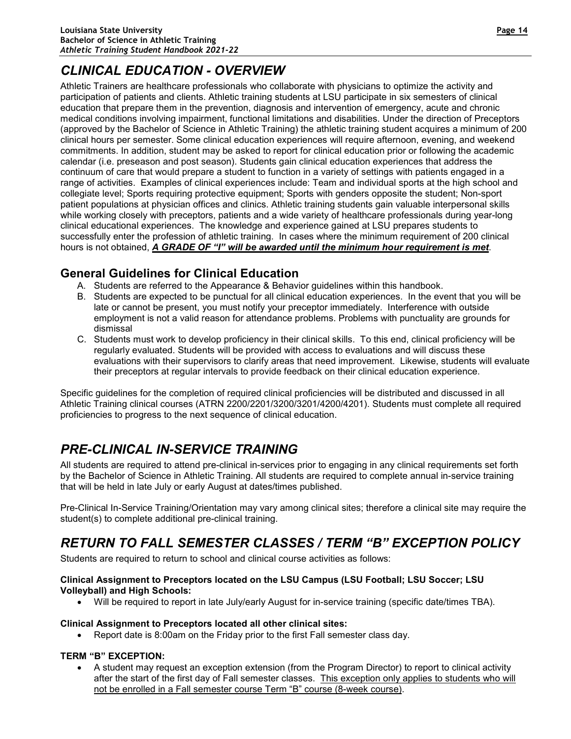# *CLINICAL EDUCATION - OVERVIEW*

Athletic Trainers are healthcare professionals who collaborate with physicians to optimize the activity and participation of patients and clients. Athletic training students at LSU participate in six semesters of clinical education that prepare them in the prevention, diagnosis and intervention of emergency, acute and chronic medical conditions involving impairment, functional limitations and disabilities. Under the direction of Preceptors (approved by the Bachelor of Science in Athletic Training) the athletic training student acquires a minimum of 200 clinical hours per semester. Some clinical education experiences will require afternoon, evening, and weekend commitments. In addition, student may be asked to report for clinical education prior or following the academic calendar (i.e. preseason and post season). Students gain clinical education experiences that address the continuum of care that would prepare a student to function in a variety of settings with patients engaged in a range of activities. Examples of clinical experiences include: Team and individual sports at the high school and collegiate level; Sports requiring protective equipment; Sports with genders opposite the student; Non-sport patient populations at physician offices and clinics. Athletic training students gain valuable interpersonal skills while working closely with preceptors, patients and a wide variety of healthcare professionals during year-long clinical educational experiences. The knowledge and experience gained at LSU prepares students to successfully enter the profession of athletic training. In cases where the minimum requirement of 200 clinical hours is not obtained, ***A GRADE OF "I" will be awarded until the minimum hour requirement is met***.

## General Guidelines for Clinical Education

A. Students are referred to the Appearance & Behavior guidelines within this handbook.
B. Students are expected to be punctual for all clinical education experiences. In the event that you will be late or cannot be present, you must notify your preceptor immediately. Interference with outside employment is not a valid reason for attendance problems. Problems with punctuality are grounds for dismissal
C. Students must work to develop proficiency in their clinical skills. To this end, clinical proficiency will be regularly evaluated. Students will be provided with access to evaluations and will discuss these evaluations with their supervisors to clarify areas that need improvement. Likewise, students will evaluate their preceptors at regular intervals to provide feedback on their clinical education experience.

Specific guidelines for the completion of required clinical proficiencies will be distributed and discussed in all Athletic Training clinical courses (ATRN 2200/2201/3200/3201/4200/4201). Students must complete all required proficiencies to progress to the next sequence of clinical education.

# *PRE-CLINICAL IN-SERVICE TRAINING*

All students are required to attend pre-clinical in-services prior to engaging in any clinical requirements set forth by the Bachelor of Science in Athletic Training. All students are required to complete annual in-service training that will be held in late July or early August at dates/times published.

Pre-Clinical In-Service Training/Orientation may vary among clinical sites; therefore a clinical site may require the student(s) to complete additional pre-clinical training.

# *RETURN TO FALL SEMESTER CLASSES / TERM "B" EXCEPTION POLICY*

Students are required to return to school and clinical course activities as follows:

**Clinical Assignment to Preceptors located on the LSU Campus (LSU Football; LSU Soccer; LSU Volleyball) and High Schools:**

- Will be required to report in late July/early August for in-service training (specific date/times TBA).

**Clinical Assignment to Preceptors located all other clinical sites:**

- Report date is 8:00am on the Friday prior to the first Fall semester class day.

**TERM "B" EXCEPTION:**

- A student may request an exception extension (from the Program Director) to report to clinical activity after the start of the first day of Fall semester classes. This exception only applies to students who will not be enrolled in a Fall semester course Term "B" course (8-week course).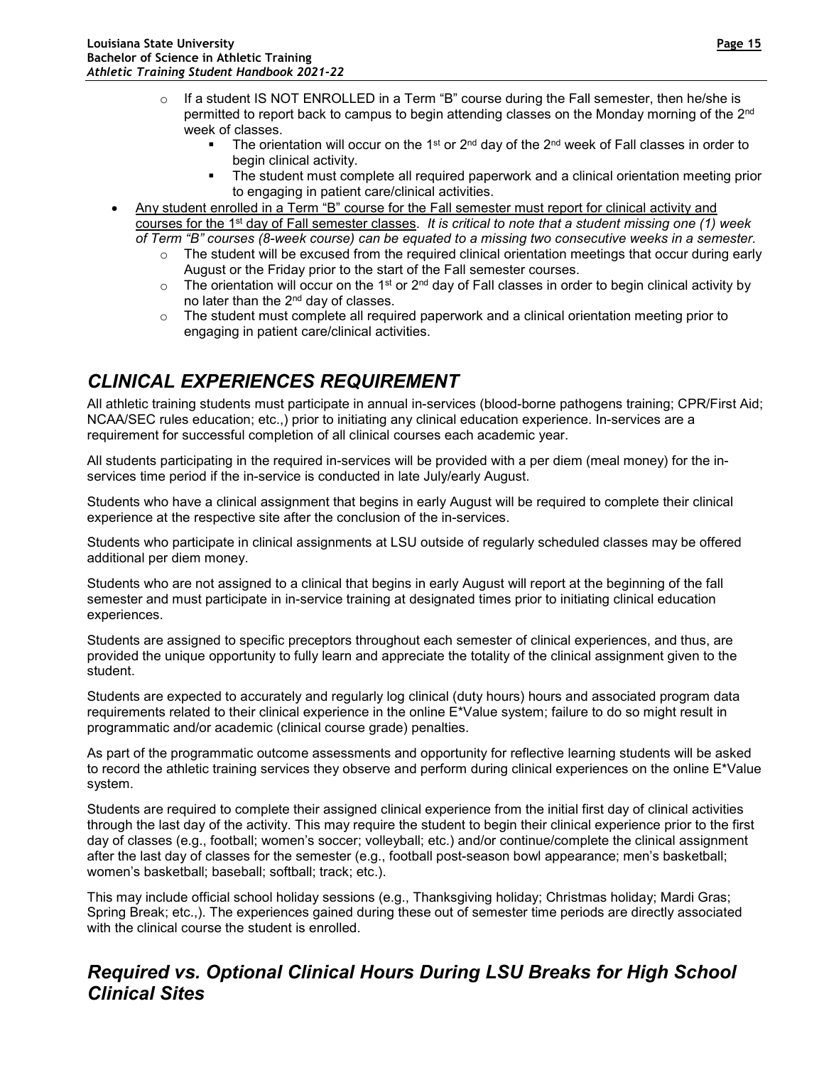- If a student IS NOT ENROLLED in a Term "B" course during the Fall semester, then he/she is permitted to report back to campus to begin attending classes on the Monday morning of the 2nd week of classes.
    - The orientation will occur on the 1st or 2nd day of the 2nd week of Fall classes in order to begin clinical activity.
    - The student must complete all required paperwork and a clinical orientation meeting prior to engaging in patient care/clinical activities.
- Any student enrolled in a Term "B" course for the Fall semester must report for clinical activity and courses for the 1st day of Fall semester classes. *It is critical to note that a student missing one (1) week of Term "B" courses (8-week course) can be equated to a missing two consecutive weeks in a semester.*
    - The student will be excused from the required clinical orientation meetings that occur during early August or the Friday prior to the start of the Fall semester courses.
    - The orientation will occur on the 1st or 2nd day of Fall classes in order to begin clinical activity by no later than the 2nd day of classes.
    - The student must complete all required paperwork and a clinical orientation meeting prior to engaging in patient care/clinical activities.

## *CLINICAL EXPERIENCES REQUIREMENT*

All athletic training students must participate in annual in-services (blood-borne pathogens training; CPR/First Aid; NCAA/SEC rules education; etc.,) prior to initiating any clinical education experience. In-services are a requirement for successful completion of all clinical courses each academic year.

All students participating in the required in-services will be provided with a per diem (meal money) for the in-services time period if the in-service is conducted in late July/early August.

Students who have a clinical assignment that begins in early August will be required to complete their clinical experience at the respective site after the conclusion of the in-services.

Students who participate in clinical assignments at LSU outside of regularly scheduled classes may be offered additional per diem money.

Students who are not assigned to a clinical that begins in early August will report at the beginning of the fall semester and must participate in in-service training at designated times prior to initiating clinical education experiences.

Students are assigned to specific preceptors throughout each semester of clinical experiences, and thus, are provided the unique opportunity to fully learn and appreciate the totality of the clinical assignment given to the student.

Students are expected to accurately and regularly log clinical (duty hours) hours and associated program data requirements related to their clinical experience in the online E*Value system; failure to do so might result in programmatic and/or academic (clinical course grade) penalties.

As part of the programmatic outcome assessments and opportunity for reflective learning students will be asked to record the athletic training services they observe and perform during clinical experiences on the online E*Value system.

Students are required to complete their assigned clinical experience from the initial first day of clinical activities through the last day of the activity. This may require the student to begin their clinical experience prior to the first day of classes (e.g., football; women's soccer; volleyball; etc.) and/or continue/complete the clinical assignment after the last day of classes for the semester (e.g., football post-season bowl appearance; men's basketball; women's basketball; baseball; softball; track; etc.).

This may include official school holiday sessions (e.g., Thanksgiving holiday; Christmas holiday; Mardi Gras; Spring Break; etc.,). The experiences gained during these out of semester time periods are directly associated with the clinical course the student is enrolled.

## *Required vs. Optional Clinical Hours During LSU Breaks for High School Clinical Sites*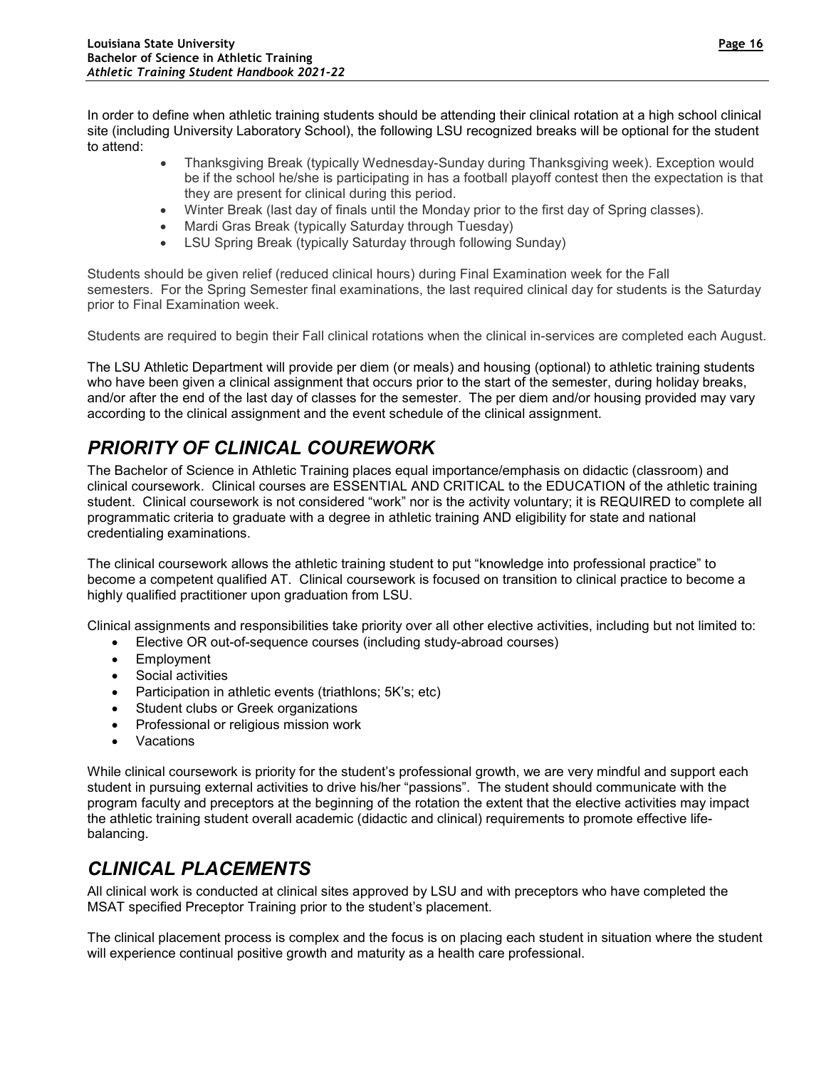In order to define when athletic training students should be attending their clinical rotation at a high school clinical site (including University Laboratory School), the following LSU recognized breaks will be optional for the student to attend:

- Thanksgiving Break (typically Wednesday-Sunday during Thanksgiving week). Exception would be if the school he/she is participating in has a football playoff contest then the expectation is that they are present for clinical during this period.
- Winter Break (last day of finals until the Monday prior to the first day of Spring classes).
- Mardi Gras Break (typically Saturday through Tuesday)
- LSU Spring Break (typically Saturday through following Sunday)

Students should be given relief (reduced clinical hours) during Final Examination week for the Fall semesters. For the Spring Semester final examinations, the last required clinical day for students is the Saturday prior to Final Examination week.

Students are required to begin their Fall clinical rotations when the clinical in-services are completed each August.

The LSU Athletic Department will provide per diem (or meals) and housing (optional) to athletic training students who have been given a clinical assignment that occurs prior to the start of the semester, during holiday breaks, and/or after the end of the last day of classes for the semester. The per diem and/or housing provided may vary according to the clinical assignment and the event schedule of the clinical assignment.

## *PRIORITY OF CLINICAL COUREWORK*

The Bachelor of Science in Athletic Training places equal importance/emphasis on didactic (classroom) and clinical coursework. Clinical courses are ESSENTIAL AND CRITICAL to the EDUCATION of the athletic training student. Clinical coursework is not considered "work" nor is the activity voluntary; it is REQUIRED to complete all programmatic criteria to graduate with a degree in athletic training AND eligibility for state and national credentialing examinations.

The clinical coursework allows the athletic training student to put "knowledge into professional practice" to become a competent qualified AT. Clinical coursework is focused on transition to clinical practice to become a highly qualified practitioner upon graduation from LSU.

Clinical assignments and responsibilities take priority over all other elective activities, including but not limited to:

- Elective OR out-of-sequence courses (including study-abroad courses)
- Employment
- Social activities
- Participation in athletic events (triathlons; 5K's; etc)
- Student clubs or Greek organizations
- Professional or religious mission work
- Vacations

While clinical coursework is priority for the student's professional growth, we are very mindful and support each student in pursuing external activities to drive his/her "passions". The student should communicate with the program faculty and preceptors at the beginning of the rotation the extent that the elective activities may impact the athletic training student overall academic (didactic and clinical) requirements to promote effective life-balancing.

## *CLINICAL PLACEMENTS*

All clinical work is conducted at clinical sites approved by LSU and with preceptors who have completed the MSAT specified Preceptor Training prior to the student's placement.

The clinical placement process is complex and the focus is on placing each student in situation where the student will experience continual positive growth and maturity as a health care professional.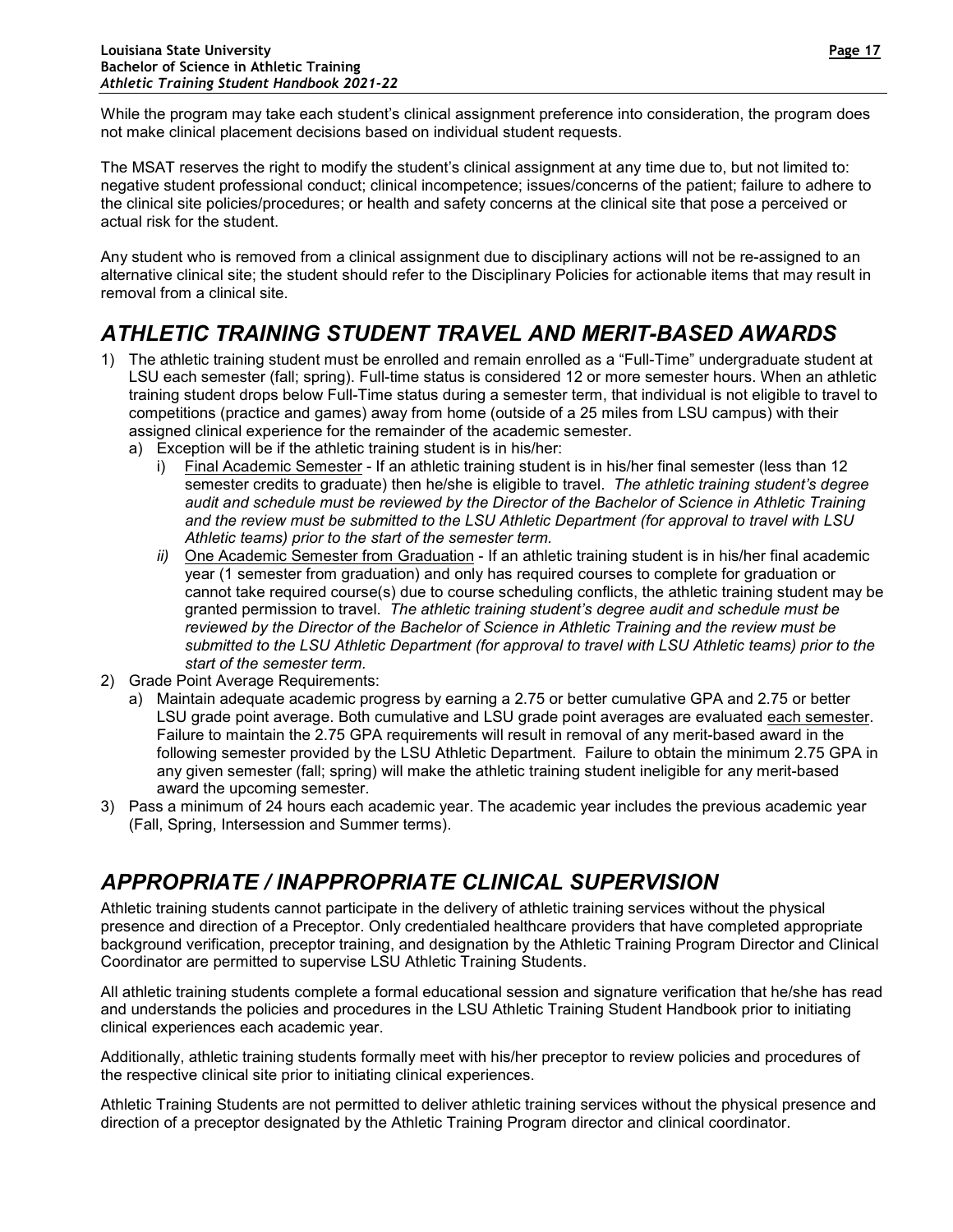While the program may take each student's clinical assignment preference into consideration, the program does not make clinical placement decisions based on individual student requests.

The MSAT reserves the right to modify the student's clinical assignment at any time due to, but not limited to: negative student professional conduct; clinical incompetence; issues/concerns of the patient; failure to adhere to the clinical site policies/procedures; or health and safety concerns at the clinical site that pose a perceived or actual risk for the student.

Any student who is removed from a clinical assignment due to disciplinary actions will not be re-assigned to an alternative clinical site; the student should refer to the Disciplinary Policies for actionable items that may result in removal from a clinical site.

## *ATHLETIC TRAINING STUDENT TRAVEL AND MERIT-BASED AWARDS*

1) The athletic training student must be enrolled and remain enrolled as a "Full-Time" undergraduate student at LSU each semester (fall; spring). Full-time status is considered 12 or more semester hours. When an athletic training student drops below Full-Time status during a semester term, that individual is not eligible to travel to competitions (practice and games) away from home (outside of a 25 miles from LSU campus) with their assigned clinical experience for the remainder of the academic semester.
   a) Exception will be if the athletic training student is in his/her:
      i) Final Academic Semester - If an athletic training student is in his/her final semester (less than 12 semester credits to graduate) then he/she is eligible to travel. *The athletic training student's degree audit and schedule must be reviewed by the Director of the Bachelor of Science in Athletic Training and the review must be submitted to the LSU Athletic Department (for approval to travel with LSU Athletic teams) prior to the start of the semester term.*
      ii) One Academic Semester from Graduation - If an athletic training student is in his/her final academic year (1 semester from graduation) and only has required courses to complete for graduation or cannot take required course(s) due to course scheduling conflicts, the athletic training student may be granted permission to travel. *The athletic training student's degree audit and schedule must be reviewed by the Director of the Bachelor of Science in Athletic Training and the review must be submitted to the LSU Athletic Department (for approval to travel with LSU Athletic teams) prior to the start of the semester term.*
2) Grade Point Average Requirements:
   a) Maintain adequate academic progress by earning a 2.75 or better cumulative GPA and 2.75 or better LSU grade point average. Both cumulative and LSU grade point averages are evaluated each semester. Failure to maintain the 2.75 GPA requirements will result in removal of any merit-based award in the following semester provided by the LSU Athletic Department. Failure to obtain the minimum 2.75 GPA in any given semester (fall; spring) will make the athletic training student ineligible for any merit-based award the upcoming semester.
3) Pass a minimum of 24 hours each academic year. The academic year includes the previous academic year (Fall, Spring, Intersession and Summer terms).

## *APPROPRIATE / INAPPROPRIATE CLINICAL SUPERVISION*

Athletic training students cannot participate in the delivery of athletic training services without the physical presence and direction of a Preceptor. Only credentialed healthcare providers that have completed appropriate background verification, preceptor training, and designation by the Athletic Training Program Director and Clinical Coordinator are permitted to supervise LSU Athletic Training Students.

All athletic training students complete a formal educational session and signature verification that he/she has read and understands the policies and procedures in the LSU Athletic Training Student Handbook prior to initiating clinical experiences each academic year.

Additionally, athletic training students formally meet with his/her preceptor to review policies and procedures of the respective clinical site prior to initiating clinical experiences.

Athletic Training Students are not permitted to deliver athletic training services without the physical presence and direction of a preceptor designated by the Athletic Training Program director and clinical coordinator.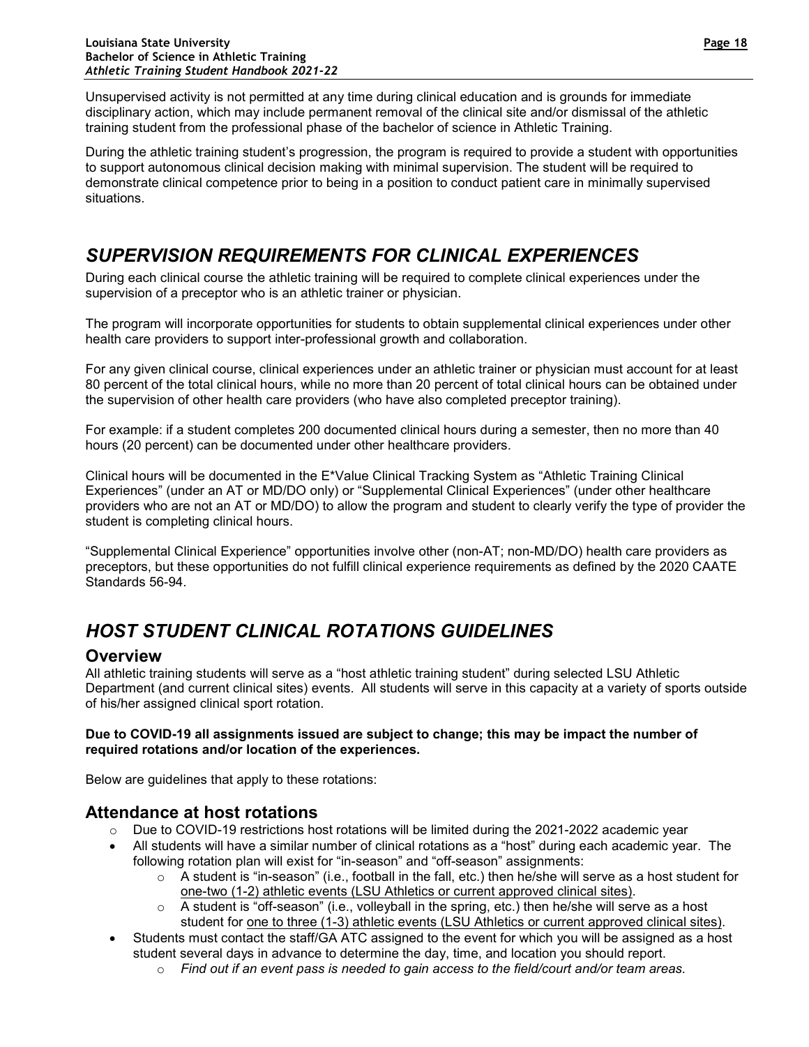Unsupervised activity is not permitted at any time during clinical education and is grounds for immediate disciplinary action, which may include permanent removal of the clinical site and/or dismissal of the athletic training student from the professional phase of the bachelor of science in Athletic Training.

During the athletic training student's progression, the program is required to provide a student with opportunities to support autonomous clinical decision making with minimal supervision. The student will be required to demonstrate clinical competence prior to being in a position to conduct patient care in minimally supervised situations.

## *SUPERVISION REQUIREMENTS FOR CLINICAL EXPERIENCES*

During each clinical course the athletic training will be required to complete clinical experiences under the supervision of a preceptor who is an athletic trainer or physician.

The program will incorporate opportunities for students to obtain supplemental clinical experiences under other health care providers to support inter-professional growth and collaboration.

For any given clinical course, clinical experiences under an athletic trainer or physician must account for at least 80 percent of the total clinical hours, while no more than 20 percent of total clinical hours can be obtained under the supervision of other health care providers (who have also completed preceptor training).

For example: if a student completes 200 documented clinical hours during a semester, then no more than 40 hours (20 percent) can be documented under other healthcare providers.

Clinical hours will be documented in the E*Value Clinical Tracking System as "Athletic Training Clinical Experiences" (under an AT or MD/DO only) or "Supplemental Clinical Experiences" (under other healthcare providers who are not an AT or MD/DO) to allow the program and student to clearly verify the type of provider the student is completing clinical hours.

"Supplemental Clinical Experience" opportunities involve other (non-AT; non-MD/DO) health care providers as preceptors, but these opportunities do not fulfill clinical experience requirements as defined by the 2020 CAATE Standards 56-94.

## *HOST STUDENT CLINICAL ROTATIONS GUIDELINES*

### Overview

All athletic training students will serve as a "host athletic training student" during selected LSU Athletic Department (and current clinical sites) events. All students will serve in this capacity at a variety of sports outside of his/her assigned clinical sport rotation.

**Due to COVID-19 all assignments issued are subject to change; this may be impact the number of required rotations and/or location of the experiences.**

Below are guidelines that apply to these rotations:

### Attendance at host rotations

- Due to COVID-19 restrictions host rotations will be limited during the 2021-2022 academic year
- All students will have a similar number of clinical rotations as a "host" during each academic year. The following rotation plan will exist for "in-season" and "off-season" assignments:
  - A student is "in-season" (i.e., football in the fall, etc.) then he/she will serve as a host student for one-two (1-2) athletic events (LSU Athletics or current approved clinical sites).
  - A student is "off-season" (i.e., volleyball in the spring, etc.) then he/she will serve as a host student for one to three (1-3) athletic events (LSU Athletics or current approved clinical sites).
- Students must contact the staff/GA ATC assigned to the event for which you will be assigned as a host student several days in advance to determine the day, time, and location you should report.
  - *Find out if an event pass is needed to gain access to the field/court and/or team areas.*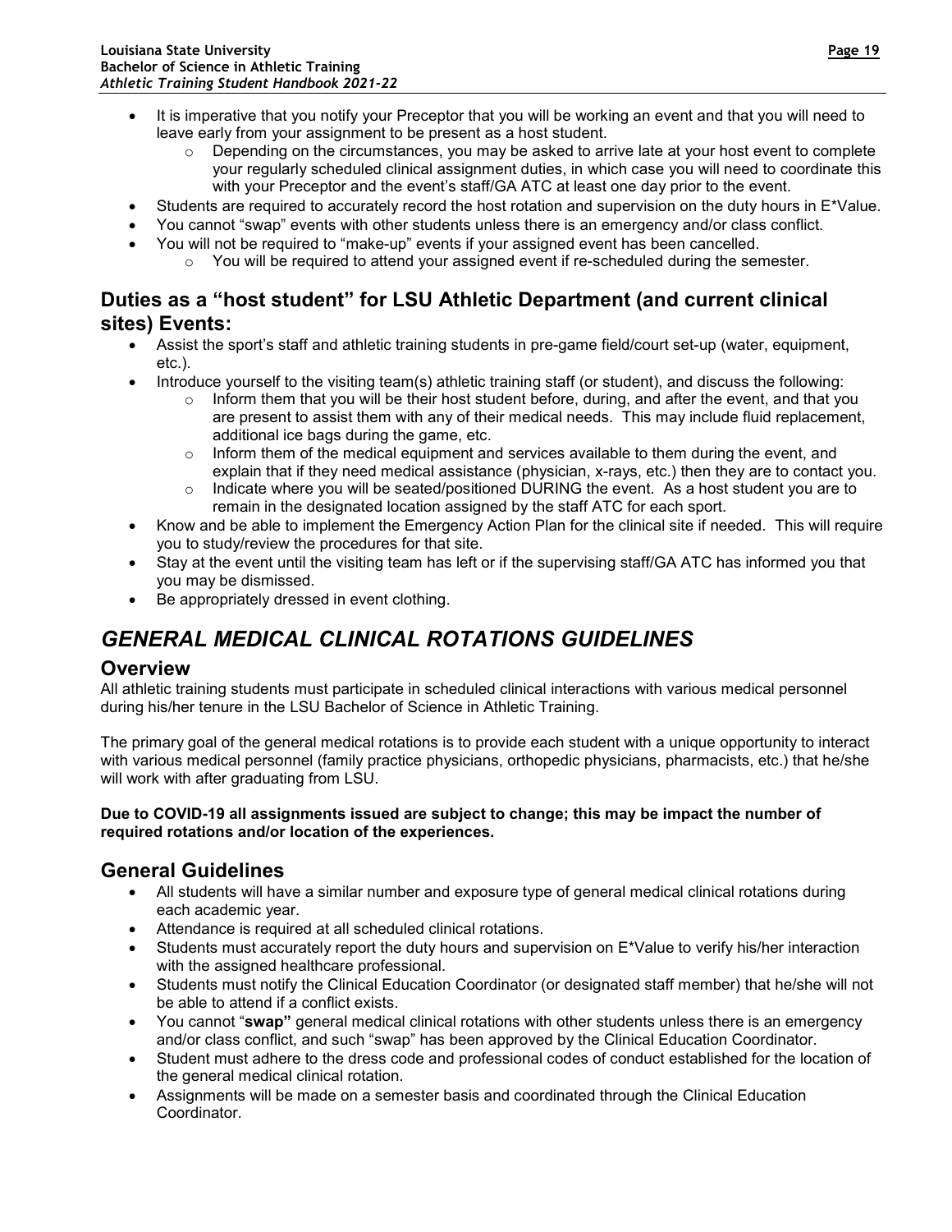- It is imperative that you notify your Preceptor that you will be working an event and that you will need to leave early from your assignment to be present as a host student.
    - Depending on the circumstances, you may be asked to arrive late at your host event to complete your regularly scheduled clinical assignment duties, in which case you will need to coordinate this with your Preceptor and the event's staff/GA ATC at least one day prior to the event.
- Students are required to accurately record the host rotation and supervision on the duty hours in E*Value.
- You cannot "swap" events with other students unless there is an emergency and/or class conflict.
- You will not be required to "make-up" events if your assigned event has been cancelled.
    - You will be required to attend your assigned event if re-scheduled during the semester.

## Duties as a "host student" for LSU Athletic Department (and current clinical sites) Events:

- Assist the sport's staff and athletic training students in pre-game field/court set-up (water, equipment, etc.).
- Introduce yourself to the visiting team(s) athletic training staff (or student), and discuss the following:
    - Inform them that you will be their host student before, during, and after the event, and that you are present to assist them with any of their medical needs. This may include fluid replacement, additional ice bags during the game, etc.
    - Inform them of the medical equipment and services available to them during the event, and explain that if they need medical assistance (physician, x-rays, etc.) then they are to contact you.
    - Indicate where you will be seated/positioned DURING the event. As a host student you are to remain in the designated location assigned by the staff ATC for each sport.
- Know and be able to implement the Emergency Action Plan for the clinical site if needed. This will require you to study/review the procedures for that site.
- Stay at the event until the visiting team has left or if the supervising staff/GA ATC has informed you that you may be dismissed.
- Be appropriately dressed in event clothing.

# *GENERAL MEDICAL CLINICAL ROTATIONS GUIDELINES*

## Overview

All athletic training students must participate in scheduled clinical interactions with various medical personnel during his/her tenure in the LSU Bachelor of Science in Athletic Training.

The primary goal of the general medical rotations is to provide each student with a unique opportunity to interact with various medical personnel (family practice physicians, orthopedic physicians, pharmacists, etc.) that he/she will work with after graduating from LSU.

**Due to COVID-19 all assignments issued are subject to change; this may be impact the number of required rotations and/or location of the experiences.**

## General Guidelines

- All students will have a similar number and exposure type of general medical clinical rotations during each academic year.
- Attendance is required at all scheduled clinical rotations.
- Students must accurately report the duty hours and supervision on E*Value to verify his/her interaction with the assigned healthcare professional.
- Students must notify the Clinical Education Coordinator (or designated staff member) that he/she will not be able to attend if a conflict exists.
- You cannot "**swap"** general medical clinical rotations with other students unless there is an emergency and/or class conflict, and such "swap" has been approved by the Clinical Education Coordinator.
- Student must adhere to the dress code and professional codes of conduct established for the location of the general medical clinical rotation.
- Assignments will be made on a semester basis and coordinated through the Clinical Education Coordinator.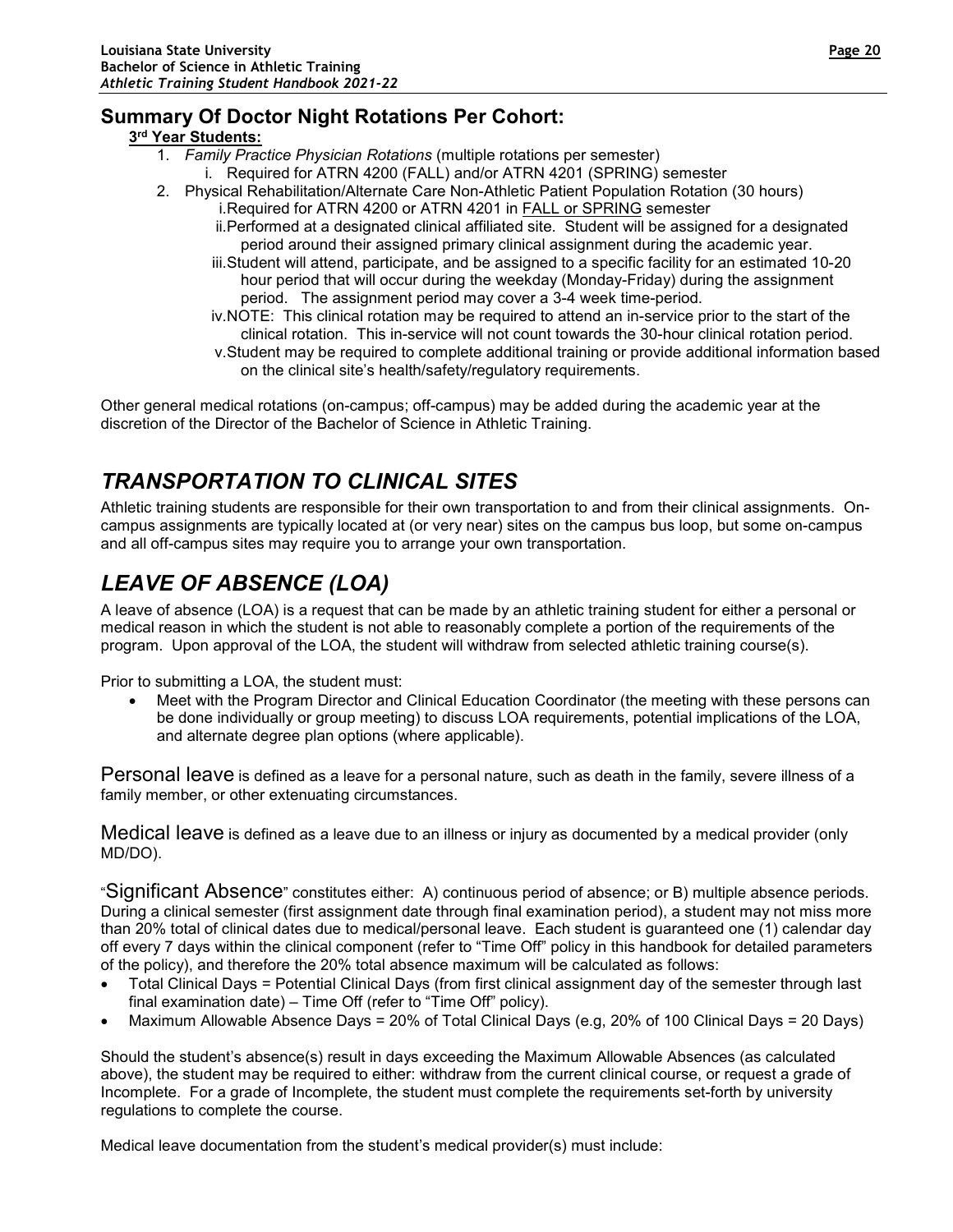## Summary Of Doctor Night Rotations Per Cohort:

**3rd Year Students:**

1. *Family Practice Physician Rotations* (multiple rotations per semester)
   i. Required for ATRN 4200 (FALL) and/or ATRN 4201 (SPRING) semester
2. Physical Rehabilitation/Alternate Care Non-Athletic Patient Population Rotation (30 hours)
   i. Required for ATRN 4200 or ATRN 4201 in FALL or SPRING semester
   ii. Performed at a designated clinical affiliated site. Student will be assigned for a designated period around their assigned primary clinical assignment during the academic year.
   iii. Student will attend, participate, and be assigned to a specific facility for an estimated 10-20 hour period that will occur during the weekday (Monday-Friday) during the assignment period. The assignment period may cover a 3-4 week time-period.
   iv. NOTE: This clinical rotation may be required to attend an in-service prior to the start of the clinical rotation. This in-service will not count towards the 30-hour clinical rotation period.
   v. Student may be required to complete additional training or provide additional information based on the clinical site's health/safety/regulatory requirements.

Other general medical rotations (on-campus; off-campus) may be added during the academic year at the discretion of the Director of the Bachelor of Science in Athletic Training.

# *TRANSPORTATION TO CLINICAL SITES*

Athletic training students are responsible for their own transportation to and from their clinical assignments. On-campus assignments are typically located at (or very near) sites on the campus bus loop, but some on-campus and all off-campus sites may require you to arrange your own transportation.

# *LEAVE OF ABSENCE (LOA)*

A leave of absence (LOA) is a request that can be made by an athletic training student for either a personal or medical reason in which the student is not able to reasonably complete a portion of the requirements of the program. Upon approval of the LOA, the student will withdraw from selected athletic training course(s).

Prior to submitting a LOA, the student must:

- Meet with the Program Director and Clinical Education Coordinator (the meeting with these persons can be done individually or group meeting) to discuss LOA requirements, potential implications of the LOA, and alternate degree plan options (where applicable).

Personal leave is defined as a leave for a personal nature, such as death in the family, severe illness of a family member, or other extenuating circumstances.

Medical leave is defined as a leave due to an illness or injury as documented by a medical provider (only MD/DO).

"Significant Absence" constitutes either: A) continuous period of absence; or B) multiple absence periods. During a clinical semester (first assignment date through final examination period), a student may not miss more than 20% total of clinical dates due to medical/personal leave. Each student is guaranteed one (1) calendar day off every 7 days within the clinical component (refer to "Time Off" policy in this handbook for detailed parameters of the policy), and therefore the 20% total absence maximum will be calculated as follows:

- Total Clinical Days = Potential Clinical Days (from first clinical assignment day of the semester through last final examination date) – Time Off (refer to "Time Off" policy).
- Maximum Allowable Absence Days = 20% of Total Clinical Days (e.g, 20% of 100 Clinical Days = 20 Days)

Should the student's absence(s) result in days exceeding the Maximum Allowable Absences (as calculated above), the student may be required to either: withdraw from the current clinical course, or request a grade of Incomplete. For a grade of Incomplete, the student must complete the requirements set-forth by university regulations to complete the course.

Medical leave documentation from the student's medical provider(s) must include: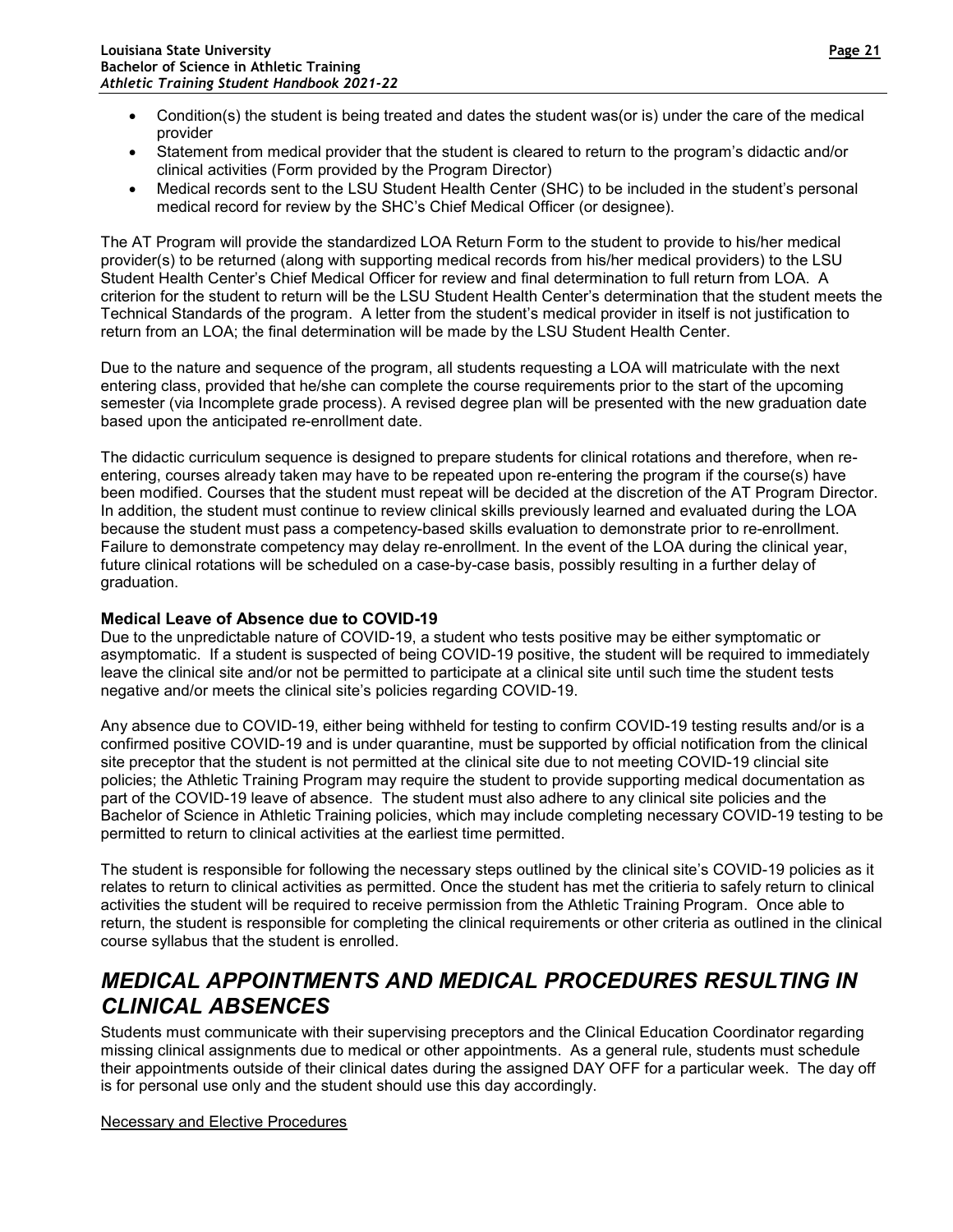- Condition(s) the student is being treated and dates the student was(or is) under the care of the medical provider
- Statement from medical provider that the student is cleared to return to the program's didactic and/or clinical activities (Form provided by the Program Director)
- Medical records sent to the LSU Student Health Center (SHC) to be included in the student's personal medical record for review by the SHC's Chief Medical Officer (or designee).

The AT Program will provide the standardized LOA Return Form to the student to provide to his/her medical provider(s) to be returned (along with supporting medical records from his/her medical providers) to the LSU Student Health Center's Chief Medical Officer for review and final determination to full return from LOA. A criterion for the student to return will be the LSU Student Health Center's determination that the student meets the Technical Standards of the program. A letter from the student's medical provider in itself is not justification to return from an LOA; the final determination will be made by the LSU Student Health Center.

Due to the nature and sequence of the program, all students requesting a LOA will matriculate with the next entering class, provided that he/she can complete the course requirements prior to the start of the upcoming semester (via Incomplete grade process). A revised degree plan will be presented with the new graduation date based upon the anticipated re-enrollment date.

The didactic curriculum sequence is designed to prepare students for clinical rotations and therefore, when re-entering, courses already taken may have to be repeated upon re-entering the program if the course(s) have been modified. Courses that the student must repeat will be decided at the discretion of the AT Program Director. In addition, the student must continue to review clinical skills previously learned and evaluated during the LOA because the student must pass a competency-based skills evaluation to demonstrate prior to re-enrollment. Failure to demonstrate competency may delay re-enrollment. In the event of the LOA during the clinical year, future clinical rotations will be scheduled on a case-by-case basis, possibly resulting in a further delay of graduation.

### Medical Leave of Absence due to COVID-19

Due to the unpredictable nature of COVID-19, a student who tests positive may be either symptomatic or asymptomatic. If a student is suspected of being COVID-19 positive, the student will be required to immediately leave the clinical site and/or not be permitted to participate at a clinical site until such time the student tests negative and/or meets the clinical site's policies regarding COVID-19.

Any absence due to COVID-19, either being withheld for testing to confirm COVID-19 testing results and/or is a confirmed positive COVID-19 and is under quarantine, must be supported by official notification from the clinical site preceptor that the student is not permitted at the clinical site due to not meeting COVID-19 clincial site policies; the Athletic Training Program may require the student to provide supporting medical documentation as part of the COVID-19 leave of absence. The student must also adhere to any clinical site policies and the Bachelor of Science in Athletic Training policies, which may include completing necessary COVID-19 testing to be permitted to return to clinical activities at the earliest time permitted.

The student is responsible for following the necessary steps outlined by the clinical site's COVID-19 policies as it relates to return to clinical activities as permitted. Once the student has met the critieria to safely return to clinical activities the student will be required to receive permission from the Athletic Training Program. Once able to return, the student is responsible for completing the clinical requirements or other criteria as outlined in the clinical course syllabus that the student is enrolled.

## *MEDICAL APPOINTMENTS AND MEDICAL PROCEDURES RESULTING IN CLINICAL ABSENCES*

Students must communicate with their supervising preceptors and the Clinical Education Coordinator regarding missing clinical assignments due to medical or other appointments. As a general rule, students must schedule their appointments outside of their clinical dates during the assigned DAY OFF for a particular week. The day off is for personal use only and the student should use this day accordingly.

<u>Necessary and Elective Procedures</u>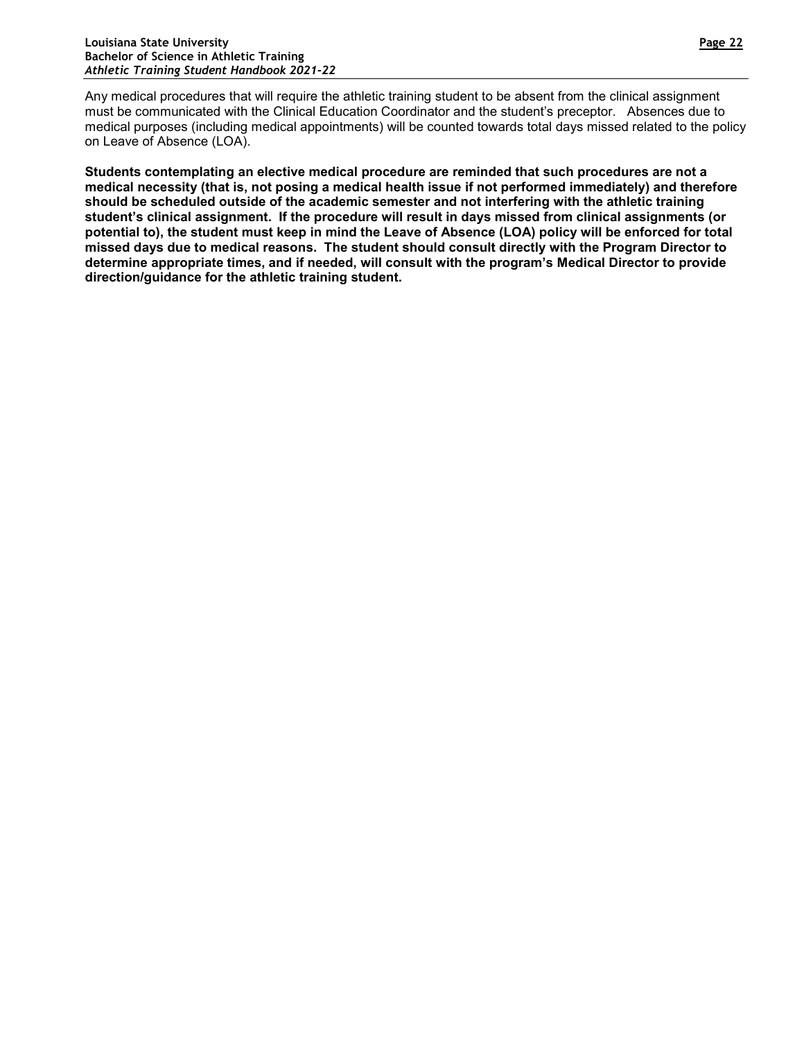Any medical procedures that will require the athletic training student to be absent from the clinical assignment must be communicated with the Clinical Education Coordinator and the student's preceptor. Absences due to medical purposes (including medical appointments) will be counted towards total days missed related to the policy on Leave of Absence (LOA).

**Students contemplating an elective medical procedure are reminded that such procedures are not a medical necessity (that is, not posing a medical health issue if not performed immediately) and therefore should be scheduled outside of the academic semester and not interfering with the athletic training student's clinical assignment. If the procedure will result in days missed from clinical assignments (or potential to), the student must keep in mind the Leave of Absence (LOA) policy will be enforced for total missed days due to medical reasons. The student should consult directly with the Program Director to determine appropriate times, and if needed, will consult with the program's Medical Director to provide direction/guidance for the athletic training student.**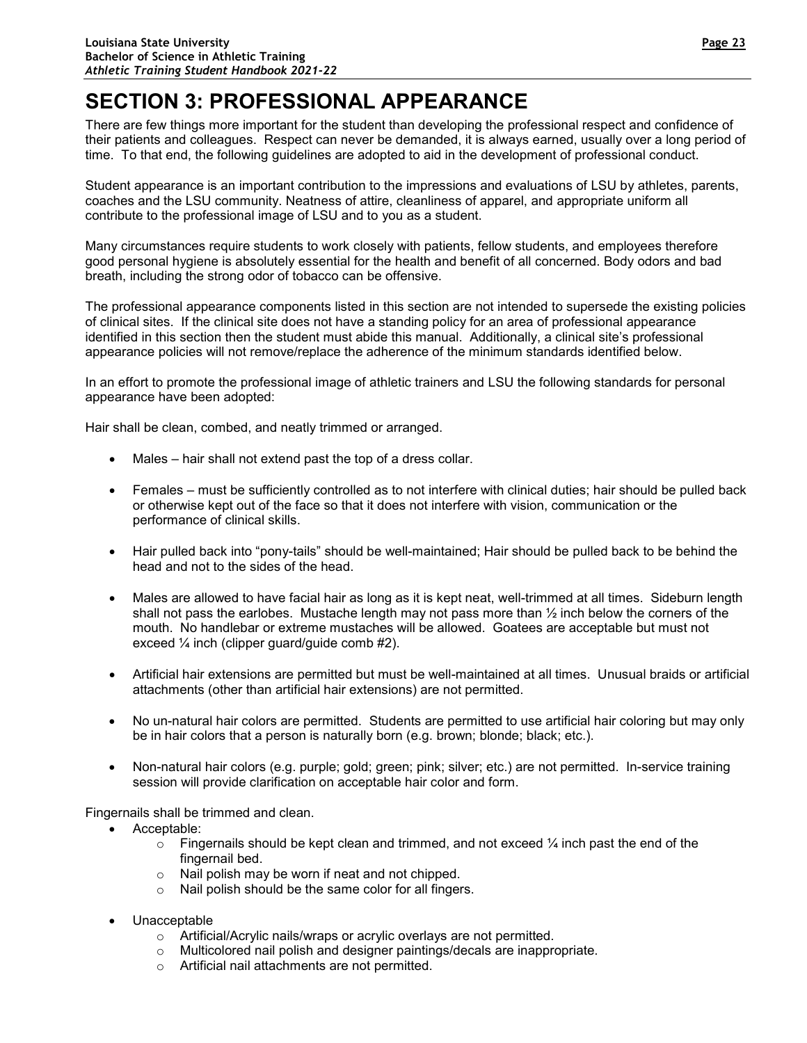# SECTION 3: PROFESSIONAL APPEARANCE

There are few things more important for the student than developing the professional respect and confidence of their patients and colleagues. Respect can never be demanded, it is always earned, usually over a long period of time. To that end, the following guidelines are adopted to aid in the development of professional conduct.

Student appearance is an important contribution to the impressions and evaluations of LSU by athletes, parents, coaches and the LSU community. Neatness of attire, cleanliness of apparel, and appropriate uniform all contribute to the professional image of LSU and to you as a student.

Many circumstances require students to work closely with patients, fellow students, and employees therefore good personal hygiene is absolutely essential for the health and benefit of all concerned. Body odors and bad breath, including the strong odor of tobacco can be offensive.

The professional appearance components listed in this section are not intended to supersede the existing policies of clinical sites. If the clinical site does not have a standing policy for an area of professional appearance identified in this section then the student must abide this manual. Additionally, a clinical site's professional appearance policies will not remove/replace the adherence of the minimum standards identified below.

In an effort to promote the professional image of athletic trainers and LSU the following standards for personal appearance have been adopted:

Hair shall be clean, combed, and neatly trimmed or arranged.

- Males – hair shall not extend past the top of a dress collar.
- Females – must be sufficiently controlled as to not interfere with clinical duties; hair should be pulled back or otherwise kept out of the face so that it does not interfere with vision, communication or the performance of clinical skills.
- Hair pulled back into "pony-tails" should be well-maintained; Hair should be pulled back to be behind the head and not to the sides of the head.
- Males are allowed to have facial hair as long as it is kept neat, well-trimmed at all times. Sideburn length shall not pass the earlobes. Mustache length may not pass more than ½ inch below the corners of the mouth. No handlebar or extreme mustaches will be allowed. Goatees are acceptable but must not exceed ¼ inch (clipper guard/guide comb #2).
- Artificial hair extensions are permitted but must be well-maintained at all times. Unusual braids or artificial attachments (other than artificial hair extensions) are not permitted.
- No un-natural hair colors are permitted. Students are permitted to use artificial hair coloring but may only be in hair colors that a person is naturally born (e.g. brown; blonde; black; etc.).
- Non-natural hair colors (e.g. purple; gold; green; pink; silver; etc.) are not permitted. In-service training session will provide clarification on acceptable hair color and form.

Fingernails shall be trimmed and clean.

- Acceptable:
  - Fingernails should be kept clean and trimmed, and not exceed ¼ inch past the end of the fingernail bed.
  - Nail polish may be worn if neat and not chipped.
  - Nail polish should be the same color for all fingers.
- Unacceptable
  - Artificial/Acrylic nails/wraps or acrylic overlays are not permitted.
  - Multicolored nail polish and designer paintings/decals are inappropriate.
  - Artificial nail attachments are not permitted.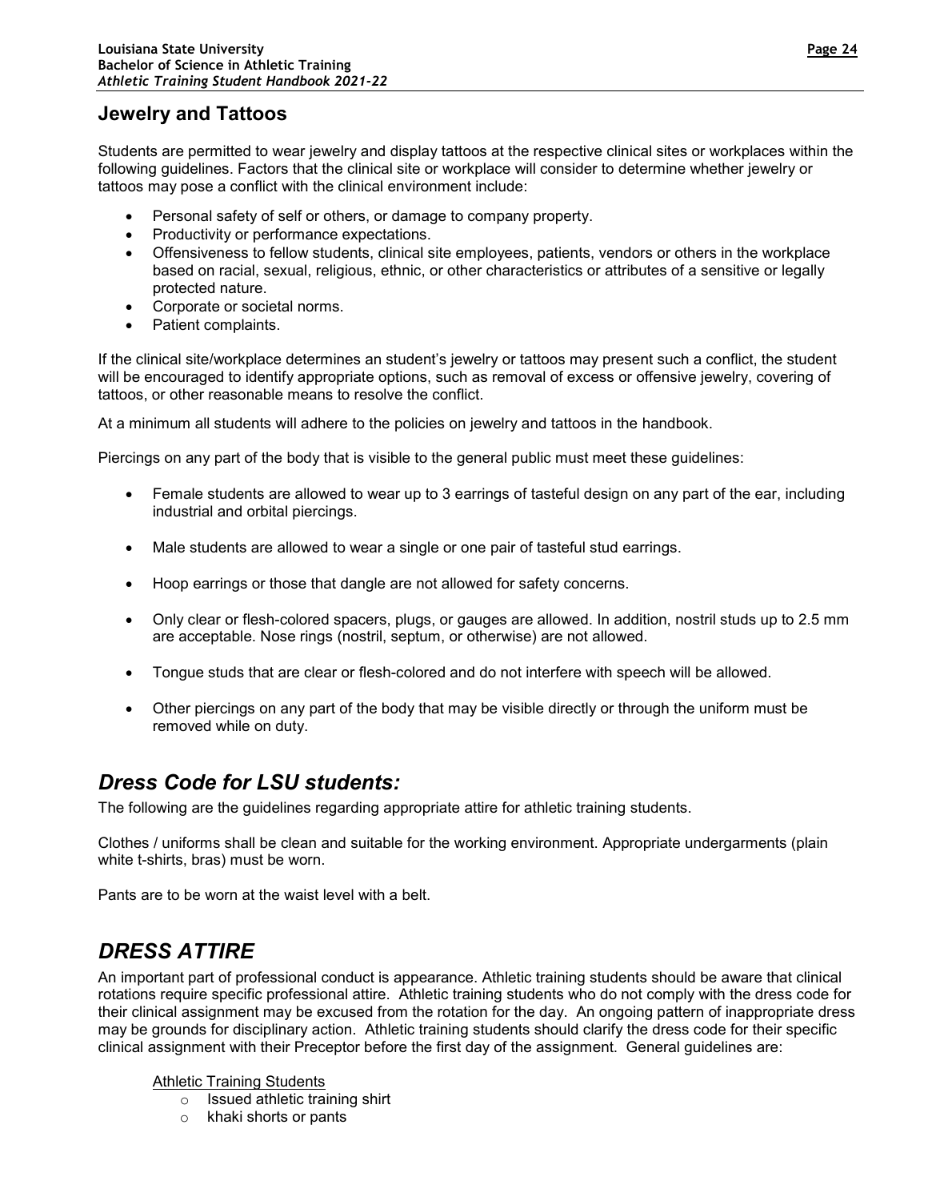## Jewelry and Tattoos

Students are permitted to wear jewelry and display tattoos at the respective clinical sites or workplaces within the following guidelines. Factors that the clinical site or workplace will consider to determine whether jewelry or tattoos may pose a conflict with the clinical environment include:

- Personal safety of self or others, or damage to company property.
- Productivity or performance expectations.
- Offensiveness to fellow students, clinical site employees, patients, vendors or others in the workplace based on racial, sexual, religious, ethnic, or other characteristics or attributes of a sensitive or legally protected nature.
- Corporate or societal norms.
- Patient complaints.

If the clinical site/workplace determines an student's jewelry or tattoos may present such a conflict, the student will be encouraged to identify appropriate options, such as removal of excess or offensive jewelry, covering of tattoos, or other reasonable means to resolve the conflict.

At a minimum all students will adhere to the policies on jewelry and tattoos in the handbook.

Piercings on any part of the body that is visible to the general public must meet these guidelines:

- Female students are allowed to wear up to 3 earrings of tasteful design on any part of the ear, including industrial and orbital piercings.
- Male students are allowed to wear a single or one pair of tasteful stud earrings.
- Hoop earrings or those that dangle are not allowed for safety concerns.
- Only clear or flesh-colored spacers, plugs, or gauges are allowed. In addition, nostril studs up to 2.5 mm are acceptable. Nose rings (nostril, septum, or otherwise) are not allowed.
- Tongue studs that are clear or flesh-colored and do not interfere with speech will be allowed.
- Other piercings on any part of the body that may be visible directly or through the uniform must be removed while on duty.

## *Dress Code for LSU students:*

The following are the guidelines regarding appropriate attire for athletic training students.

Clothes / uniforms shall be clean and suitable for the working environment. Appropriate undergarments (plain white t-shirts, bras) must be worn.

Pants are to be worn at the waist level with a belt.

## *DRESS ATTIRE*

An important part of professional conduct is appearance. Athletic training students should be aware that clinical rotations require specific professional attire. Athletic training students who do not comply with the dress code for their clinical assignment may be excused from the rotation for the day. An ongoing pattern of inappropriate dress may be grounds for disciplinary action. Athletic training students should clarify the dress code for their specific clinical assignment with their Preceptor before the first day of the assignment. General guidelines are:

Athletic Training Students

- Issued athletic training shirt
- khaki shorts or pants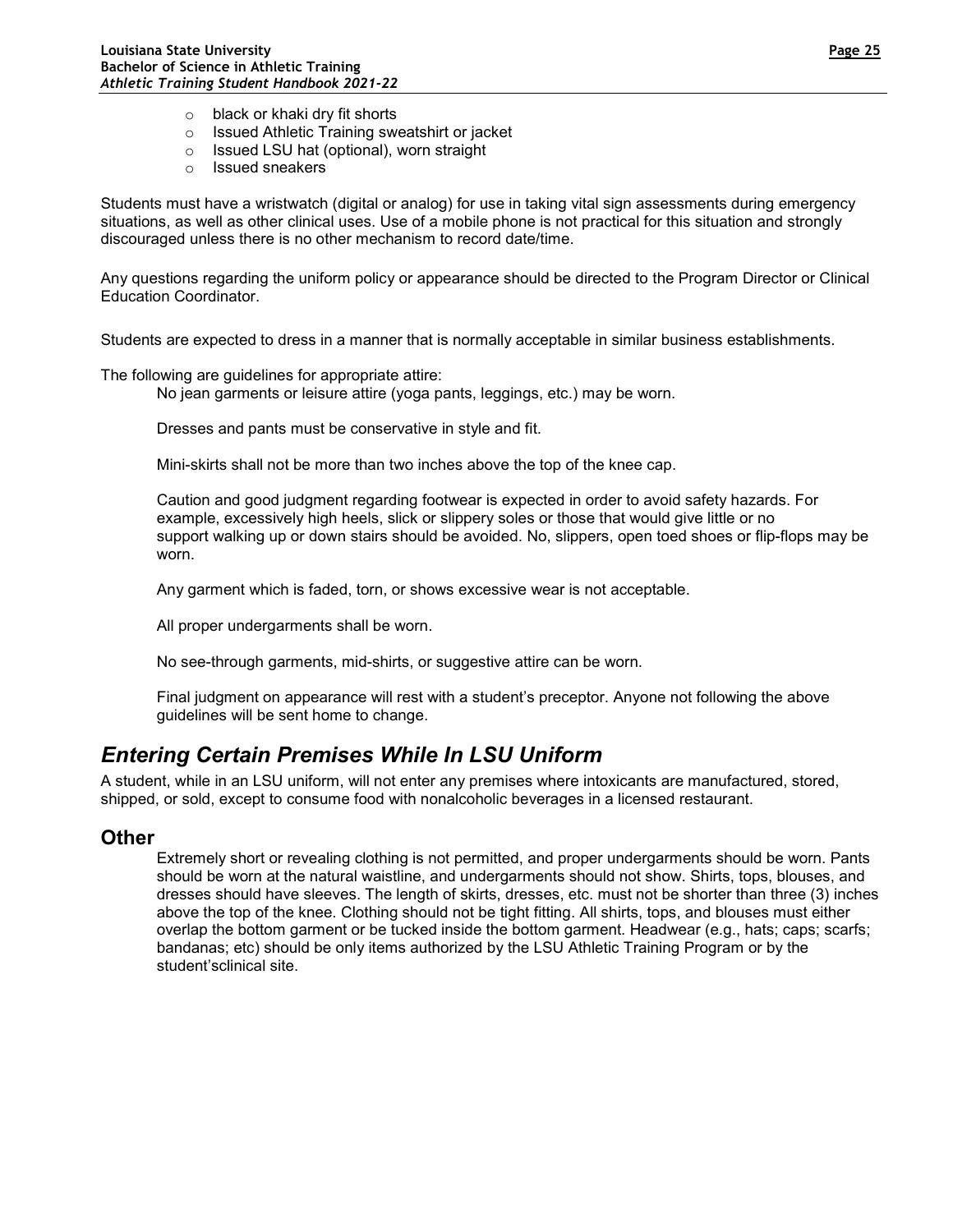- black or khaki dry fit shorts
- Issued Athletic Training sweatshirt or jacket
- Issued LSU hat (optional), worn straight
- Issued sneakers

Students must have a wristwatch (digital or analog) for use in taking vital sign assessments during emergency situations, as well as other clinical uses. Use of a mobile phone is not practical for this situation and strongly discouraged unless there is no other mechanism to record date/time.

Any questions regarding the uniform policy or appearance should be directed to the Program Director or Clinical Education Coordinator.

Students are expected to dress in a manner that is normally acceptable in similar business establishments.

The following are guidelines for appropriate attire:

No jean garments or leisure attire (yoga pants, leggings, etc.) may be worn.

Dresses and pants must be conservative in style and fit.

Mini-skirts shall not be more than two inches above the top of the knee cap.

Caution and good judgment regarding footwear is expected in order to avoid safety hazards. For example, excessively high heels, slick or slippery soles or those that would give little or no support walking up or down stairs should be avoided. No, slippers, open toed shoes or flip-flops may be worn.

Any garment which is faded, torn, or shows excessive wear is not acceptable.

All proper undergarments shall be worn.

No see-through garments, mid-shirts, or suggestive attire can be worn.

Final judgment on appearance will rest with a student's preceptor. Anyone not following the above guidelines will be sent home to change.

## *Entering Certain Premises While In LSU Uniform*

A student, while in an LSU uniform, will not enter any premises where intoxicants are manufactured, stored, shipped, or sold, except to consume food with nonalcoholic beverages in a licensed restaurant.

### Other

Extremely short or revealing clothing is not permitted, and proper undergarments should be worn. Pants should be worn at the natural waistline, and undergarments should not show. Shirts, tops, blouses, and dresses should have sleeves. The length of skirts, dresses, etc. must not be shorter than three (3) inches above the top of the knee. Clothing should not be tight fitting. All shirts, tops, and blouses must either overlap the bottom garment or be tucked inside the bottom garment. Headwear (e.g., hats; caps; scarfs; bandanas; etc) should be only items authorized by the LSU Athletic Training Program or by the student'sclinical site.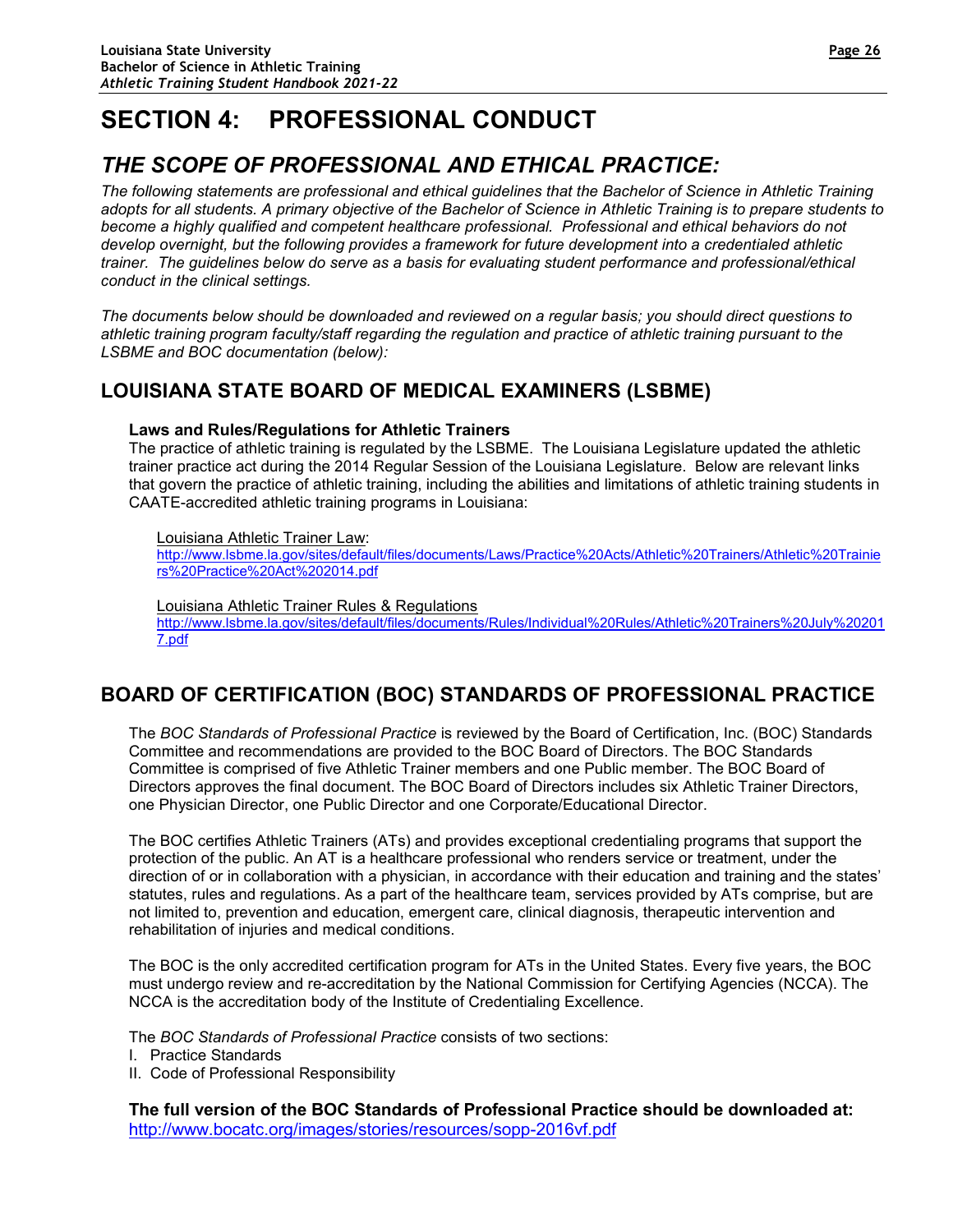# SECTION 4: PROFESSIONAL CONDUCT

## *THE SCOPE OF PROFESSIONAL AND ETHICAL PRACTICE:*

*The following statements are professional and ethical guidelines that the Bachelor of Science in Athletic Training adopts for all students. A primary objective of the Bachelor of Science in Athletic Training is to prepare students to become a highly qualified and competent healthcare professional. Professional and ethical behaviors do not develop overnight, but the following provides a framework for future development into a credentialed athletic trainer. The guidelines below do serve as a basis for evaluating student performance and professional/ethical conduct in the clinical settings.*

*The documents below should be downloaded and reviewed on a regular basis; you should direct questions to athletic training program faculty/staff regarding the regulation and practice of athletic training pursuant to the LSBME and BOC documentation (below):*

### LOUISIANA STATE BOARD OF MEDICAL EXAMINERS (LSBME)

**Laws and Rules/Regulations for Athletic Trainers**

The practice of athletic training is regulated by the LSBME. The Louisiana Legislature updated the athletic trainer practice act during the 2014 Regular Session of the Louisiana Legislature. Below are relevant links that govern the practice of athletic training, including the abilities and limitations of athletic training students in CAATE-accredited athletic training programs in Louisiana:

Louisiana Athletic Trainer Law:
http://www.lsbme.la.gov/sites/default/files/documents/Laws/Practice%20Acts/Athletic%20Trainers/Athletic%20Trainiers%20Practice%20Act%202014.pdf

Louisiana Athletic Trainer Rules & Regulations
http://www.lsbme.la.gov/sites/default/files/documents/Rules/Individual%20Rules/Athletic%20Trainers%20July%202017.pdf

### BOARD OF CERTIFICATION (BOC) STANDARDS OF PROFESSIONAL PRACTICE

The *BOC Standards of Professional Practice* is reviewed by the Board of Certification, Inc. (BOC) Standards Committee and recommendations are provided to the BOC Board of Directors. The BOC Standards Committee is comprised of five Athletic Trainer members and one Public member. The BOC Board of Directors approves the final document. The BOC Board of Directors includes six Athletic Trainer Directors, one Physician Director, one Public Director and one Corporate/Educational Director.

The BOC certifies Athletic Trainers (ATs) and provides exceptional credentialing programs that support the protection of the public. An AT is a healthcare professional who renders service or treatment, under the direction of or in collaboration with a physician, in accordance with their education and training and the states' statutes, rules and regulations. As a part of the healthcare team, services provided by ATs comprise, but are not limited to, prevention and education, emergent care, clinical diagnosis, therapeutic intervention and rehabilitation of injuries and medical conditions.

The BOC is the only accredited certification program for ATs in the United States. Every five years, the BOC must undergo review and re-accreditation by the National Commission for Certifying Agencies (NCCA). The NCCA is the accreditation body of the Institute of Credentialing Excellence.

The *BOC Standards of Professional Practice* consists of two sections:

I. Practice Standards
II. Code of Professional Responsibility

**The full version of the BOC Standards of Professional Practice should be downloaded at:**
http://www.bocatc.org/images/stories/resources/sopp-2016vf.pdf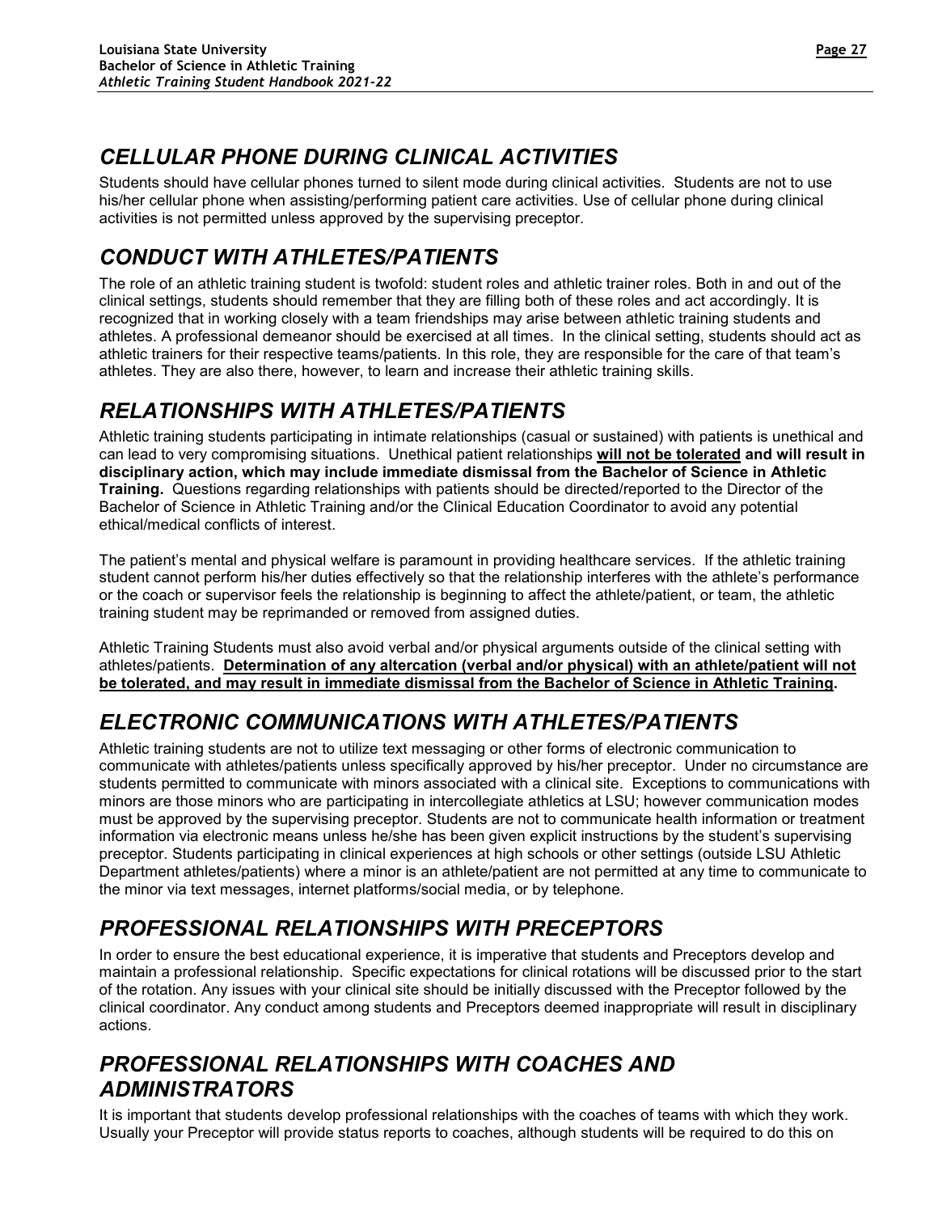## *CELLULAR PHONE DURING CLINICAL ACTIVITIES*

Students should have cellular phones turned to silent mode during clinical activities. Students are not to use his/her cellular phone when assisting/performing patient care activities. Use of cellular phone during clinical activities is not permitted unless approved by the supervising preceptor.

## *CONDUCT WITH ATHLETES/PATIENTS*

The role of an athletic training student is twofold: student roles and athletic trainer roles. Both in and out of the clinical settings, students should remember that they are filling both of these roles and act accordingly. It is recognized that in working closely with a team friendships may arise between athletic training students and athletes. A professional demeanor should be exercised at all times. In the clinical setting, students should act as athletic trainers for their respective teams/patients. In this role, they are responsible for the care of that team's athletes. They are also there, however, to learn and increase their athletic training skills.

## *RELATIONSHIPS WITH ATHLETES/PATIENTS*

Athletic training students participating in intimate relationships (casual or sustained) with patients is unethical and can lead to very compromising situations. Unethical patient relationships <u>**will not be tolerated**</u> **and will result in disciplinary action, which may include immediate dismissal from the Bachelor of Science in Athletic Training.** Questions regarding relationships with patients should be directed/reported to the Director of the Bachelor of Science in Athletic Training and/or the Clinical Education Coordinator to avoid any potential ethical/medical conflicts of interest.

The patient's mental and physical welfare is paramount in providing healthcare services. If the athletic training student cannot perform his/her duties effectively so that the relationship interferes with the athlete's performance or the coach or supervisor feels the relationship is beginning to affect the athlete/patient, or team, the athletic training student may be reprimanded or removed from assigned duties.

Athletic Training Students must also avoid verbal and/or physical arguments outside of the clinical setting with athletes/patients. <u>**Determination of any altercation (verbal and/or physical) with an athlete/patient will not be tolerated, and may result in immediate dismissal from the Bachelor of Science in Athletic Training**</u>**.**

## *ELECTRONIC COMMUNICATIONS WITH ATHLETES/PATIENTS*

Athletic training students are not to utilize text messaging or other forms of electronic communication to communicate with athletes/patients unless specifically approved by his/her preceptor. Under no circumstance are students permitted to communicate with minors associated with a clinical site. Exceptions to communications with minors are those minors who are participating in intercollegiate athletics at LSU; however communication modes must be approved by the supervising preceptor. Students are not to communicate health information or treatment information via electronic means unless he/she has been given explicit instructions by the student's supervising preceptor. Students participating in clinical experiences at high schools or other settings (outside LSU Athletic Department athletes/patients) where a minor is an athlete/patient are not permitted at any time to communicate to the minor via text messages, internet platforms/social media, or by telephone.

## *PROFESSIONAL RELATIONSHIPS WITH PRECEPTORS*

In order to ensure the best educational experience, it is imperative that students and Preceptors develop and maintain a professional relationship. Specific expectations for clinical rotations will be discussed prior to the start of the rotation. Any issues with your clinical site should be initially discussed with the Preceptor followed by the clinical coordinator. Any conduct among students and Preceptors deemed inappropriate will result in disciplinary actions.

## *PROFESSIONAL RELATIONSHIPS WITH COACHES AND ADMINISTRATORS*

It is important that students develop professional relationships with the coaches of teams with which they work. Usually your Preceptor will provide status reports to coaches, although students will be required to do this on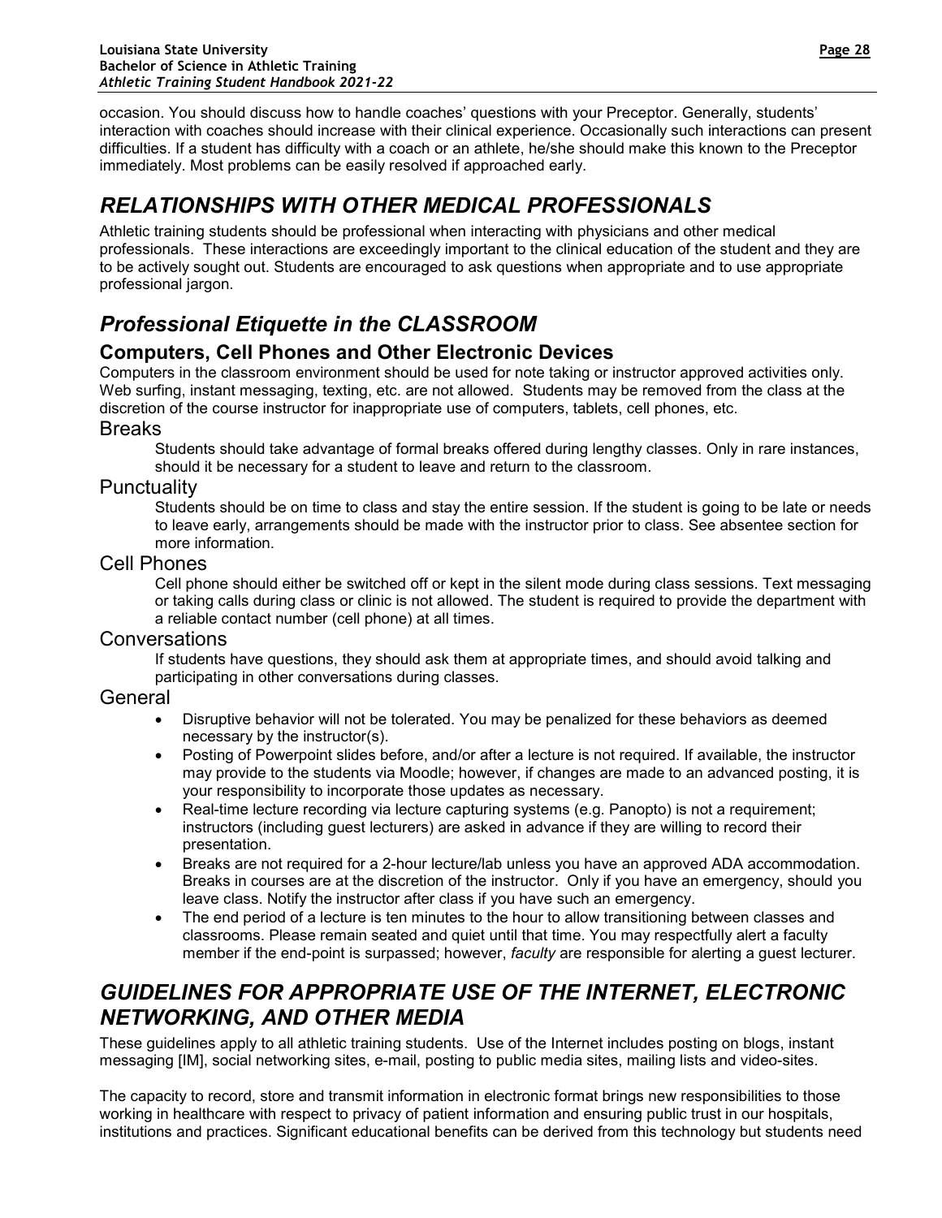occasion. You should discuss how to handle coaches' questions with your Preceptor. Generally, students' interaction with coaches should increase with their clinical experience. Occasionally such interactions can present difficulties. If a student has difficulty with a coach or an athlete, he/she should make this known to the Preceptor immediately. Most problems can be easily resolved if approached early.

# *RELATIONSHIPS WITH OTHER MEDICAL PROFESSIONALS*

Athletic training students should be professional when interacting with physicians and other medical professionals. These interactions are exceedingly important to the clinical education of the student and they are to be actively sought out. Students are encouraged to ask questions when appropriate and to use appropriate professional jargon.

# *Professional Etiquette in the CLASSROOM*

## Computers, Cell Phones and Other Electronic Devices

Computers in the classroom environment should be used for note taking or instructor approved activities only. Web surfing, instant messaging, texting, etc. are not allowed. Students may be removed from the class at the discretion of the course instructor for inappropriate use of computers, tablets, cell phones, etc.

### Breaks

Students should take advantage of formal breaks offered during lengthy classes. Only in rare instances, should it be necessary for a student to leave and return to the classroom.

### Punctuality

Students should be on time to class and stay the entire session. If the student is going to be late or needs to leave early, arrangements should be made with the instructor prior to class. See absentee section for more information.

### Cell Phones

Cell phone should either be switched off or kept in the silent mode during class sessions. Text messaging or taking calls during class or clinic is not allowed. The student is required to provide the department with a reliable contact number (cell phone) at all times.

### Conversations

If students have questions, they should ask them at appropriate times, and should avoid talking and participating in other conversations during classes.

### General

- Disruptive behavior will not be tolerated. You may be penalized for these behaviors as deemed necessary by the instructor(s).
- Posting of Powerpoint slides before, and/or after a lecture is not required. If available, the instructor may provide to the students via Moodle; however, if changes are made to an advanced posting, it is your responsibility to incorporate those updates as necessary.
- Real-time lecture recording via lecture capturing systems (e.g. Panopto) is not a requirement; instructors (including guest lecturers) are asked in advance if they are willing to record their presentation.
- Breaks are not required for a 2-hour lecture/lab unless you have an approved ADA accommodation. Breaks in courses are at the discretion of the instructor. Only if you have an emergency, should you leave class. Notify the instructor after class if you have such an emergency.
- The end period of a lecture is ten minutes to the hour to allow transitioning between classes and classrooms. Please remain seated and quiet until that time. You may respectfully alert a faculty member if the end-point is surpassed; however, *faculty* are responsible for alerting a guest lecturer.

# *GUIDELINES FOR APPROPRIATE USE OF THE INTERNET, ELECTRONIC NETWORKING, AND OTHER MEDIA*

These guidelines apply to all athletic training students. Use of the Internet includes posting on blogs, instant messaging [IM], social networking sites, e-mail, posting to public media sites, mailing lists and video-sites.

The capacity to record, store and transmit information in electronic format brings new responsibilities to those working in healthcare with respect to privacy of patient information and ensuring public trust in our hospitals, institutions and practices. Significant educational benefits can be derived from this technology but students need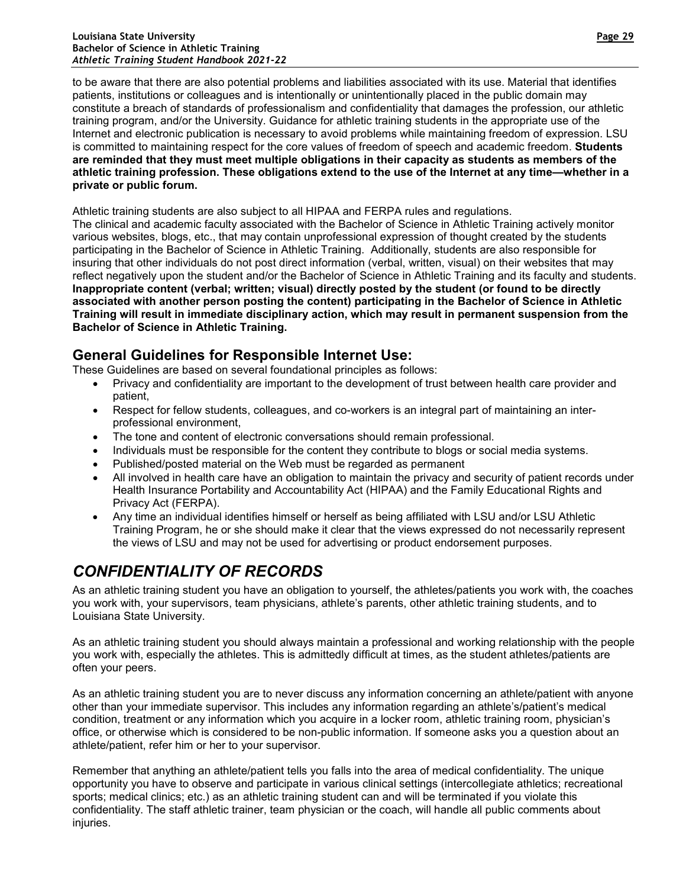to be aware that there are also potential problems and liabilities associated with its use. Material that identifies patients, institutions or colleagues and is intentionally or unintentionally placed in the public domain may constitute a breach of standards of professionalism and confidentiality that damages the profession, our athletic training program, and/or the University. Guidance for athletic training students in the appropriate use of the Internet and electronic publication is necessary to avoid problems while maintaining freedom of expression. LSU is committed to maintaining respect for the core values of freedom of speech and academic freedom. **Students are reminded that they must meet multiple obligations in their capacity as students as members of the athletic training profession. These obligations extend to the use of the Internet at any time—whether in a private or public forum.**

Athletic training students are also subject to all HIPAA and FERPA rules and regulations.
The clinical and academic faculty associated with the Bachelor of Science in Athletic Training actively monitor various websites, blogs, etc., that may contain unprofessional expression of thought created by the students participating in the Bachelor of Science in Athletic Training. Additionally, students are also responsible for insuring that other individuals do not post direct information (verbal, written, visual) on their websites that may reflect negatively upon the student and/or the Bachelor of Science in Athletic Training and its faculty and students. **Inappropriate content (verbal; written; visual) directly posted by the student (or found to be directly associated with another person posting the content) participating in the Bachelor of Science in Athletic Training will result in immediate disciplinary action, which may result in permanent suspension from the Bachelor of Science in Athletic Training.**

## General Guidelines for Responsible Internet Use:

These Guidelines are based on several foundational principles as follows:

- Privacy and confidentiality are important to the development of trust between health care provider and patient,
- Respect for fellow students, colleagues, and co-workers is an integral part of maintaining an inter-professional environment,
- The tone and content of electronic conversations should remain professional.
- Individuals must be responsible for the content they contribute to blogs or social media systems.
- Published/posted material on the Web must be regarded as permanent
- All involved in health care have an obligation to maintain the privacy and security of patient records under Health Insurance Portability and Accountability Act (HIPAA) and the Family Educational Rights and Privacy Act (FERPA).
- Any time an individual identifies himself or herself as being affiliated with LSU and/or LSU Athletic Training Program, he or she should make it clear that the views expressed do not necessarily represent the views of LSU and may not be used for advertising or product endorsement purposes.

# *CONFIDENTIALITY OF RECORDS*

As an athletic training student you have an obligation to yourself, the athletes/patients you work with, the coaches you work with, your supervisors, team physicians, athlete's parents, other athletic training students, and to Louisiana State University.

As an athletic training student you should always maintain a professional and working relationship with the people you work with, especially the athletes. This is admittedly difficult at times, as the student athletes/patients are often your peers.

As an athletic training student you are to never discuss any information concerning an athlete/patient with anyone other than your immediate supervisor. This includes any information regarding an athlete's/patient's medical condition, treatment or any information which you acquire in a locker room, athletic training room, physician's office, or otherwise which is considered to be non-public information. If someone asks you a question about an athlete/patient, refer him or her to your supervisor.

Remember that anything an athlete/patient tells you falls into the area of medical confidentiality. The unique opportunity you have to observe and participate in various clinical settings (intercollegiate athletics; recreational sports; medical clinics; etc.) as an athletic training student can and will be terminated if you violate this confidentiality. The staff athletic trainer, team physician or the coach, will handle all public comments about injuries.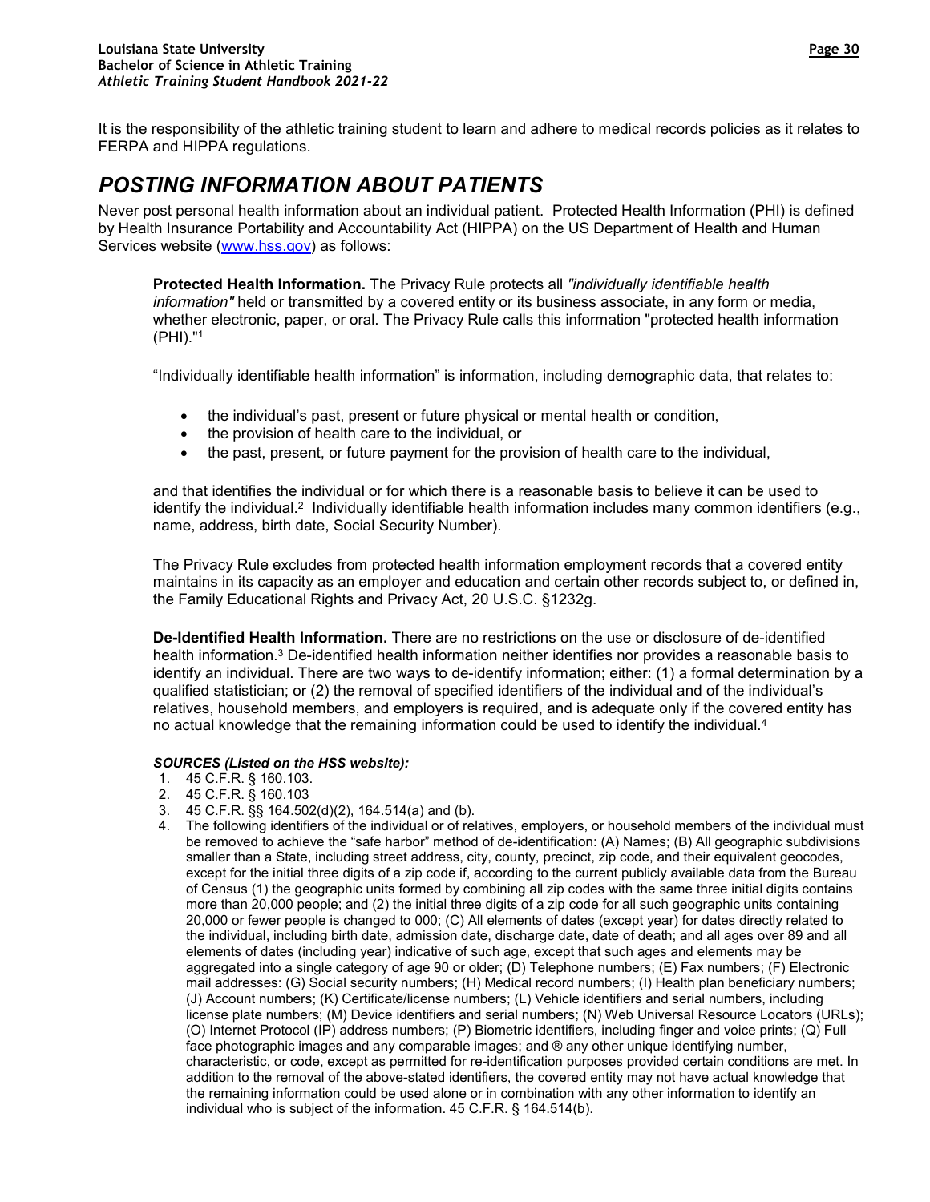It is the responsibility of the athletic training student to learn and adhere to medical records policies as it relates to FERPA and HIPPA regulations.

## POSTING INFORMATION ABOUT PATIENTS

Never post personal health information about an individual patient. Protected Health Information (PHI) is defined by Health Insurance Portability and Accountability Act (HIPPA) on the US Department of Health and Human Services website (www.hss.gov) as follows:

> **Protected Health Information.** The Privacy Rule protects all *"individually identifiable health information"* held or transmitted by a covered entity or its business associate, in any form or media, whether electronic, paper, or oral. The Privacy Rule calls this information "protected health information (PHI)."[1]
>
> "Individually identifiable health information" is information, including demographic data, that relates to:
>
> - the individual's past, present or future physical or mental health or condition,
> - the provision of health care to the individual, or
> - the past, present, or future payment for the provision of health care to the individual,
>
> and that identifies the individual or for which there is a reasonable basis to believe it can be used to identify the individual.[2] Individually identifiable health information includes many common identifiers (e.g., name, address, birth date, Social Security Number).
>
> The Privacy Rule excludes from protected health information employment records that a covered entity maintains in its capacity as an employer and education and certain other records subject to, or defined in, the Family Educational Rights and Privacy Act, 20 U.S.C. §1232g.
>
> **De-Identified Health Information.** There are no restrictions on the use or disclosure of de-identified health information.[3] De-identified health information neither identifies nor provides a reasonable basis to identify an individual. There are two ways to de-identify information; either: (1) a formal determination by a qualified statistician; or (2) the removal of specified identifiers of the individual and of the individual's relatives, household members, and employers is required, and is adequate only if the covered entity has no actual knowledge that the remaining information could be used to identify the individual.[4]

***SOURCES (Listed on the HSS website):***

1. 45 C.F.R. § 160.103.
2. 45 C.F.R. § 160.103
3. 45 C.F.R. §§ 164.502(d)(2), 164.514(a) and (b).
4. The following identifiers of the individual or of relatives, employers, or household members of the individual must be removed to achieve the "safe harbor" method of de-identification: (A) Names; (B) All geographic subdivisions smaller than a State, including street address, city, county, precinct, zip code, and their equivalent geocodes, except for the initial three digits of a zip code if, according to the current publicly available data from the Bureau of Census (1) the geographic units formed by combining all zip codes with the same three initial digits contains more than 20,000 people; and (2) the initial three digits of a zip code for all such geographic units containing 20,000 or fewer people is changed to 000; (C) All elements of dates (except year) for dates directly related to the individual, including birth date, admission date, discharge date, date of death; and all ages over 89 and all elements of dates (including year) indicative of such age, except that such ages and elements may be aggregated into a single category of age 90 or older; (D) Telephone numbers; (E) Fax numbers; (F) Electronic mail addresses: (G) Social security numbers; (H) Medical record numbers; (I) Health plan beneficiary numbers; (J) Account numbers; (K) Certificate/license numbers; (L) Vehicle identifiers and serial numbers, including license plate numbers; (M) Device identifiers and serial numbers; (N) Web Universal Resource Locators (URLs); (O) Internet Protocol (IP) address numbers; (P) Biometric identifiers, including finger and voice prints; (Q) Full face photographic images and any comparable images; and ® any other unique identifying number, characteristic, or code, except as permitted for re-identification purposes provided certain conditions are met. In addition to the removal of the above-stated identifiers, the covered entity may not have actual knowledge that the remaining information could be used alone or in combination with any other information to identify an individual who is subject of the information. 45 C.F.R. § 164.514(b).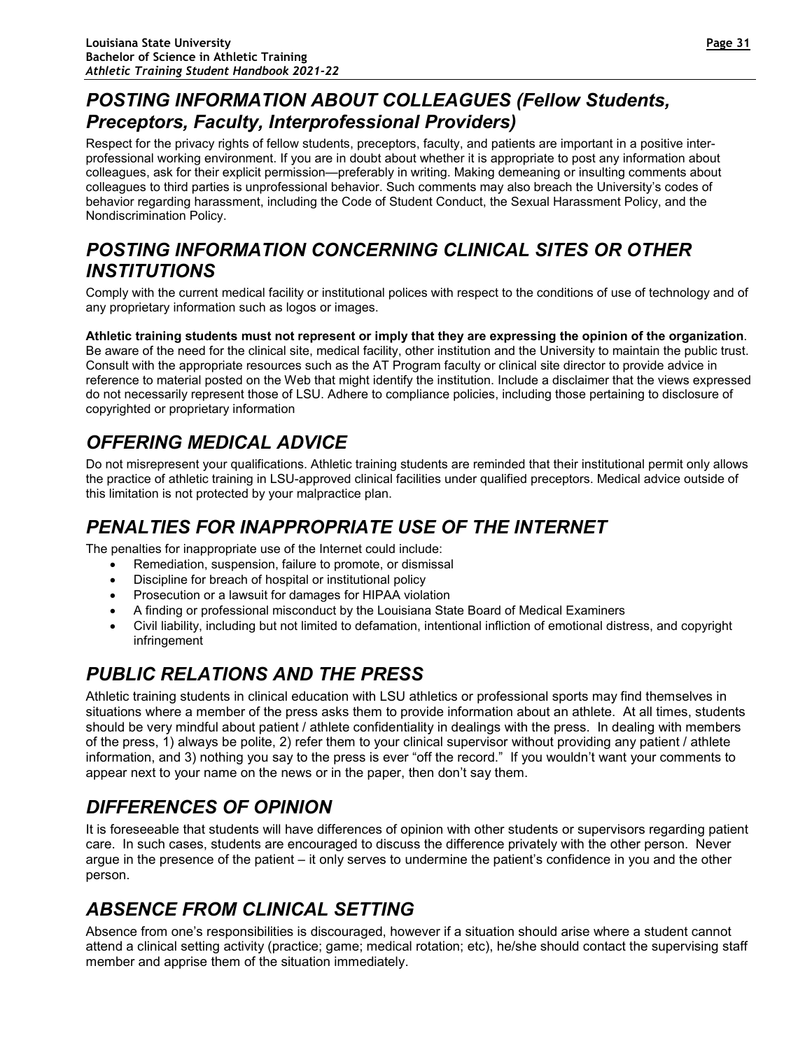## *POSTING INFORMATION ABOUT COLLEAGUES (Fellow Students, Preceptors, Faculty, Interprofessional Providers)*

Respect for the privacy rights of fellow students, preceptors, faculty, and patients are important in a positive inter-professional working environment. If you are in doubt about whether it is appropriate to post any information about colleagues, ask for their explicit permission—preferably in writing. Making demeaning or insulting comments about colleagues to third parties is unprofessional behavior. Such comments may also breach the University's codes of behavior regarding harassment, including the Code of Student Conduct, the Sexual Harassment Policy, and the Nondiscrimination Policy.

## *POSTING INFORMATION CONCERNING CLINICAL SITES OR OTHER INSTITUTIONS*

Comply with the current medical facility or institutional polices with respect to the conditions of use of technology and of any proprietary information such as logos or images.

**Athletic training students must not represent or imply that they are expressing the opinion of the organization**. Be aware of the need for the clinical site, medical facility, other institution and the University to maintain the public trust. Consult with the appropriate resources such as the AT Program faculty or clinical site director to provide advice in reference to material posted on the Web that might identify the institution. Include a disclaimer that the views expressed do not necessarily represent those of LSU. Adhere to compliance policies, including those pertaining to disclosure of copyrighted or proprietary information

## *OFFERING MEDICAL ADVICE*

Do not misrepresent your qualifications. Athletic training students are reminded that their institutional permit only allows the practice of athletic training in LSU-approved clinical facilities under qualified preceptors. Medical advice outside of this limitation is not protected by your malpractice plan.

## *PENALTIES FOR INAPPROPRIATE USE OF THE INTERNET*

The penalties for inappropriate use of the Internet could include:

- Remediation, suspension, failure to promote, or dismissal
- Discipline for breach of hospital or institutional policy
- Prosecution or a lawsuit for damages for HIPAA violation
- A finding or professional misconduct by the Louisiana State Board of Medical Examiners
- Civil liability, including but not limited to defamation, intentional infliction of emotional distress, and copyright infringement

## *PUBLIC RELATIONS AND THE PRESS*

Athletic training students in clinical education with LSU athletics or professional sports may find themselves in situations where a member of the press asks them to provide information about an athlete. At all times, students should be very mindful about patient / athlete confidentiality in dealings with the press. In dealing with members of the press, 1) always be polite, 2) refer them to your clinical supervisor without providing any patient / athlete information, and 3) nothing you say to the press is ever "off the record." If you wouldn't want your comments to appear next to your name on the news or in the paper, then don't say them.

## *DIFFERENCES OF OPINION*

It is foreseeable that students will have differences of opinion with other students or supervisors regarding patient care. In such cases, students are encouraged to discuss the difference privately with the other person. Never argue in the presence of the patient – it only serves to undermine the patient's confidence in you and the other person.

## *ABSENCE FROM CLINICAL SETTING*

Absence from one's responsibilities is discouraged, however if a situation should arise where a student cannot attend a clinical setting activity (practice; game; medical rotation; etc), he/she should contact the supervising staff member and apprise them of the situation immediately.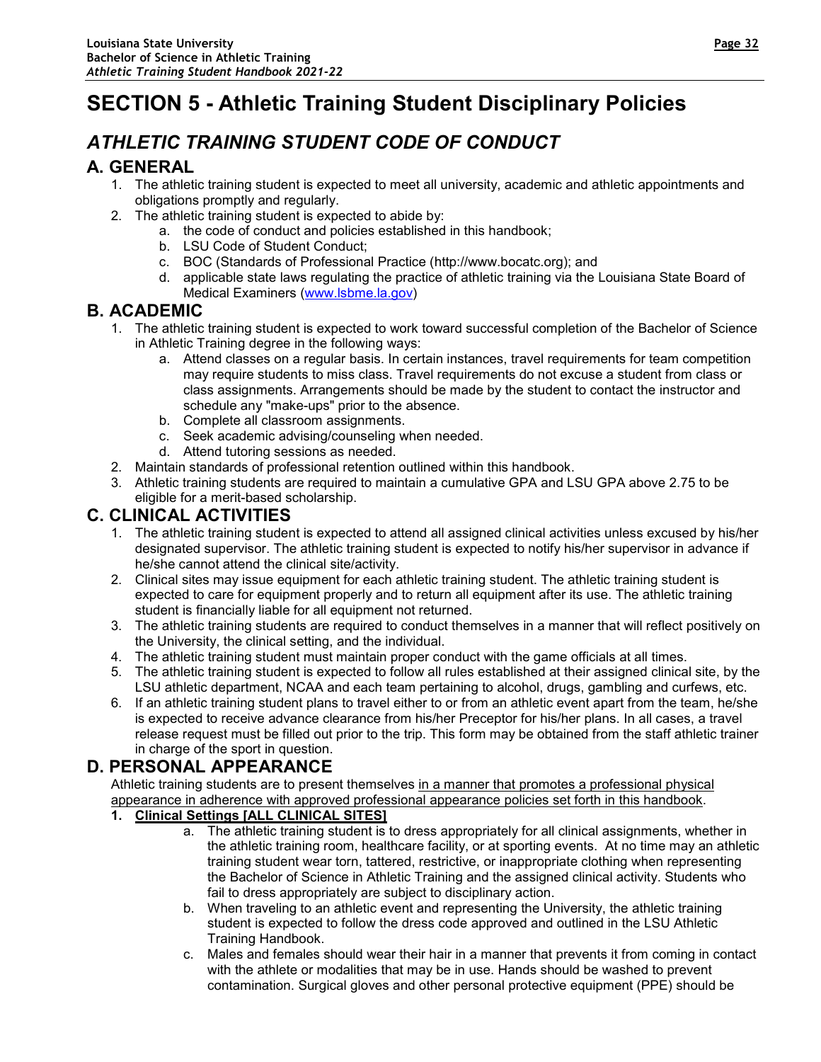# SECTION 5 - Athletic Training Student Disciplinary Policies

## *ATHLETIC TRAINING STUDENT CODE OF CONDUCT*

### A. GENERAL

1. The athletic training student is expected to meet all university, academic and athletic appointments and obligations promptly and regularly.
2. The athletic training student is expected to abide by:
    a. the code of conduct and policies established in this handbook;
    b. LSU Code of Student Conduct;
    c. BOC (Standards of Professional Practice (http://www.bocatc.org); and
    d. applicable state laws regulating the practice of athletic training via the Louisiana State Board of Medical Examiners (www.lsbme.la.gov)

### B. ACADEMIC

1. The athletic training student is expected to work toward successful completion of the Bachelor of Science in Athletic Training degree in the following ways:
    a. Attend classes on a regular basis. In certain instances, travel requirements for team competition may require students to miss class. Travel requirements do not excuse a student from class or class assignments. Arrangements should be made by the student to contact the instructor and schedule any "make-ups" prior to the absence.
    b. Complete all classroom assignments.
    c. Seek academic advising/counseling when needed.
    d. Attend tutoring sessions as needed.
2. Maintain standards of professional retention outlined within this handbook.
3. Athletic training students are required to maintain a cumulative GPA and LSU GPA above 2.75 to be eligible for a merit-based scholarship.

### C. CLINICAL ACTIVITIES

1. The athletic training student is expected to attend all assigned clinical activities unless excused by his/her designated supervisor. The athletic training student is expected to notify his/her supervisor in advance if he/she cannot attend the clinical site/activity.
2. Clinical sites may issue equipment for each athletic training student. The athletic training student is expected to care for equipment properly and to return all equipment after its use. The athletic training student is financially liable for all equipment not returned.
3. The athletic training students are required to conduct themselves in a manner that will reflect positively on the University, the clinical setting, and the individual.
4. The athletic training student must maintain proper conduct with the game officials at all times.
5. The athletic training student is expected to follow all rules established at their assigned clinical site, by the LSU athletic department, NCAA and each team pertaining to alcohol, drugs, gambling and curfews, etc.
6. If an athletic training student plans to travel either to or from an athletic event apart from the team, he/she is expected to receive advance clearance from his/her Preceptor for his/her plans. In all cases, a travel release request must be filled out prior to the trip. This form may be obtained from the staff athletic trainer in charge of the sport in question.

### D. PERSONAL APPEARANCE

Athletic training students are to present themselves in a manner that promotes a professional physical appearance in adherence with approved professional appearance policies set forth in this handbook.

1. **Clinical Settings [ALL CLINICAL SITES]**
    a. The athletic training student is to dress appropriately for all clinical assignments, whether in the athletic training room, healthcare facility, or at sporting events. At no time may an athletic training student wear torn, tattered, restrictive, or inappropriate clothing when representing the Bachelor of Science in Athletic Training and the assigned clinical activity. Students who fail to dress appropriately are subject to disciplinary action.
    b. When traveling to an athletic event and representing the University, the athletic training student is expected to follow the dress code approved and outlined in the LSU Athletic Training Handbook.
    c. Males and females should wear their hair in a manner that prevents it from coming in contact with the athlete or modalities that may be in use. Hands should be washed to prevent contamination. Surgical gloves and other personal protective equipment (PPE) should be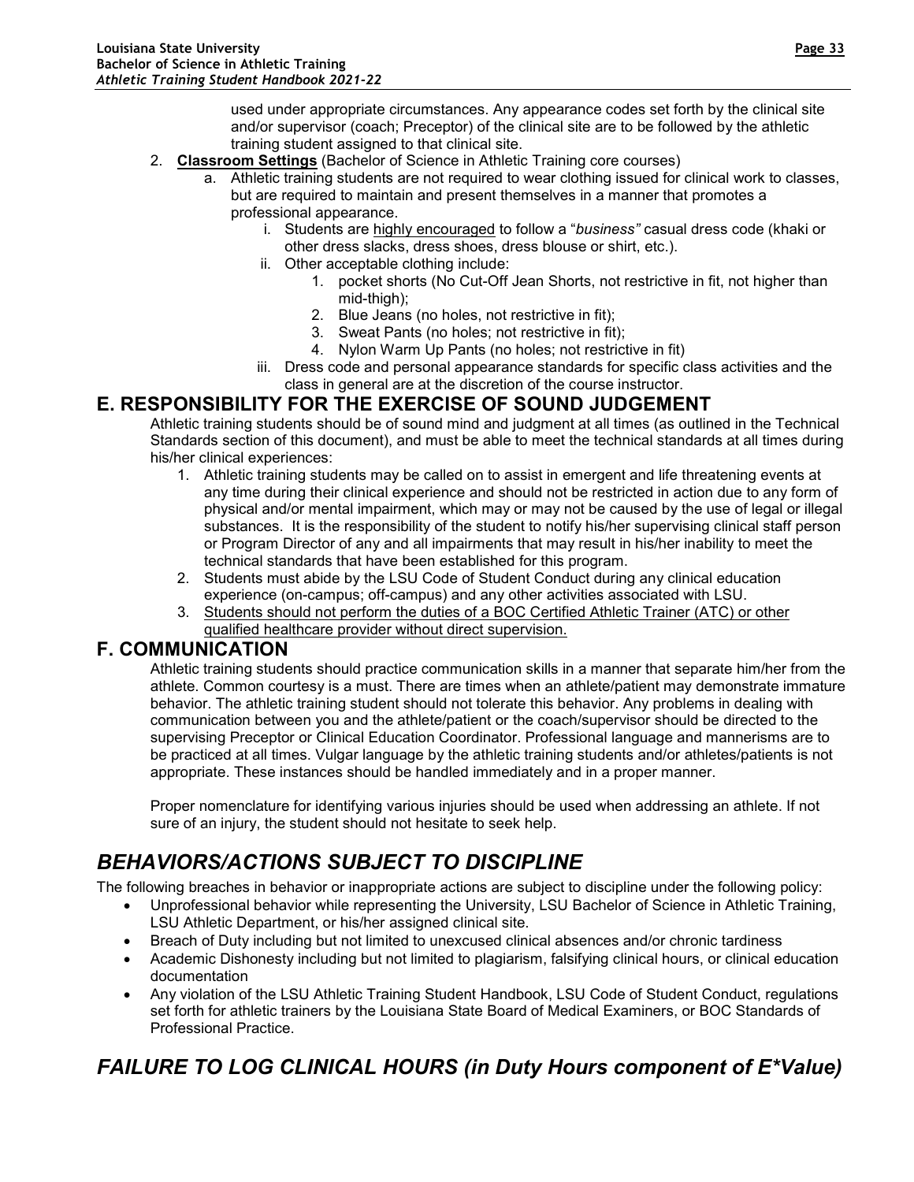used under appropriate circumstances. Any appearance codes set forth by the clinical site and/or supervisor (coach; Preceptor) of the clinical site are to be followed by the athletic training student assigned to that clinical site.

2. **Classroom Settings** (Bachelor of Science in Athletic Training core courses)
   a. Athletic training students are not required to wear clothing issued for clinical work to classes, but are required to maintain and present themselves in a manner that promotes a professional appearance.
      i. Students are highly encouraged to follow a "*business"* casual dress code (khaki or other dress slacks, dress shoes, dress blouse or shirt, etc.).
      ii. Other acceptable clothing include:
         1. pocket shorts (No Cut-Off Jean Shorts, not restrictive in fit, not higher than mid-thigh);
         2. Blue Jeans (no holes, not restrictive in fit);
         3. Sweat Pants (no holes; not restrictive in fit);
         4. Nylon Warm Up Pants (no holes; not restrictive in fit)
      iii. Dress code and personal appearance standards for specific class activities and the class in general are at the discretion of the course instructor.

## E. RESPONSIBILITY FOR THE EXERCISE OF SOUND JUDGEMENT

Athletic training students should be of sound mind and judgment at all times (as outlined in the Technical Standards section of this document), and must be able to meet the technical standards at all times during his/her clinical experiences:

1. Athletic training students may be called on to assist in emergent and life threatening events at any time during their clinical experience and should not be restricted in action due to any form of physical and/or mental impairment, which may or may not be caused by the use of legal or illegal substances. It is the responsibility of the student to notify his/her supervising clinical staff person or Program Director of any and all impairments that may result in his/her inability to meet the technical standards that have been established for this program.
2. Students must abide by the LSU Code of Student Conduct during any clinical education experience (on-campus; off-campus) and any other activities associated with LSU.
3. Students should not perform the duties of a BOC Certified Athletic Trainer (ATC) or other qualified healthcare provider without direct supervision.

## F. COMMUNICATION

Athletic training students should practice communication skills in a manner that separate him/her from the athlete. Common courtesy is a must. There are times when an athlete/patient may demonstrate immature behavior. The athletic training student should not tolerate this behavior. Any problems in dealing with communication between you and the athlete/patient or the coach/supervisor should be directed to the supervising Preceptor or Clinical Education Coordinator. Professional language and mannerisms are to be practiced at all times. Vulgar language by the athletic training students and/or athletes/patients is not appropriate. These instances should be handled immediately and in a proper manner.

Proper nomenclature for identifying various injuries should be used when addressing an athlete. If not sure of an injury, the student should not hesitate to seek help.

# *BEHAVIORS/ACTIONS SUBJECT TO DISCIPLINE*

The following breaches in behavior or inappropriate actions are subject to discipline under the following policy:

- Unprofessional behavior while representing the University, LSU Bachelor of Science in Athletic Training, LSU Athletic Department, or his/her assigned clinical site.
- Breach of Duty including but not limited to unexcused clinical absences and/or chronic tardiness
- Academic Dishonesty including but not limited to plagiarism, falsifying clinical hours, or clinical education documentation
- Any violation of the LSU Athletic Training Student Handbook, LSU Code of Student Conduct, regulations set forth for athletic trainers by the Louisiana State Board of Medical Examiners, or BOC Standards of Professional Practice.

# *FAILURE TO LOG CLINICAL HOURS (in Duty Hours component of E*Value)*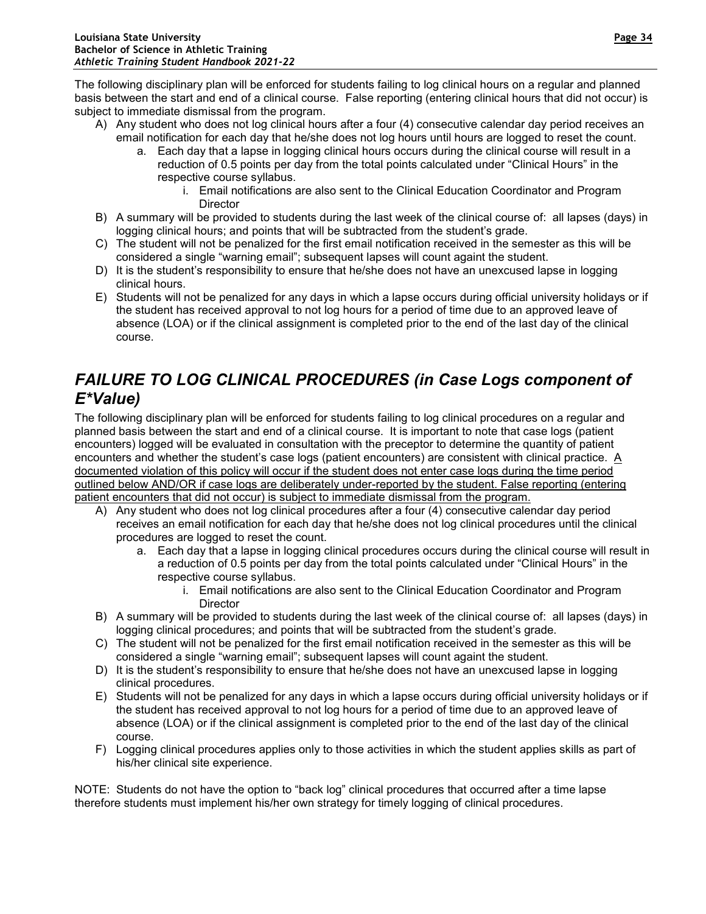The following disciplinary plan will be enforced for students failing to log clinical hours on a regular and planned basis between the start and end of a clinical course. False reporting (entering clinical hours that did not occur) is subject to immediate dismissal from the program.

A) Any student who does not log clinical hours after a four (4) consecutive calendar day period receives an email notification for each day that he/she does not log hours until hours are logged to reset the count.
    a. Each day that a lapse in logging clinical hours occurs during the clinical course will result in a reduction of 0.5 points per day from the total points calculated under “Clinical Hours” in the respective course syllabus.
        i. Email notifications are also sent to the Clinical Education Coordinator and Program Director
B) A summary will be provided to students during the last week of the clinical course of: all lapses (days) in logging clinical hours; and points that will be subtracted from the student’s grade.
C) The student will not be penalized for the first email notification received in the semester as this will be considered a single “warning email”; subsequent lapses will count againt the student.
D) It is the student’s responsibility to ensure that he/she does not have an unexcused lapse in logging clinical hours.
E) Students will not be penalized for any days in which a lapse occurs during official university holidays or if the student has received approval to not log hours for a period of time due to an approved leave of absence (LOA) or if the clinical assignment is completed prior to the end of the last day of the clinical course.

## *FAILURE TO LOG CLINICAL PROCEDURES (in Case Logs component of E*Value)*

The following disciplinary plan will be enforced for students failing to log clinical procedures on a regular and planned basis between the start and end of a clinical course. It is important to note that case logs (patient encounters) logged will be evaluated in consultation with the preceptor to determine the quantity of patient encounters and whether the student’s case logs (patient encounters) are consistent with clinical practice. <u>A documented violation of this policy will occur if the student does not enter case logs during the time period outlined below AND/OR if case logs are deliberately under-reported by the student. False reporting (entering patient encounters that did not occur) is subject to immediate dismissal from the program.</u>

A) Any student who does not log clinical procedures after a four (4) consecutive calendar day period receives an email notification for each day that he/she does not log clinical procedures until the clinical procedures are logged to reset the count.
    a. Each day that a lapse in logging clinical procedures occurs during the clinical course will result in a reduction of 0.5 points per day from the total points calculated under “Clinical Hours” in the respective course syllabus.
        i. Email notifications are also sent to the Clinical Education Coordinator and Program Director
B) A summary will be provided to students during the last week of the clinical course of: all lapses (days) in logging clinical procedures; and points that will be subtracted from the student’s grade.
C) The student will not be penalized for the first email notification received in the semester as this will be considered a single “warning email”; subsequent lapses will count againt the student.
D) It is the student’s responsibility to ensure that he/she does not have an unexcused lapse in logging clinical procedures.
E) Students will not be penalized for any days in which a lapse occurs during official university holidays or if the student has received approval to not log hours for a period of time due to an approved leave of absence (LOA) or if the clinical assignment is completed prior to the end of the last day of the clinical course.
F) Logging clinical procedures applies only to those activities in which the student applies skills as part of his/her clinical site experience.

NOTE: Students do not have the option to “back log” clinical procedures that occurred after a time lapse therefore students must implement his/her own strategy for timely logging of clinical procedures.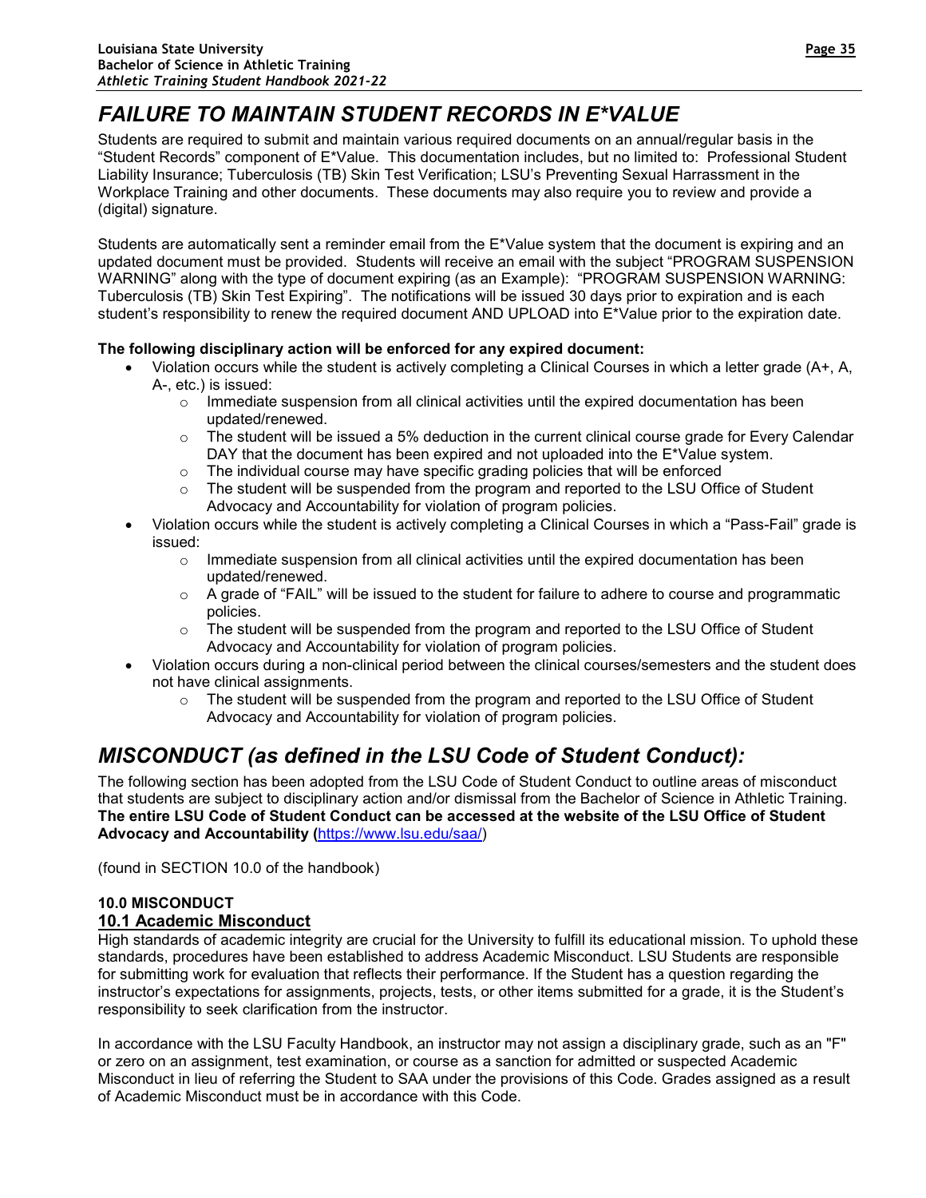## *FAILURE TO MAINTAIN STUDENT RECORDS IN E*VALUE*

Students are required to submit and maintain various required documents on an annual/regular basis in the "Student Records" component of E*Value. This documentation includes, but no limited to: Professional Student Liability Insurance; Tuberculosis (TB) Skin Test Verification; LSU's Preventing Sexual Harrassment in the Workplace Training and other documents. These documents may also require you to review and provide a (digital) signature.

Students are automatically sent a reminder email from the E*Value system that the document is expiring and an updated document must be provided. Students will receive an email with the subject "PROGRAM SUSPENSION WARNING" along with the type of document expiring (as an Example): "PROGRAM SUSPENSION WARNING: Tuberculosis (TB) Skin Test Expiring". The notifications will be issued 30 days prior to expiration and is each student's responsibility to renew the required document AND UPLOAD into E*Value prior to the expiration date.

**The following disciplinary action will be enforced for any expired document:**

- Violation occurs while the student is actively completing a Clinical Courses in which a letter grade (A+, A, A-, etc.) is issued:
  - Immediate suspension from all clinical activities until the expired documentation has been updated/renewed.
  - The student will be issued a 5% deduction in the current clinical course grade for Every Calendar DAY that the document has been expired and not uploaded into the E*Value system.
  - The individual course may have specific grading policies that will be enforced
  - The student will be suspended from the program and reported to the LSU Office of Student Advocacy and Accountability for violation of program policies.
- Violation occurs while the student is actively completing a Clinical Courses in which a "Pass-Fail" grade is issued:
  - Immediate suspension from all clinical activities until the expired documentation has been updated/renewed.
  - A grade of "FAIL" will be issued to the student for failure to adhere to course and programmatic policies.
  - The student will be suspended from the program and reported to the LSU Office of Student Advocacy and Accountability for violation of program policies.
- Violation occurs during a non-clinical period between the clinical courses/semesters and the student does not have clinical assignments.
  - The student will be suspended from the program and reported to the LSU Office of Student Advocacy and Accountability for violation of program policies.

## *MISCONDUCT (as defined in the LSU Code of Student Conduct):*

The following section has been adopted from the LSU Code of Student Conduct to outline areas of misconduct that students are subject to disciplinary action and/or dismissal from the Bachelor of Science in Athletic Training. **The entire LSU Code of Student Conduct can be accessed at the website of the LSU Office of Student Advocacy and Accountability (**https://www.lsu.edu/saa/)

(found in SECTION 10.0 of the handbook)

**10.0 MISCONDUCT**

### 10.1 Academic Misconduct

High standards of academic integrity are crucial for the University to fulfill its educational mission. To uphold these standards, procedures have been established to address Academic Misconduct. LSU Students are responsible for submitting work for evaluation that reflects their performance. If the Student has a question regarding the instructor's expectations for assignments, projects, tests, or other items submitted for a grade, it is the Student's responsibility to seek clarification from the instructor.

In accordance with the LSU Faculty Handbook, an instructor may not assign a disciplinary grade, such as an "F" or zero on an assignment, test examination, or course as a sanction for admitted or suspected Academic Misconduct in lieu of referring the Student to SAA under the provisions of this Code. Grades assigned as a result of Academic Misconduct must be in accordance with this Code.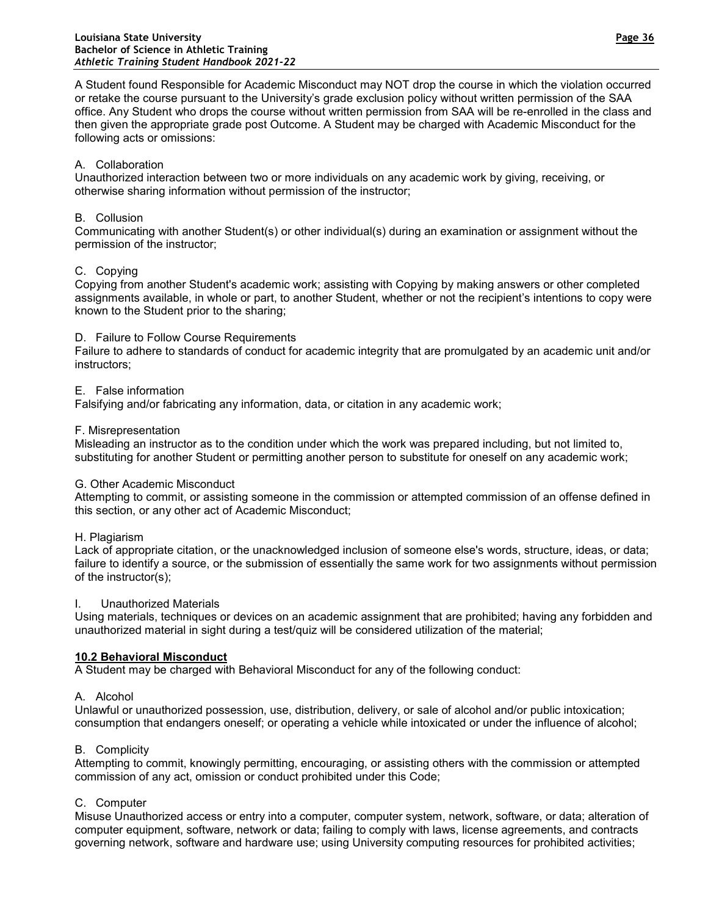A Student found Responsible for Academic Misconduct may NOT drop the course in which the violation occurred or retake the course pursuant to the University's grade exclusion policy without written permission of the SAA office. Any Student who drops the course without written permission from SAA will be re-enrolled in the class and then given the appropriate grade post Outcome. A Student may be charged with Academic Misconduct for the following acts or omissions:

A. Collaboration
Unauthorized interaction between two or more individuals on any academic work by giving, receiving, or otherwise sharing information without permission of the instructor;

B. Collusion
Communicating with another Student(s) or other individual(s) during an examination or assignment without the permission of the instructor;

C. Copying
Copying from another Student's academic work; assisting with Copying by making answers or other completed assignments available, in whole or part, to another Student, whether or not the recipient's intentions to copy were known to the Student prior to the sharing;

D. Failure to Follow Course Requirements
Failure to adhere to standards of conduct for academic integrity that are promulgated by an academic unit and/or instructors;

E. False information
Falsifying and/or fabricating any information, data, or citation in any academic work;

F. Misrepresentation
Misleading an instructor as to the condition under which the work was prepared including, but not limited to, substituting for another Student or permitting another person to substitute for oneself on any academic work;

G. Other Academic Misconduct
Attempting to commit, or assisting someone in the commission or attempted commission of an offense defined in this section, or any other act of Academic Misconduct;

H. Plagiarism
Lack of appropriate citation, or the unacknowledged inclusion of someone else's words, structure, ideas, or data; failure to identify a source, or the submission of essentially the same work for two assignments without permission of the instructor(s);

I. Unauthorized Materials
Using materials, techniques or devices on an academic assignment that are prohibited; having any forbidden and unauthorized material in sight during a test/quiz will be considered utilization of the material;

**10.2 Behavioral Misconduct**

A Student may be charged with Behavioral Misconduct for any of the following conduct:

A. Alcohol
Unlawful or unauthorized possession, use, distribution, delivery, or sale of alcohol and/or public intoxication; consumption that endangers oneself; or operating a vehicle while intoxicated or under the influence of alcohol;

B. Complicity
Attempting to commit, knowingly permitting, encouraging, or assisting others with the commission or attempted commission of any act, omission or conduct prohibited under this Code;

C. Computer
Misuse Unauthorized access or entry into a computer, computer system, network, software, or data; alteration of computer equipment, software, network or data; failing to comply with laws, license agreements, and contracts governing network, software and hardware use; using University computing resources for prohibited activities;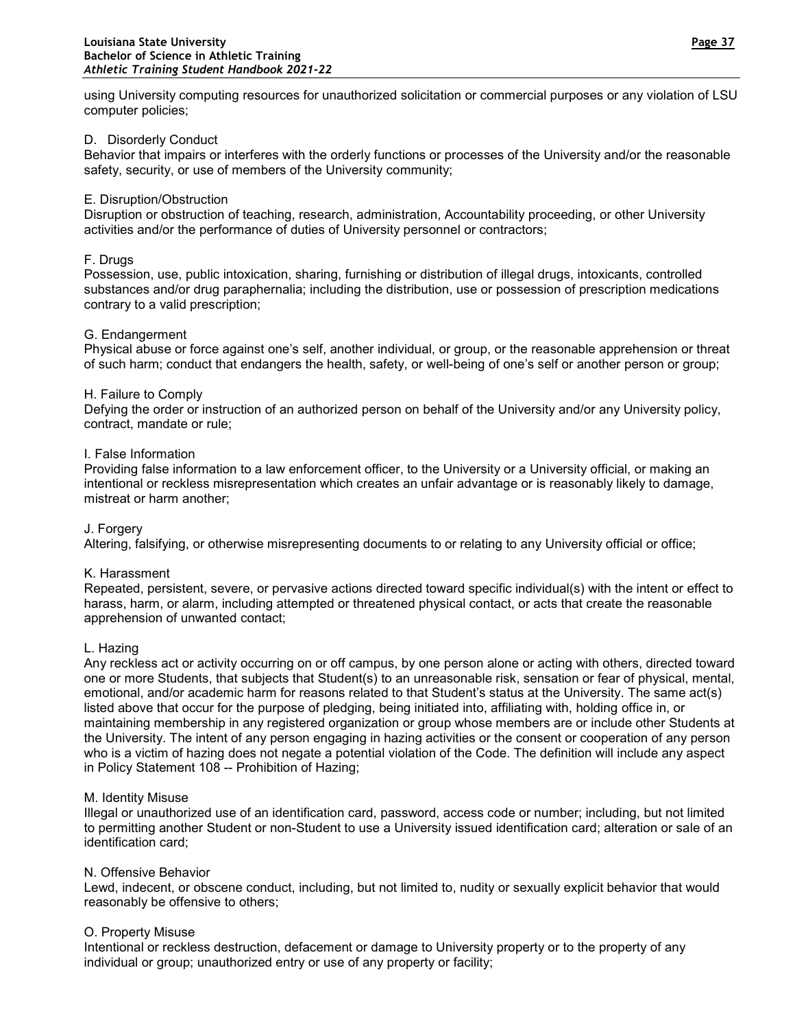using University computing resources for unauthorized solicitation or commercial purposes or any violation of LSU computer policies;

D. Disorderly Conduct
Behavior that impairs or interferes with the orderly functions or processes of the University and/or the reasonable safety, security, or use of members of the University community;

E. Disruption/Obstruction
Disruption or obstruction of teaching, research, administration, Accountability proceeding, or other University activities and/or the performance of duties of University personnel or contractors;

F. Drugs
Possession, use, public intoxication, sharing, furnishing or distribution of illegal drugs, intoxicants, controlled substances and/or drug paraphernalia; including the distribution, use or possession of prescription medications contrary to a valid prescription;

G. Endangerment
Physical abuse or force against one's self, another individual, or group, or the reasonable apprehension or threat of such harm; conduct that endangers the health, safety, or well-being of one's self or another person or group;

H. Failure to Comply
Defying the order or instruction of an authorized person on behalf of the University and/or any University policy, contract, mandate or rule;

I. False Information
Providing false information to a law enforcement officer, to the University or a University official, or making an intentional or reckless misrepresentation which creates an unfair advantage or is reasonably likely to damage, mistreat or harm another;

J. Forgery
Altering, falsifying, or otherwise misrepresenting documents to or relating to any University official or office;

K. Harassment
Repeated, persistent, severe, or pervasive actions directed toward specific individual(s) with the intent or effect to harass, harm, or alarm, including attempted or threatened physical contact, or acts that create the reasonable apprehension of unwanted contact;

L. Hazing
Any reckless act or activity occurring on or off campus, by one person alone or acting with others, directed toward one or more Students, that subjects that Student(s) to an unreasonable risk, sensation or fear of physical, mental, emotional, and/or academic harm for reasons related to that Student's status at the University. The same act(s) listed above that occur for the purpose of pledging, being initiated into, affiliating with, holding office in, or maintaining membership in any registered organization or group whose members are or include other Students at the University. The intent of any person engaging in hazing activities or the consent or cooperation of any person who is a victim of hazing does not negate a potential violation of the Code. The definition will include any aspect in Policy Statement 108 -- Prohibition of Hazing;

M. Identity Misuse
Illegal or unauthorized use of an identification card, password, access code or number; including, but not limited to permitting another Student or non-Student to use a University issued identification card; alteration or sale of an identification card;

N. Offensive Behavior
Lewd, indecent, or obscene conduct, including, but not limited to, nudity or sexually explicit behavior that would reasonably be offensive to others;

O. Property Misuse
Intentional or reckless destruction, defacement or damage to University property or to the property of any individual or group; unauthorized entry or use of any property or facility;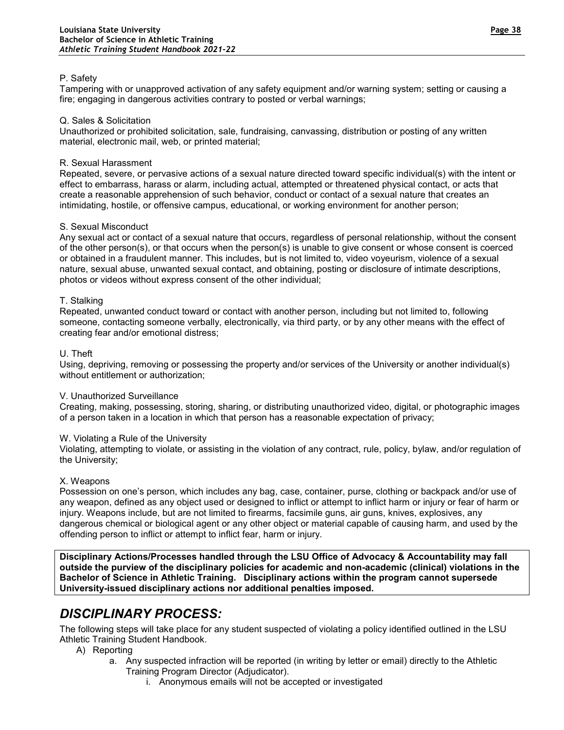P. Safety
Tampering with or unapproved activation of any safety equipment and/or warning system; setting or causing a fire; engaging in dangerous activities contrary to posted or verbal warnings;

Q. Sales & Solicitation
Unauthorized or prohibited solicitation, sale, fundraising, canvassing, distribution or posting of any written material, electronic mail, web, or printed material;

R. Sexual Harassment
Repeated, severe, or pervasive actions of a sexual nature directed toward specific individual(s) with the intent or effect to embarrass, harass or alarm, including actual, attempted or threatened physical contact, or acts that create a reasonable apprehension of such behavior, conduct or contact of a sexual nature that creates an intimidating, hostile, or offensive campus, educational, or working environment for another person;

S. Sexual Misconduct
Any sexual act or contact of a sexual nature that occurs, regardless of personal relationship, without the consent of the other person(s), or that occurs when the person(s) is unable to give consent or whose consent is coerced or obtained in a fraudulent manner. This includes, but is not limited to, video voyeurism, violence of a sexual nature, sexual abuse, unwanted sexual contact, and obtaining, posting or disclosure of intimate descriptions, photos or videos without express consent of the other individual;

T. Stalking
Repeated, unwanted conduct toward or contact with another person, including but not limited to, following someone, contacting someone verbally, electronically, via third party, or by any other means with the effect of creating fear and/or emotional distress;

U. Theft
Using, depriving, removing or possessing the property and/or services of the University or another individual(s) without entitlement or authorization;

V. Unauthorized Surveillance
Creating, making, possessing, storing, sharing, or distributing unauthorized video, digital, or photographic images of a person taken in a location in which that person has a reasonable expectation of privacy;

W. Violating a Rule of the University
Violating, attempting to violate, or assisting in the violation of any contract, rule, policy, bylaw, and/or regulation of the University;

X. Weapons
Possession on one's person, which includes any bag, case, container, purse, clothing or backpack and/or use of any weapon, defined as any object used or designed to inflict or attempt to inflict harm or injury or fear of harm or injury. Weapons include, but are not limited to firearms, facsimile guns, air guns, knives, explosives, any dangerous chemical or biological agent or any other object or material capable of causing harm, and used by the offending person to inflict or attempt to inflict fear, harm or injury.

**Disciplinary Actions/Processes handled through the LSU Office of Advocacy & Accountability may fall outside the purview of the disciplinary policies for academic and non-academic (clinical) violations in the Bachelor of Science in Athletic Training. Disciplinary actions within the program cannot supersede University-issued disciplinary actions nor additional penalties imposed.**

## *DISCIPLINARY PROCESS:*

The following steps will take place for any student suspected of violating a policy identified outlined in the LSU Athletic Training Student Handbook.

- A) Reporting
    - a. Any suspected infraction will be reported (in writing by letter or email) directly to the Athletic Training Program Director (Adjudicator).
        - i. Anonymous emails will not be accepted or investigated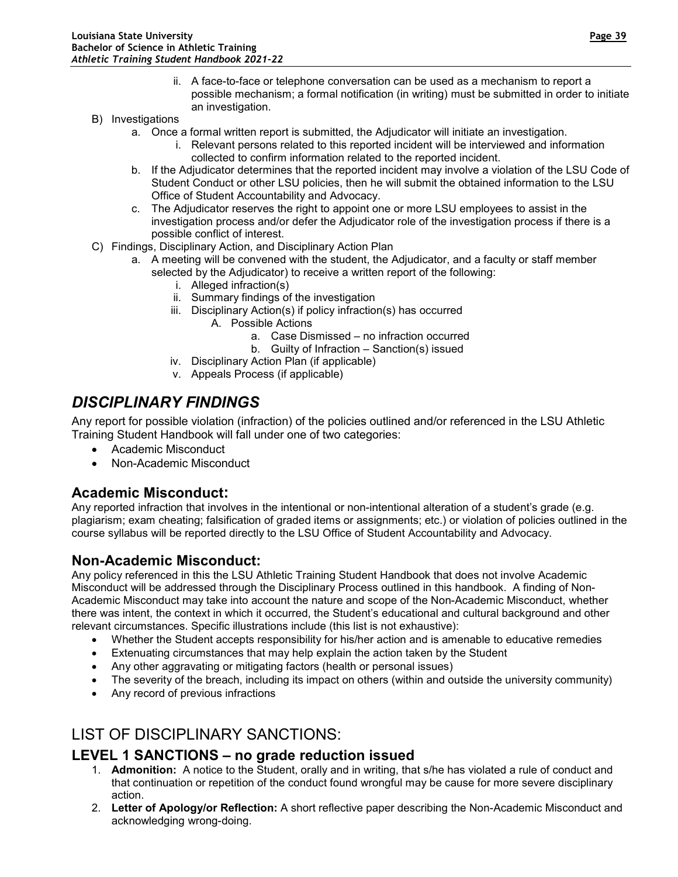ii. A face-to-face or telephone conversation can be used as a mechanism to report a possible mechanism; a formal notification (in writing) must be submitted in order to initiate an investigation.

B) Investigations
   a. Once a formal written report is submitted, the Adjudicator will initiate an investigation.
      i. Relevant persons related to this reported incident will be interviewed and information collected to confirm information related to the reported incident.
   b. If the Adjudicator determines that the reported incident may involve a violation of the LSU Code of Student Conduct or other LSU policies, then he will submit the obtained information to the LSU Office of Student Accountability and Advocacy.
   c. The Adjudicator reserves the right to appoint one or more LSU employees to assist in the investigation process and/or defer the Adjudicator role of the investigation process if there is a possible conflict of interest.

C) Findings, Disciplinary Action, and Disciplinary Action Plan
   a. A meeting will be convened with the student, the Adjudicator, and a faculty or staff member selected by the Adjudicator) to receive a written report of the following:
      i. Alleged infraction(s)
      ii. Summary findings of the investigation
      iii. Disciplinary Action(s) if policy infraction(s) has occurred
         A. Possible Actions
            a. Case Dismissed – no infraction occurred
            b. Guilty of Infraction – Sanction(s) issued
      iv. Disciplinary Action Plan (if applicable)
      v. Appeals Process (if applicable)

# *DISCIPLINARY FINDINGS*

Any report for possible violation (infraction) of the policies outlined and/or referenced in the LSU Athletic Training Student Handbook will fall under one of two categories:

- Academic Misconduct
- Non-Academic Misconduct

## Academic Misconduct:

Any reported infraction that involves in the intentional or non-intentional alteration of a student's grade (e.g. plagiarism; exam cheating; falsification of graded items or assignments; etc.) or violation of policies outlined in the course syllabus will be reported directly to the LSU Office of Student Accountability and Advocacy.

## Non-Academic Misconduct:

Any policy referenced in this the LSU Athletic Training Student Handbook that does not involve Academic Misconduct will be addressed through the Disciplinary Process outlined in this handbook. A finding of Non-Academic Misconduct may take into account the nature and scope of the Non-Academic Misconduct, whether there was intent, the context in which it occurred, the Student's educational and cultural background and other relevant circumstances. Specific illustrations include (this list is not exhaustive):

- Whether the Student accepts responsibility for his/her action and is amenable to educative remedies
- Extenuating circumstances that may help explain the action taken by the Student
- Any other aggravating or mitigating factors (health or personal issues)
- The severity of the breach, including its impact on others (within and outside the university community)
- Any record of previous infractions

# LIST OF DISCIPLINARY SANCTIONS:

## LEVEL 1 SANCTIONS – no grade reduction issued

1. **Admonition:** A notice to the Student, orally and in writing, that s/he has violated a rule of conduct and that continuation or repetition of the conduct found wrongful may be cause for more severe disciplinary action.
2. **Letter of Apology/or Reflection:** A short reflective paper describing the Non-Academic Misconduct and acknowledging wrong-doing.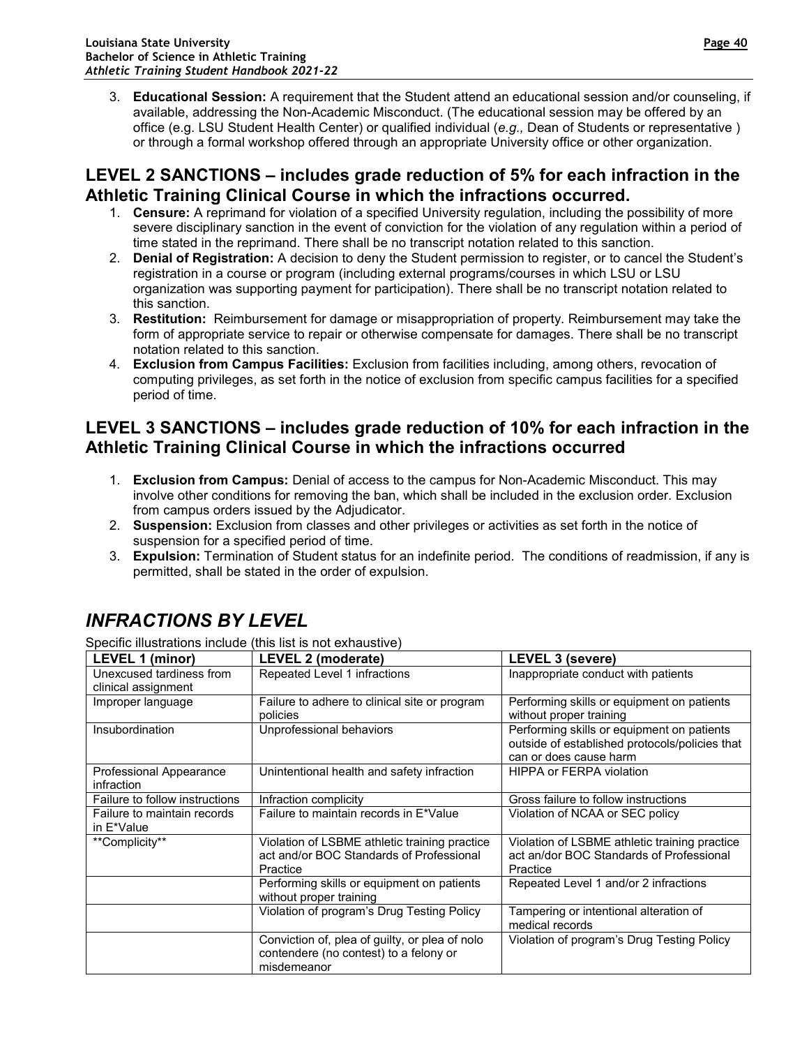3. **Educational Session:** A requirement that the Student attend an educational session and/or counseling, if available, addressing the Non-Academic Misconduct. (The educational session may be offered by an office (e.g. LSU Student Health Center) or qualified individual (*e.g.,* Dean of Students or representative ) or through a formal workshop offered through an appropriate University office or other organization.

## LEVEL 2 SANCTIONS – includes grade reduction of 5% for each infraction in the Athletic Training Clinical Course in which the infractions occurred.

1. **Censure:** A reprimand for violation of a specified University regulation, including the possibility of more severe disciplinary sanction in the event of conviction for the violation of any regulation within a period of time stated in the reprimand. There shall be no transcript notation related to this sanction.
2. **Denial of Registration:** A decision to deny the Student permission to register, or to cancel the Student's registration in a course or program (including external programs/courses in which LSU or LSU organization was supporting payment for participation). There shall be no transcript notation related to this sanction.
3. **Restitution:** Reimbursement for damage or misappropriation of property. Reimbursement may take the form of appropriate service to repair or otherwise compensate for damages. There shall be no transcript notation related to this sanction.
4. **Exclusion from Campus Facilities:** Exclusion from facilities including, among others, revocation of computing privileges, as set forth in the notice of exclusion from specific campus facilities for a specified period of time.

## LEVEL 3 SANCTIONS – includes grade reduction of 10% for each infraction in the Athletic Training Clinical Course in which the infractions occurred

1. **Exclusion from Campus:** Denial of access to the campus for Non-Academic Misconduct. This may involve other conditions for removing the ban, which shall be included in the exclusion order. Exclusion from campus orders issued by the Adjudicator.
2. **Suspension:** Exclusion from classes and other privileges or activities as set forth in the notice of suspension for a specified period of time.
3. **Expulsion:** Termination of Student status for an indefinite period. The conditions of readmission, if any is permitted, shall be stated in the order of expulsion.

# *INFRACTIONS BY LEVEL*

Specific illustrations include (this list is not exhaustive)

| LEVEL 1 (minor) | LEVEL 2 (moderate) | LEVEL 3 (severe) |
|---|---|---|
| Unexcused tardiness from clinical assignment | Repeated Level 1 infractions | Inappropriate conduct with patients |
| Improper language | Failure to adhere to clinical site or program policies | Performing skills or equipment on patients without proper training |
| Insubordination | Unprofessional behaviors | Performing skills or equipment on patients outside of established protocols/policies that can or does cause harm |
| Professional Appearance infraction | Unintentional health and safety infraction | HIPPA or FERPA violation |
| Failure to follow instructions | Infraction complicity | Gross failure to follow instructions |
| Failure to maintain records in E*Value | Failure to maintain records in E*Value | Violation of NCAA or SEC policy |
| **Complicity** | Violation of LSBME athletic training practice act and/or BOC Standards of Professional Practice | Violation of LSBME athletic training practice act an/dor BOC Standards of Professional Practice |
| | Performing skills or equipment on patients without proper training | Repeated Level 1 and/or 2 infractions |
| | Violation of program's Drug Testing Policy | Tampering or intentional alteration of medical records |
| | Conviction of, plea of guilty, or plea of nolo contendere (no contest) to a felony or misdemeanor | Violation of program's Drug Testing Policy |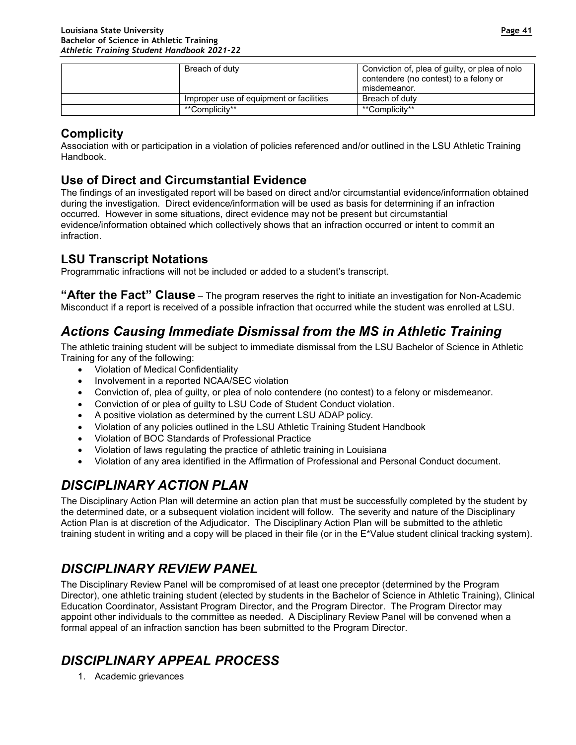| | | |
|---|---|---|
| | Breach of duty | Conviction of, plea of guilty, or plea of nolo contendere (no contest) to a felony or misdemeanor. |
| | Improper use of equipment or facilities | Breach of duty |
| | **Complicity** | **Complicity** |

## Complicity

Association with or participation in a violation of policies referenced and/or outlined in the LSU Athletic Training Handbook.

## Use of Direct and Circumstantial Evidence

The findings of an investigated report will be based on direct and/or circumstantial evidence/information obtained during the investigation. Direct evidence/information will be used as basis for determining if an infraction occurred. However in some situations, direct evidence may not be present but circumstantial evidence/information obtained which collectively shows that an infraction occurred or intent to commit an infraction.

## LSU Transcript Notations

Programmatic infractions will not be included or added to a student's transcript.

**"After the Fact" Clause** – The program reserves the right to initiate an investigation for Non-Academic Misconduct if a report is received of a possible infraction that occurred while the student was enrolled at LSU.

## *Actions Causing Immediate Dismissal from the MS in Athletic Training*

The athletic training student will be subject to immediate dismissal from the LSU Bachelor of Science in Athletic Training for any of the following:

- Violation of Medical Confidentiality
- Involvement in a reported NCAA/SEC violation
- Conviction of, plea of guilty, or plea of nolo contendere (no contest) to a felony or misdemeanor.
- Conviction of or plea of guilty to LSU Code of Student Conduct violation.
- A positive violation as determined by the current LSU ADAP policy.
- Violation of any policies outlined in the LSU Athletic Training Student Handbook
- Violation of BOC Standards of Professional Practice
- Violation of laws regulating the practice of athletic training in Louisiana
- Violation of any area identified in the Affirmation of Professional and Personal Conduct document.

## *DISCIPLINARY ACTION PLAN*

The Disciplinary Action Plan will determine an action plan that must be successfully completed by the student by the determined date, or a subsequent violation incident will follow. The severity and nature of the Disciplinary Action Plan is at discretion of the Adjudicator. The Disciplinary Action Plan will be submitted to the athletic training student in writing and a copy will be placed in their file (or in the E*Value student clinical tracking system).

## *DISCIPLINARY REVIEW PANEL*

The Disciplinary Review Panel will be compromised of at least one preceptor (determined by the Program Director), one athletic training student (elected by students in the Bachelor of Science in Athletic Training), Clinical Education Coordinator, Assistant Program Director, and the Program Director. The Program Director may appoint other individuals to the committee as needed. A Disciplinary Review Panel will be convened when a formal appeal of an infraction sanction has been submitted to the Program Director.

## *DISCIPLINARY APPEAL PROCESS*

1. Academic grievances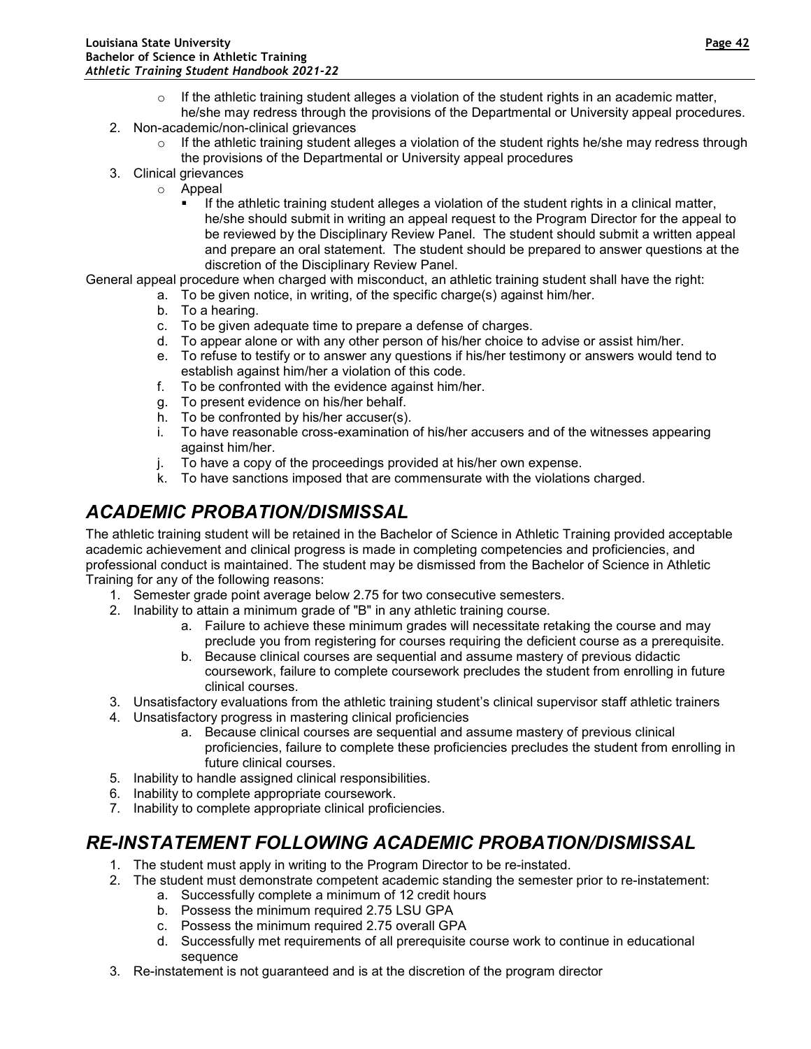- If the athletic training student alleges a violation of the student rights in an academic matter, he/she may redress through the provisions of the Departmental or University appeal procedures.

2. Non-academic/non-clinical grievances
   - If the athletic training student alleges a violation of the student rights he/she may redress through the provisions of the Departmental or University appeal procedures
3. Clinical grievances
   - Appeal
     - If the athletic training student alleges a violation of the student rights in a clinical matter, he/she should submit in writing an appeal request to the Program Director for the appeal to be reviewed by the Disciplinary Review Panel. The student should submit a written appeal and prepare an oral statement. The student should be prepared to answer questions at the discretion of the Disciplinary Review Panel.

General appeal procedure when charged with misconduct, an athletic training student shall have the right:

a. To be given notice, in writing, of the specific charge(s) against him/her.
b. To a hearing.
c. To be given adequate time to prepare a defense of charges.
d. To appear alone or with any other person of his/her choice to advise or assist him/her.
e. To refuse to testify or to answer any questions if his/her testimony or answers would tend to establish against him/her a violation of this code.
f. To be confronted with the evidence against him/her.
g. To present evidence on his/her behalf.
h. To be confronted by his/her accuser(s).
i. To have reasonable cross-examination of his/her accusers and of the witnesses appearing against him/her.
j. To have a copy of the proceedings provided at his/her own expense.
k. To have sanctions imposed that are commensurate with the violations charged.

## *ACADEMIC PROBATION/DISMISSAL*

The athletic training student will be retained in the Bachelor of Science in Athletic Training provided acceptable academic achievement and clinical progress is made in completing competencies and proficiencies, and professional conduct is maintained. The student may be dismissed from the Bachelor of Science in Athletic Training for any of the following reasons:

1. Semester grade point average below 2.75 for two consecutive semesters.
2. Inability to attain a minimum grade of "B" in any athletic training course.
   a. Failure to achieve these minimum grades will necessitate retaking the course and may preclude you from registering for courses requiring the deficient course as a prerequisite.
   b. Because clinical courses are sequential and assume mastery of previous didactic coursework, failure to complete coursework precludes the student from enrolling in future clinical courses.
3. Unsatisfactory evaluations from the athletic training student's clinical supervisor staff athletic trainers
4. Unsatisfactory progress in mastering clinical proficiencies
   a. Because clinical courses are sequential and assume mastery of previous clinical proficiencies, failure to complete these proficiencies precludes the student from enrolling in future clinical courses.
5. Inability to handle assigned clinical responsibilities.
6. Inability to complete appropriate coursework.
7. Inability to complete appropriate clinical proficiencies.

## *RE-INSTATEMENT FOLLOWING ACADEMIC PROBATION/DISMISSAL*

1. The student must apply in writing to the Program Director to be re-instated.
2. The student must demonstrate competent academic standing the semester prior to re-instatement:
   a. Successfully complete a minimum of 12 credit hours
   b. Possess the minimum required 2.75 LSU GPA
   c. Possess the minimum required 2.75 overall GPA
   d. Successfully met requirements of all prerequisite course work to continue in educational sequence
3. Re-instatement is not guaranteed and is at the discretion of the program director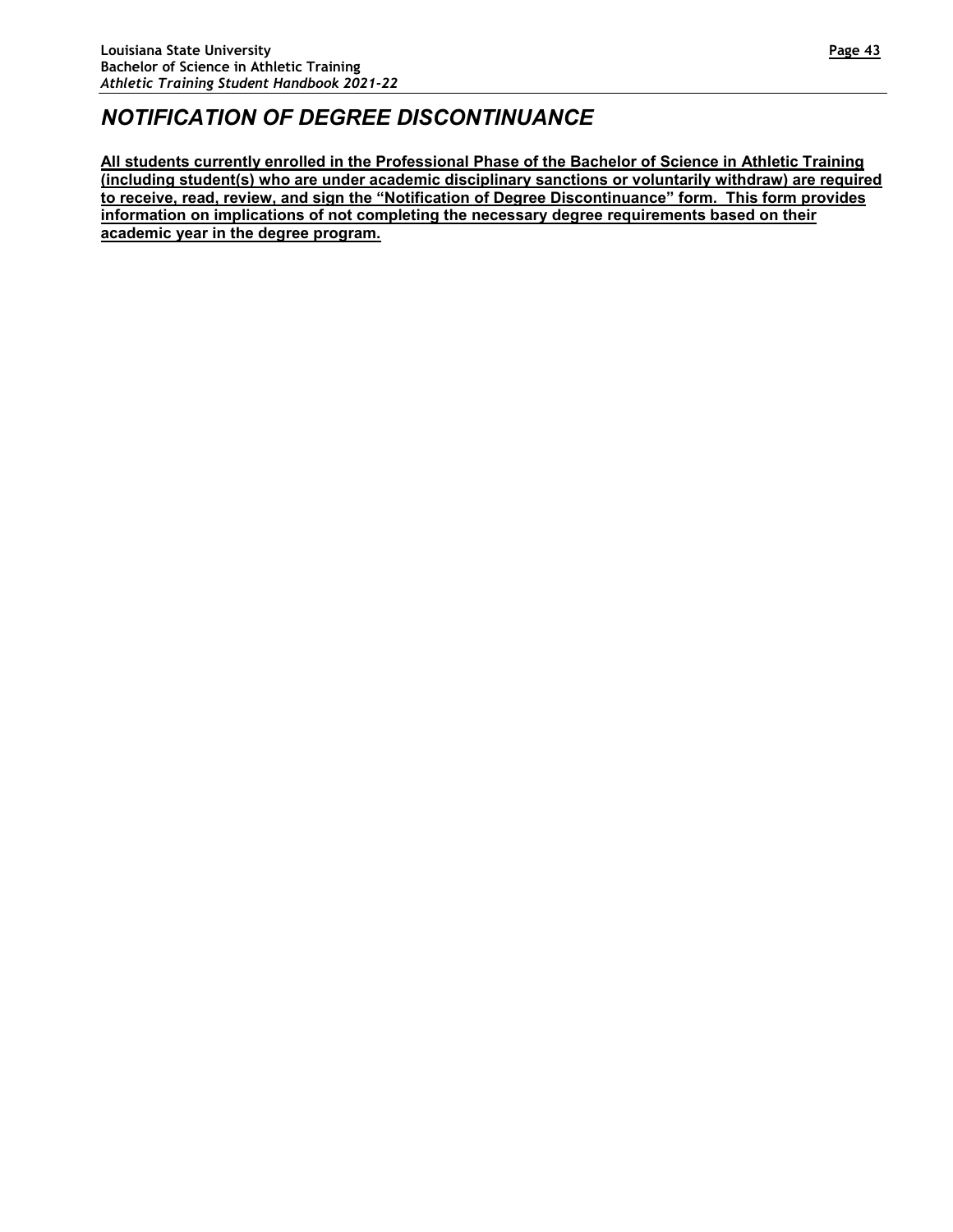# *NOTIFICATION OF DEGREE DISCONTINUANCE*

**All students currently enrolled in the Professional Phase of the Bachelor of Science in Athletic Training (including student(s) who are under academic disciplinary sanctions or voluntarily withdraw) are required to receive, read, review, and sign the "Notification of Degree Discontinuance" form. This form provides information on implications of not completing the necessary degree requirements based on their academic year in the degree program.**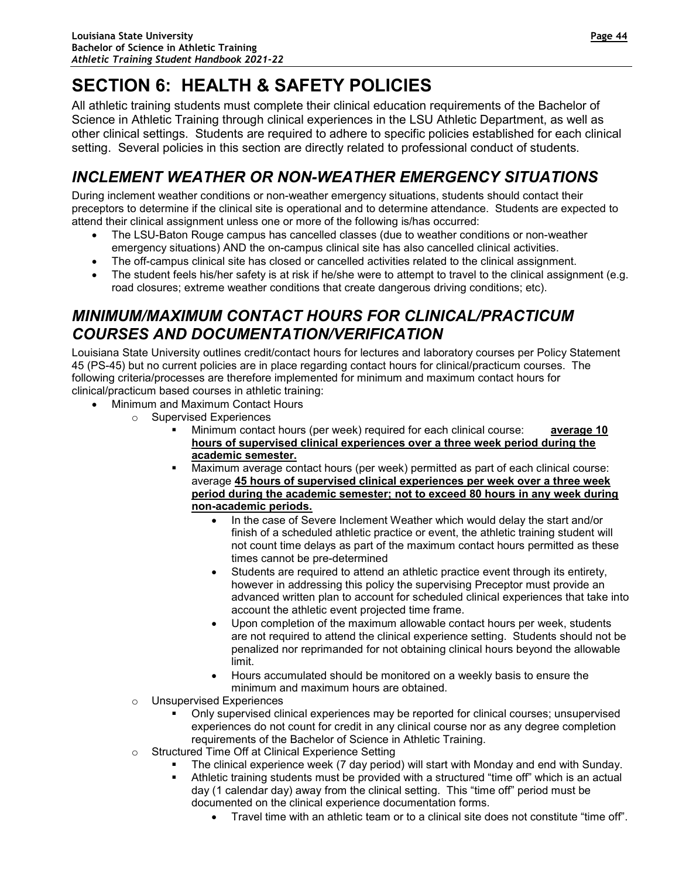# SECTION 6: HEALTH & SAFETY POLICIES

All athletic training students must complete their clinical education requirements of the Bachelor of Science in Athletic Training through clinical experiences in the LSU Athletic Department, as well as other clinical settings. Students are required to adhere to specific policies established for each clinical setting. Several policies in this section are directly related to professional conduct of students.

## *INCLEMENT WEATHER OR NON-WEATHER EMERGENCY SITUATIONS*

During inclement weather conditions or non-weather emergency situations, students should contact their preceptors to determine if the clinical site is operational and to determine attendance. Students are expected to attend their clinical assignment unless one or more of the following is/has occurred:

- The LSU-Baton Rouge campus has cancelled classes (due to weather conditions or non-weather emergency situations) AND the on-campus clinical site has also cancelled clinical activities.
- The off-campus clinical site has closed or cancelled activities related to the clinical assignment.
- The student feels his/her safety is at risk if he/she were to attempt to travel to the clinical assignment (e.g. road closures; extreme weather conditions that create dangerous driving conditions; etc).

## *MINIMUM/MAXIMUM CONTACT HOURS FOR CLINICAL/PRACTICUM COURSES AND DOCUMENTATION/VERIFICATION*

Louisiana State University outlines credit/contact hours for lectures and laboratory courses per Policy Statement 45 (PS-45) but no current policies are in place regarding contact hours for clinical/practicum courses. The following criteria/processes are therefore implemented for minimum and maximum contact hours for clinical/practicum based courses in athletic training:

- Minimum and Maximum Contact Hours
  - Supervised Experiences
    - Minimum contact hours (per week) required for each clinical course: **average 10 hours of supervised clinical experiences over a three week period during the academic semester.**
    - Maximum average contact hours (per week) permitted as part of each clinical course: average **45 hours of supervised clinical experiences per week over a three week period during the academic semester; not to exceed 80 hours in any week during non-academic periods.**
      - In the case of Severe Inclement Weather which would delay the start and/or finish of a scheduled athletic practice or event, the athletic training student will not count time delays as part of the maximum contact hours permitted as these times cannot be pre-determined
      - Students are required to attend an athletic practice event through its entirety, however in addressing this policy the supervising Preceptor must provide an advanced written plan to account for scheduled clinical experiences that take into account the athletic event projected time frame.
      - Upon completion of the maximum allowable contact hours per week, students are not required to attend the clinical experience setting. Students should not be penalized nor reprimanded for not obtaining clinical hours beyond the allowable limit.
      - Hours accumulated should be monitored on a weekly basis to ensure the minimum and maximum hours are obtained.
  - Unsupervised Experiences
    - Only supervised clinical experiences may be reported for clinical courses; unsupervised experiences do not count for credit in any clinical course nor as any degree completion requirements of the Bachelor of Science in Athletic Training.
  - Structured Time Off at Clinical Experience Setting
    - The clinical experience week (7 day period) will start with Monday and end with Sunday.
    - Athletic training students must be provided with a structured "time off" which is an actual day (1 calendar day) away from the clinical setting. This "time off" period must be documented on the clinical experience documentation forms.
      - Travel time with an athletic team or to a clinical site does not constitute "time off".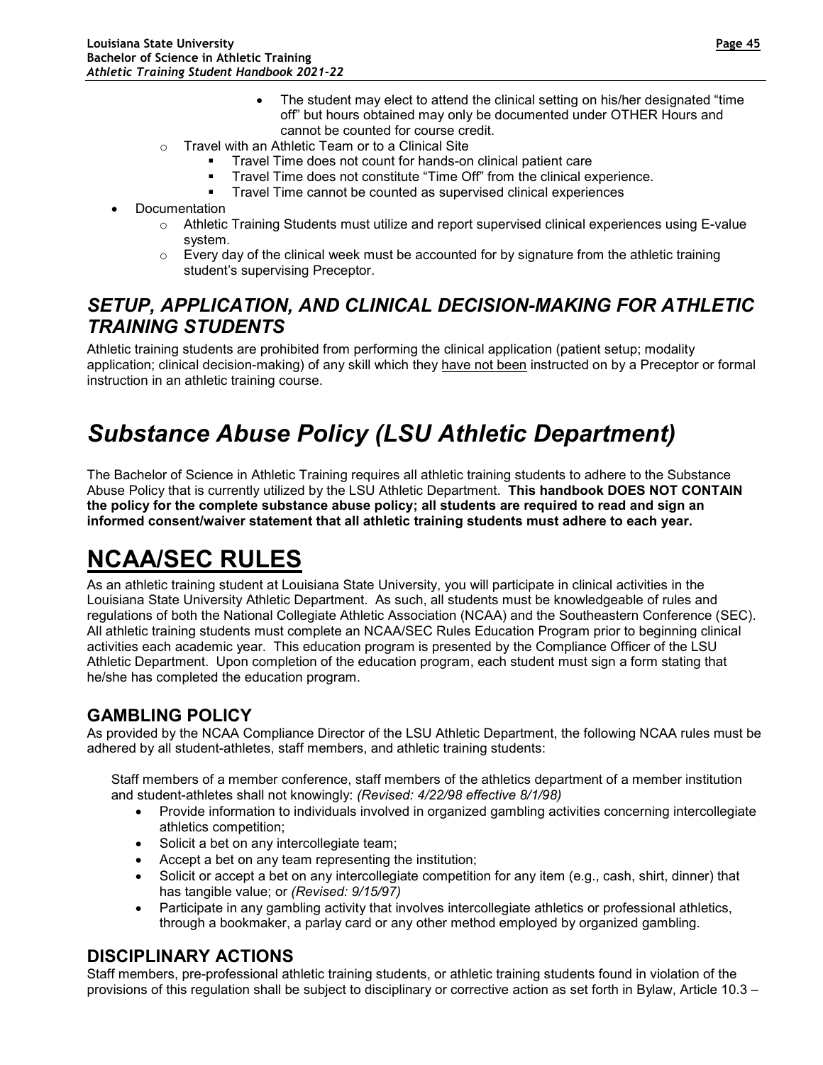- The student may elect to attend the clinical setting on his/her designated "time off" but hours obtained may only be documented under OTHER Hours and cannot be counted for course credit.
    - Travel with an Athletic Team or to a Clinical Site
        - Travel Time does not count for hands-on clinical patient care
        - Travel Time does not constitute "Time Off" from the clinical experience.
        - Travel Time cannot be counted as supervised clinical experiences
- Documentation
    - Athletic Training Students must utilize and report supervised clinical experiences using E-value system.
    - Every day of the clinical week must be accounted for by signature from the athletic training student's supervising Preceptor.

### *SETUP, APPLICATION, AND CLINICAL DECISION-MAKING FOR ATHLETIC TRAINING STUDENTS*

Athletic training students are prohibited from performing the clinical application (patient setup; modality application; clinical decision-making) of any skill which they <u>have not been</u> instructed on by a Preceptor or formal instruction in an athletic training course.

# *Substance Abuse Policy (LSU Athletic Department)*

The Bachelor of Science in Athletic Training requires all athletic training students to adhere to the Substance Abuse Policy that is currently utilized by the LSU Athletic Department. **This handbook DOES NOT CONTAIN the policy for the complete substance abuse policy; all students are required to read and sign an informed consent/waiver statement that all athletic training students must adhere to each year.**

# <u>NCAA/SEC RULES</u>

As an athletic training student at Louisiana State University, you will participate in clinical activities in the Louisiana State University Athletic Department. As such, all students must be knowledgeable of rules and regulations of both the National Collegiate Athletic Association (NCAA) and the Southeastern Conference (SEC). All athletic training students must complete an NCAA/SEC Rules Education Program prior to beginning clinical activities each academic year. This education program is presented by the Compliance Officer of the LSU Athletic Department. Upon completion of the education program, each student must sign a form stating that he/she has completed the education program.

## GAMBLING POLICY

As provided by the NCAA Compliance Director of the LSU Athletic Department, the following NCAA rules must be adhered by all student-athletes, staff members, and athletic training students:

Staff members of a member conference, staff members of the athletics department of a member institution and student-athletes shall not knowingly: *(Revised: 4/22/98 effective 8/1/98)*

- Provide information to individuals involved in organized gambling activities concerning intercollegiate athletics competition;
- Solicit a bet on any intercollegiate team;
- Accept a bet on any team representing the institution;
- Solicit or accept a bet on any intercollegiate competition for any item (e.g., cash, shirt, dinner) that has tangible value; or *(Revised: 9/15/97)*
- Participate in any gambling activity that involves intercollegiate athletics or professional athletics, through a bookmaker, a parlay card or any other method employed by organized gambling.

## DISCIPLINARY ACTIONS

Staff members, pre-professional athletic training students, or athletic training students found in violation of the provisions of this regulation shall be subject to disciplinary or corrective action as set forth in Bylaw, Article 10.3 –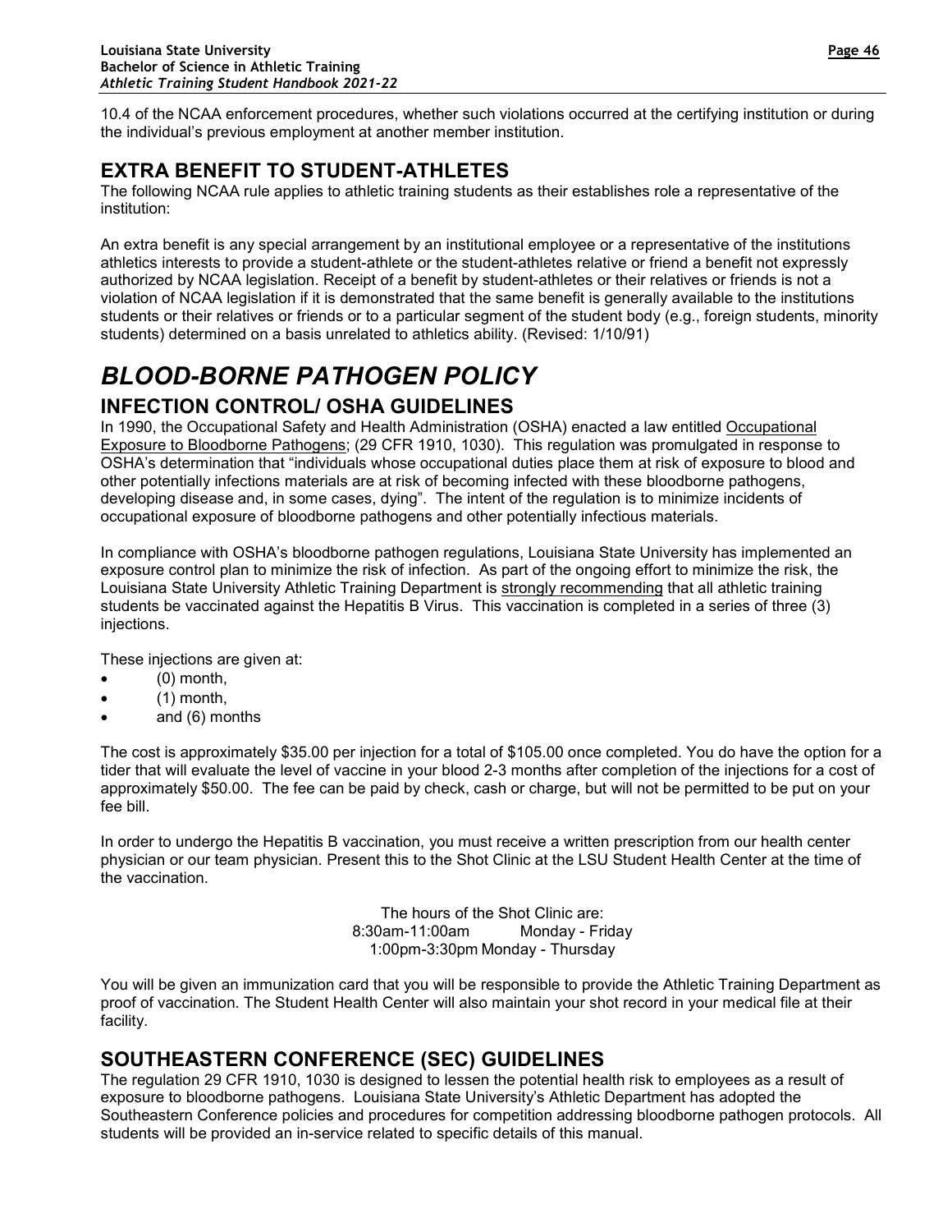10.4 of the NCAA enforcement procedures, whether such violations occurred at the certifying institution or during the individual's previous employment at another member institution.

## EXTRA BENEFIT TO STUDENT-ATHLETES

The following NCAA rule applies to athletic training students as their establishes role a representative of the institution:

An extra benefit is any special arrangement by an institutional employee or a representative of the institutions athletics interests to provide a student-athlete or the student-athletes relative or friend a benefit not expressly authorized by NCAA legislation. Receipt of a benefit by student-athletes or their relatives or friends is not a violation of NCAA legislation if it is demonstrated that the same benefit is generally available to the institutions students or their relatives or friends or to a particular segment of the student body (e.g., foreign students, minority students) determined on a basis unrelated to athletics ability. (Revised: 1/10/91)

# *BLOOD-BORNE PATHOGEN POLICY*

## INFECTION CONTROL/ OSHA GUIDELINES

In 1990, the Occupational Safety and Health Administration (OSHA) enacted a law entitled Occupational Exposure to Bloodborne Pathogens; (29 CFR 1910, 1030). This regulation was promulgated in response to OSHA's determination that "individuals whose occupational duties place them at risk of exposure to blood and other potentially infections materials are at risk of becoming infected with these bloodborne pathogens, developing disease and, in some cases, dying". The intent of the regulation is to minimize incidents of occupational exposure of bloodborne pathogens and other potentially infectious materials.

In compliance with OSHA's bloodborne pathogen regulations, Louisiana State University has implemented an exposure control plan to minimize the risk of infection. As part of the ongoing effort to minimize the risk, the Louisiana State University Athletic Training Department is strongly recommending that all athletic training students be vaccinated against the Hepatitis B Virus. This vaccination is completed in a series of three (3) injections.

These injections are given at:

- (0) month,
- (1) month,
- and (6) months

The cost is approximately $35.00 per injection for a total of $105.00 once completed. You do have the option for a tider that will evaluate the level of vaccine in your blood 2-3 months after completion of the injections for a cost of approximately $50.00. The fee can be paid by check, cash or charge, but will not be permitted to be put on your fee bill.

In order to undergo the Hepatitis B vaccination, you must receive a written prescription from our health center physician or our team physician. Present this to the Shot Clinic at the LSU Student Health Center at the time of the vaccination.

The hours of the Shot Clinic are:
8:30am-11:00am Monday - Friday
1:00pm-3:30pm Monday - Thursday

You will be given an immunization card that you will be responsible to provide the Athletic Training Department as proof of vaccination. The Student Health Center will also maintain your shot record in your medical file at their facility.

## SOUTHEASTERN CONFERENCE (SEC) GUIDELINES

The regulation 29 CFR 1910, 1030 is designed to lessen the potential health risk to employees as a result of exposure to bloodborne pathogens. Louisiana State University's Athletic Department has adopted the Southeastern Conference policies and procedures for competition addressing bloodborne pathogen protocols. All students will be provided an in-service related to specific details of this manual.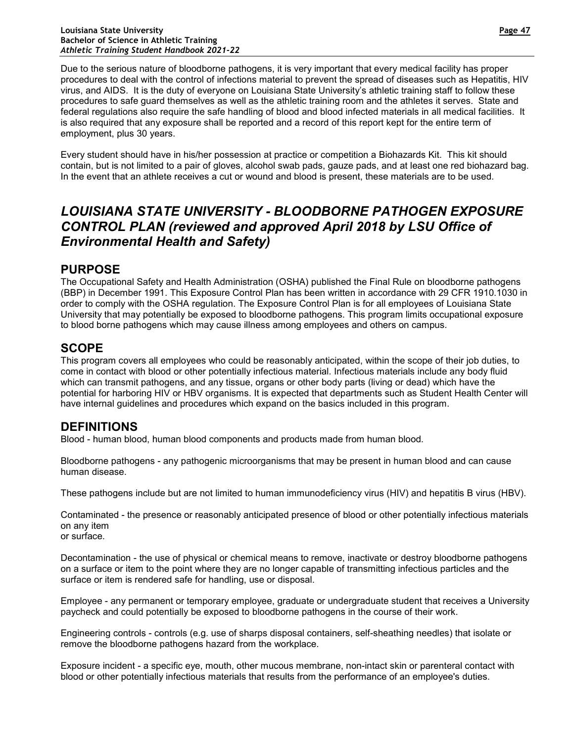Due to the serious nature of bloodborne pathogens, it is very important that every medical facility has proper procedures to deal with the control of infections material to prevent the spread of diseases such as Hepatitis, HIV virus, and AIDS. It is the duty of everyone on Louisiana State University's athletic training staff to follow these procedures to safe guard themselves as well as the athletic training room and the athletes it serves. State and federal regulations also require the safe handling of blood and blood infected materials in all medical facilities. It is also required that any exposure shall be reported and a record of this report kept for the entire term of employment, plus 30 years.

Every student should have in his/her possession at practice or competition a Biohazards Kit. This kit should contain, but is not limited to a pair of gloves, alcohol swab pads, gauze pads, and at least one red biohazard bag. In the event that an athlete receives a cut or wound and blood is present, these materials are to be used.

# *LOUISIANA STATE UNIVERSITY - BLOODBORNE PATHOGEN EXPOSURE CONTROL PLAN (reviewed and approved April 2018 by LSU Office of Environmental Health and Safety)*

## PURPOSE

The Occupational Safety and Health Administration (OSHA) published the Final Rule on bloodborne pathogens (BBP) in December 1991. This Exposure Control Plan has been written in accordance with 29 CFR 1910.1030 in order to comply with the OSHA regulation. The Exposure Control Plan is for all employees of Louisiana State University that may potentially be exposed to bloodborne pathogens. This program limits occupational exposure to blood borne pathogens which may cause illness among employees and others on campus.

## SCOPE

This program covers all employees who could be reasonably anticipated, within the scope of their job duties, to come in contact with blood or other potentially infectious material. Infectious materials include any body fluid which can transmit pathogens, and any tissue, organs or other body parts (living or dead) which have the potential for harboring HIV or HBV organisms. It is expected that departments such as Student Health Center will have internal guidelines and procedures which expand on the basics included in this program.

## DEFINITIONS

Blood - human blood, human blood components and products made from human blood.

Bloodborne pathogens - any pathogenic microorganisms that may be present in human blood and can cause human disease.

These pathogens include but are not limited to human immunodeficiency virus (HIV) and hepatitis B virus (HBV).

Contaminated - the presence or reasonably anticipated presence of blood or other potentially infectious materials on any item
or surface.

Decontamination - the use of physical or chemical means to remove, inactivate or destroy bloodborne pathogens on a surface or item to the point where they are no longer capable of transmitting infectious particles and the surface or item is rendered safe for handling, use or disposal.

Employee - any permanent or temporary employee, graduate or undergraduate student that receives a University paycheck and could potentially be exposed to bloodborne pathogens in the course of their work.

Engineering controls - controls (e.g. use of sharps disposal containers, self-sheathing needles) that isolate or remove the bloodborne pathogens hazard from the workplace.

Exposure incident - a specific eye, mouth, other mucous membrane, non-intact skin or parenteral contact with blood or other potentially infectious materials that results from the performance of an employee's duties.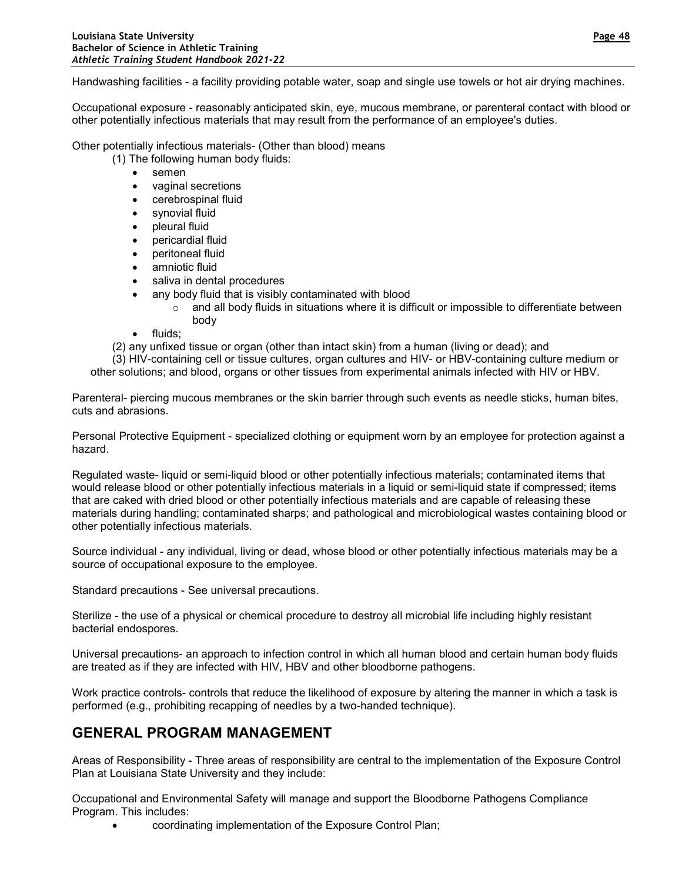Handwashing facilities - a facility providing potable water, soap and single use towels or hot air drying machines.

Occupational exposure - reasonably anticipated skin, eye, mucous membrane, or parenteral contact with blood or other potentially infectious materials that may result from the performance of an employee's duties.

Other potentially infectious materials- (Other than blood) means

(1) The following human body fluids:

- semen
- vaginal secretions
- cerebrospinal fluid
- synovial fluid
- pleural fluid
- pericardial fluid
- peritoneal fluid
- amniotic fluid
- saliva in dental procedures
- any body fluid that is visibly contaminated with blood
  - and all body fluids in situations where it is difficult or impossible to differentiate between body
- fluids;

(2) any unfixed tissue or organ (other than intact skin) from a human (living or dead); and

(3) HIV-containing cell or tissue cultures, organ cultures and HIV- or HBV-containing culture medium or other solutions; and blood, organs or other tissues from experimental animals infected with HIV or HBV.

Parenteral- piercing mucous membranes or the skin barrier through such events as needle sticks, human bites, cuts and abrasions.

Personal Protective Equipment - specialized clothing or equipment worn by an employee for protection against a hazard.

Regulated waste- liquid or semi-liquid blood or other potentially infectious materials; contaminated items that would release blood or other potentially infectious materials in a liquid or semi-liquid state if compressed; items that are caked with dried blood or other potentially infectious materials and are capable of releasing these materials during handling; contaminated sharps; and pathological and microbiological wastes containing blood or other potentially infectious materials.

Source individual - any individual, living or dead, whose blood or other potentially infectious materials may be a source of occupational exposure to the employee.

Standard precautions - See universal precautions.

Sterilize - the use of a physical or chemical procedure to destroy all microbial life including highly resistant bacterial endospores.

Universal precautions- an approach to infection control in which all human blood and certain human body fluids are treated as if they are infected with HIV, HBV and other bloodborne pathogens.

Work practice controls- controls that reduce the likelihood of exposure by altering the manner in which a task is performed (e.g., prohibiting recapping of needles by a two-handed technique).

## GENERAL PROGRAM MANAGEMENT

Areas of Responsibility - Three areas of responsibility are central to the implementation of the Exposure Control Plan at Louisiana State University and they include:

Occupational and Environmental Safety will manage and support the Bloodborne Pathogens Compliance Program. This includes:

- coordinating implementation of the Exposure Control Plan;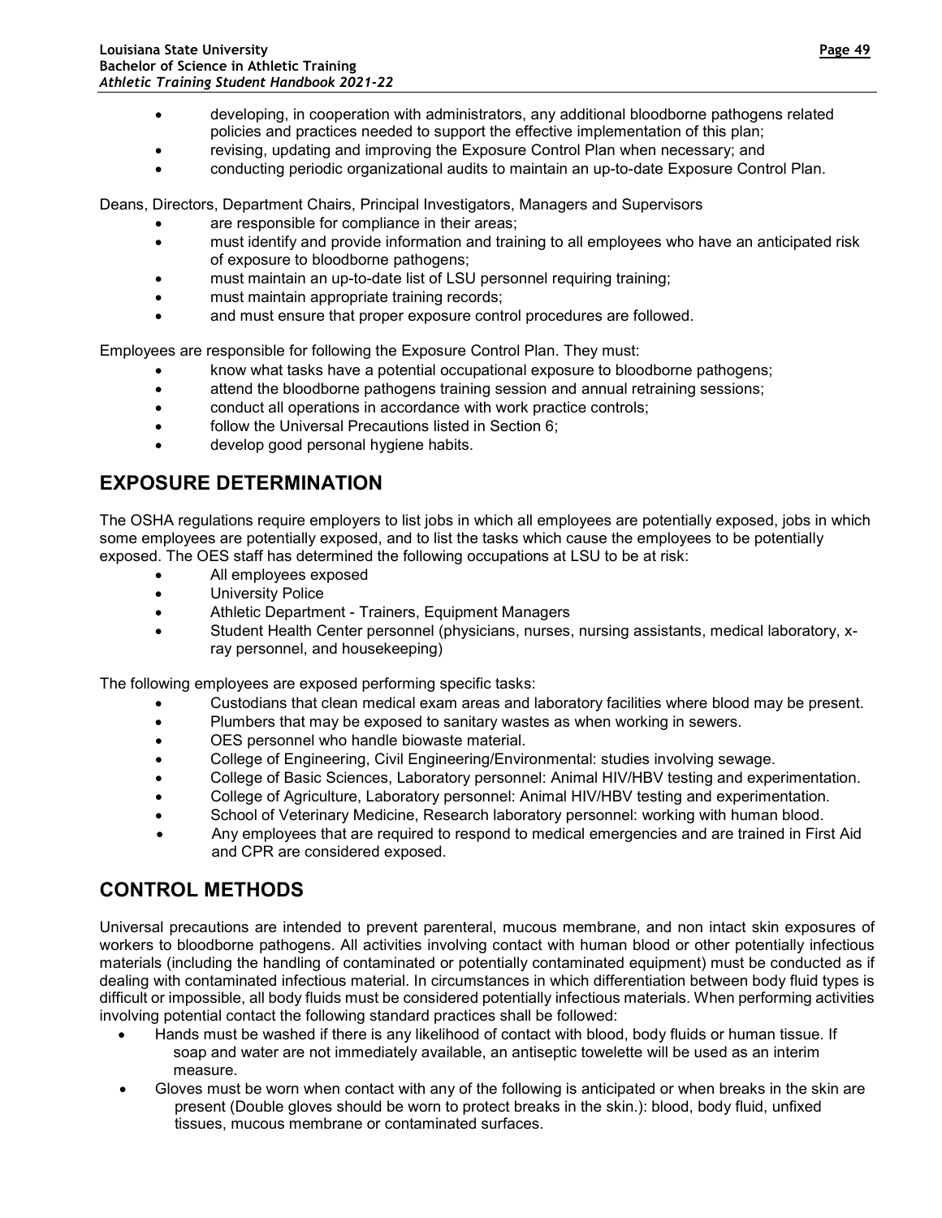- developing, in cooperation with administrators, any additional bloodborne pathogens related policies and practices needed to support the effective implementation of this plan;
- revising, updating and improving the Exposure Control Plan when necessary; and
- conducting periodic organizational audits to maintain an up-to-date Exposure Control Plan.

Deans, Directors, Department Chairs, Principal Investigators, Managers and Supervisors

- are responsible for compliance in their areas;
- must identify and provide information and training to all employees who have an anticipated risk of exposure to bloodborne pathogens;
- must maintain an up-to-date list of LSU personnel requiring training;
- must maintain appropriate training records;
- and must ensure that proper exposure control procedures are followed.

Employees are responsible for following the Exposure Control Plan. They must:

- know what tasks have a potential occupational exposure to bloodborne pathogens;
- attend the bloodborne pathogens training session and annual retraining sessions;
- conduct all operations in accordance with work practice controls;
- follow the Universal Precautions listed in Section 6;
- develop good personal hygiene habits.

## EXPOSURE DETERMINATION

The OSHA regulations require employers to list jobs in which all employees are potentially exposed, jobs in which some employees are potentially exposed, and to list the tasks which cause the employees to be potentially exposed. The OES staff has determined the following occupations at LSU to be at risk:

- All employees exposed
- University Police
- Athletic Department - Trainers, Equipment Managers
- Student Health Center personnel (physicians, nurses, nursing assistants, medical laboratory, x-ray personnel, and housekeeping)

The following employees are exposed performing specific tasks:

- Custodians that clean medical exam areas and laboratory facilities where blood may be present.
- Plumbers that may be exposed to sanitary wastes as when working in sewers.
- OES personnel who handle biowaste material.
- College of Engineering, Civil Engineering/Environmental: studies involving sewage.
- College of Basic Sciences, Laboratory personnel: Animal HIV/HBV testing and experimentation.
- College of Agriculture, Laboratory personnel: Animal HIV/HBV testing and experimentation.
- School of Veterinary Medicine, Research laboratory personnel: working with human blood.
- Any employees that are required to respond to medical emergencies and are trained in First Aid and CPR are considered exposed.

## CONTROL METHODS

Universal precautions are intended to prevent parenteral, mucous membrane, and non intact skin exposures of workers to bloodborne pathogens. All activities involving contact with human blood or other potentially infectious materials (including the handling of contaminated or potentially contaminated equipment) must be conducted as if dealing with contaminated infectious material. In circumstances in which differentiation between body fluid types is difficult or impossible, all body fluids must be considered potentially infectious materials. When performing activities involving potential contact the following standard practices shall be followed:

- Hands must be washed if there is any likelihood of contact with blood, body fluids or human tissue. If soap and water are not immediately available, an antiseptic towelette will be used as an interim measure.
- Gloves must be worn when contact with any of the following is anticipated or when breaks in the skin are present (Double gloves should be worn to protect breaks in the skin.): blood, body fluid, unfixed tissues, mucous membrane or contaminated surfaces.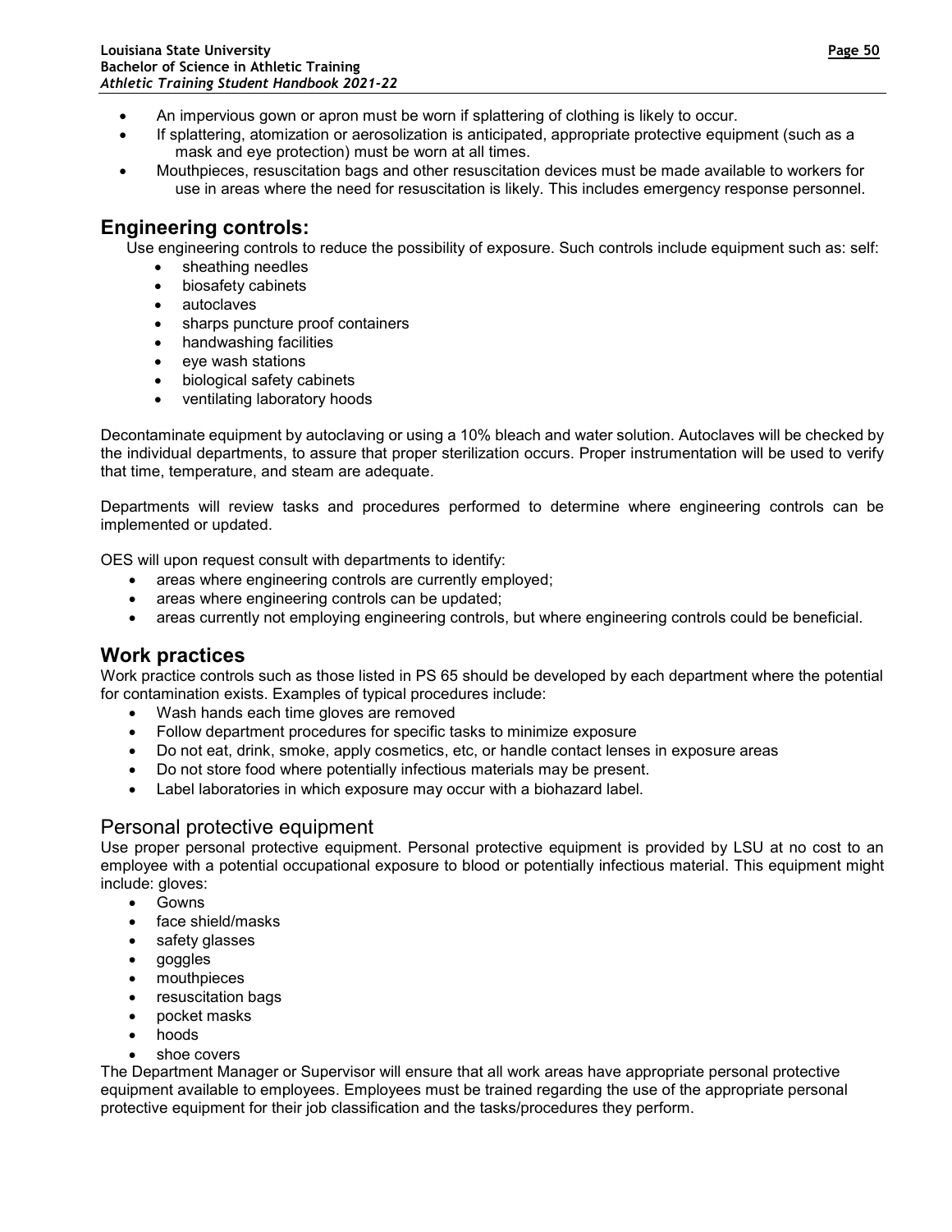- An impervious gown or apron must be worn if splattering of clothing is likely to occur.
- If splattering, atomization or aerosolization is anticipated, appropriate protective equipment (such as a mask and eye protection) must be worn at all times.
- Mouthpieces, resuscitation bags and other resuscitation devices must be made available to workers for use in areas where the need for resuscitation is likely. This includes emergency response personnel.

## Engineering controls:

Use engineering controls to reduce the possibility of exposure. Such controls include equipment such as: self:

- sheathing needles
- biosafety cabinets
- autoclaves
- sharps puncture proof containers
- handwashing facilities
- eye wash stations
- biological safety cabinets
- ventilating laboratory hoods

Decontaminate equipment by autoclaving or using a 10% bleach and water solution. Autoclaves will be checked by the individual departments, to assure that proper sterilization occurs. Proper instrumentation will be used to verify that time, temperature, and steam are adequate.

Departments will review tasks and procedures performed to determine where engineering controls can be implemented or updated.

OES will upon request consult with departments to identify:

- areas where engineering controls are currently employed;
- areas where engineering controls can be updated;
- areas currently not employing engineering controls, but where engineering controls could be beneficial.

## Work practices

Work practice controls such as those listed in PS 65 should be developed by each department where the potential for contamination exists. Examples of typical procedures include:

- Wash hands each time gloves are removed
- Follow department procedures for specific tasks to minimize exposure
- Do not eat, drink, smoke, apply cosmetics, etc, or handle contact lenses in exposure areas
- Do not store food where potentially infectious materials may be present.
- Label laboratories in which exposure may occur with a biohazard label.

## Personal protective equipment

Use proper personal protective equipment. Personal protective equipment is provided by LSU at no cost to an employee with a potential occupational exposure to blood or potentially infectious material. This equipment might include: gloves:

- Gowns
- face shield/masks
- safety glasses
- goggles
- mouthpieces
- resuscitation bags
- pocket masks
- hoods
- shoe covers

The Department Manager or Supervisor will ensure that all work areas have appropriate personal protective equipment available to employees. Employees must be trained regarding the use of the appropriate personal protective equipment for their job classification and the tasks/procedures they perform.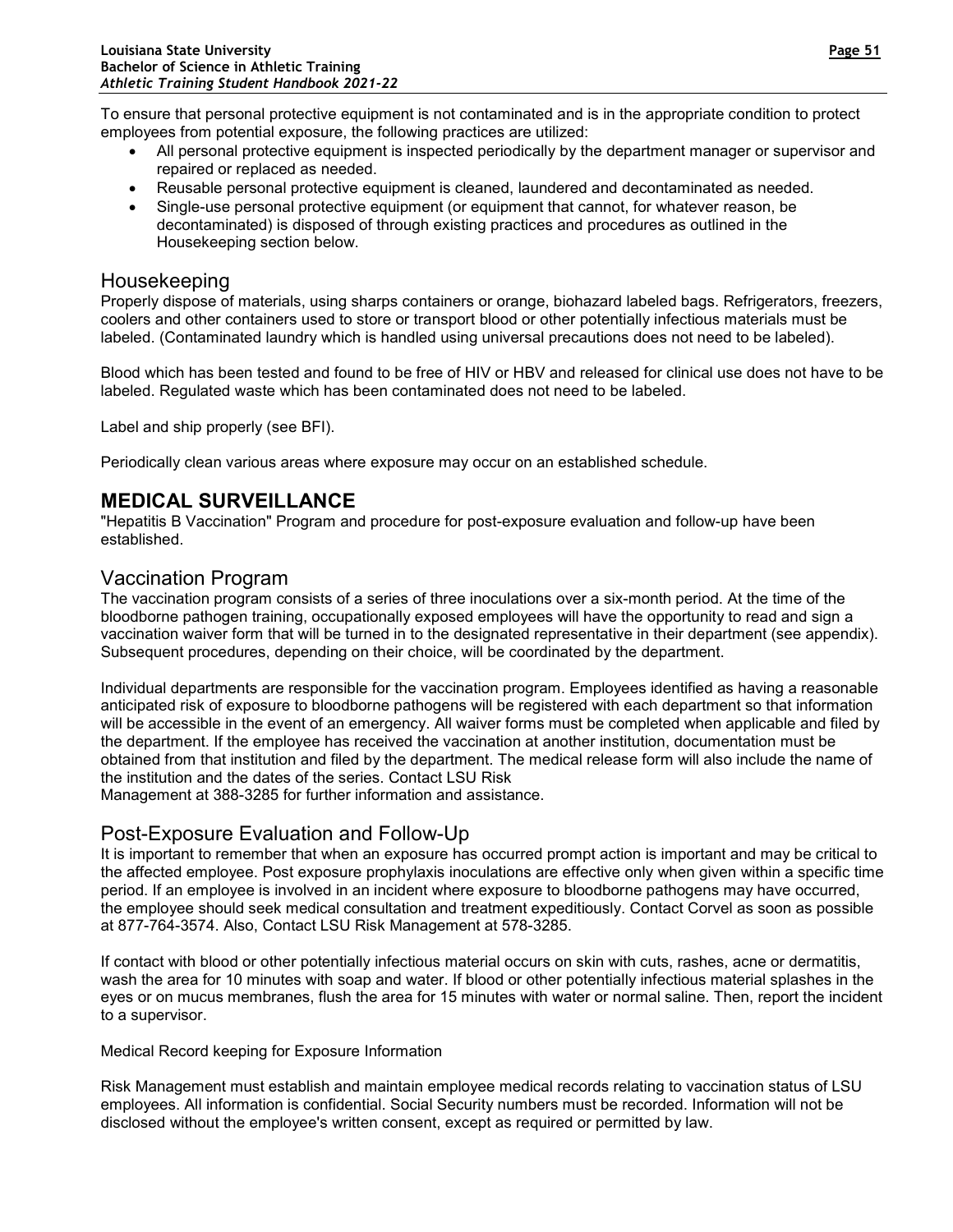To ensure that personal protective equipment is not contaminated and is in the appropriate condition to protect employees from potential exposure, the following practices are utilized:

- All personal protective equipment is inspected periodically by the department manager or supervisor and repaired or replaced as needed.
- Reusable personal protective equipment is cleaned, laundered and decontaminated as needed.
- Single-use personal protective equipment (or equipment that cannot, for whatever reason, be decontaminated) is disposed of through existing practices and procedures as outlined in the Housekeeping section below.

## Housekeeping

Properly dispose of materials, using sharps containers or orange, biohazard labeled bags. Refrigerators, freezers, coolers and other containers used to store or transport blood or other potentially infectious materials must be labeled. (Contaminated laundry which is handled using universal precautions does not need to be labeled).

Blood which has been tested and found to be free of HIV or HBV and released for clinical use does not have to be labeled. Regulated waste which has been contaminated does not need to be labeled.

Label and ship properly (see BFI).

Periodically clean various areas where exposure may occur on an established schedule.

# MEDICAL SURVEILLANCE

"Hepatitis B Vaccination" Program and procedure for post-exposure evaluation and follow-up have been established.

## Vaccination Program

The vaccination program consists of a series of three inoculations over a six-month period. At the time of the bloodborne pathogen training, occupationally exposed employees will have the opportunity to read and sign a vaccination waiver form that will be turned in to the designated representative in their department (see appendix). Subsequent procedures, depending on their choice, will be coordinated by the department.

Individual departments are responsible for the vaccination program. Employees identified as having a reasonable anticipated risk of exposure to bloodborne pathogens will be registered with each department so that information will be accessible in the event of an emergency. All waiver forms must be completed when applicable and filed by the department. If the employee has received the vaccination at another institution, documentation must be obtained from that institution and filed by the department. The medical release form will also include the name of the institution and the dates of the series. Contact LSU Risk Management at 388-3285 for further information and assistance.

## Post-Exposure Evaluation and Follow-Up

It is important to remember that when an exposure has occurred prompt action is important and may be critical to the affected employee. Post exposure prophylaxis inoculations are effective only when given within a specific time period. If an employee is involved in an incident where exposure to bloodborne pathogens may have occurred, the employee should seek medical consultation and treatment expeditiously. Contact Corvel as soon as possible at 877-764-3574. Also, Contact LSU Risk Management at 578-3285.

If contact with blood or other potentially infectious material occurs on skin with cuts, rashes, acne or dermatitis, wash the area for 10 minutes with soap and water. If blood or other potentially infectious material splashes in the eyes or on mucus membranes, flush the area for 15 minutes with water or normal saline. Then, report the incident to a supervisor.

Medical Record keeping for Exposure Information

Risk Management must establish and maintain employee medical records relating to vaccination status of LSU employees. All information is confidential. Social Security numbers must be recorded. Information will not be disclosed without the employee's written consent, except as required or permitted by law.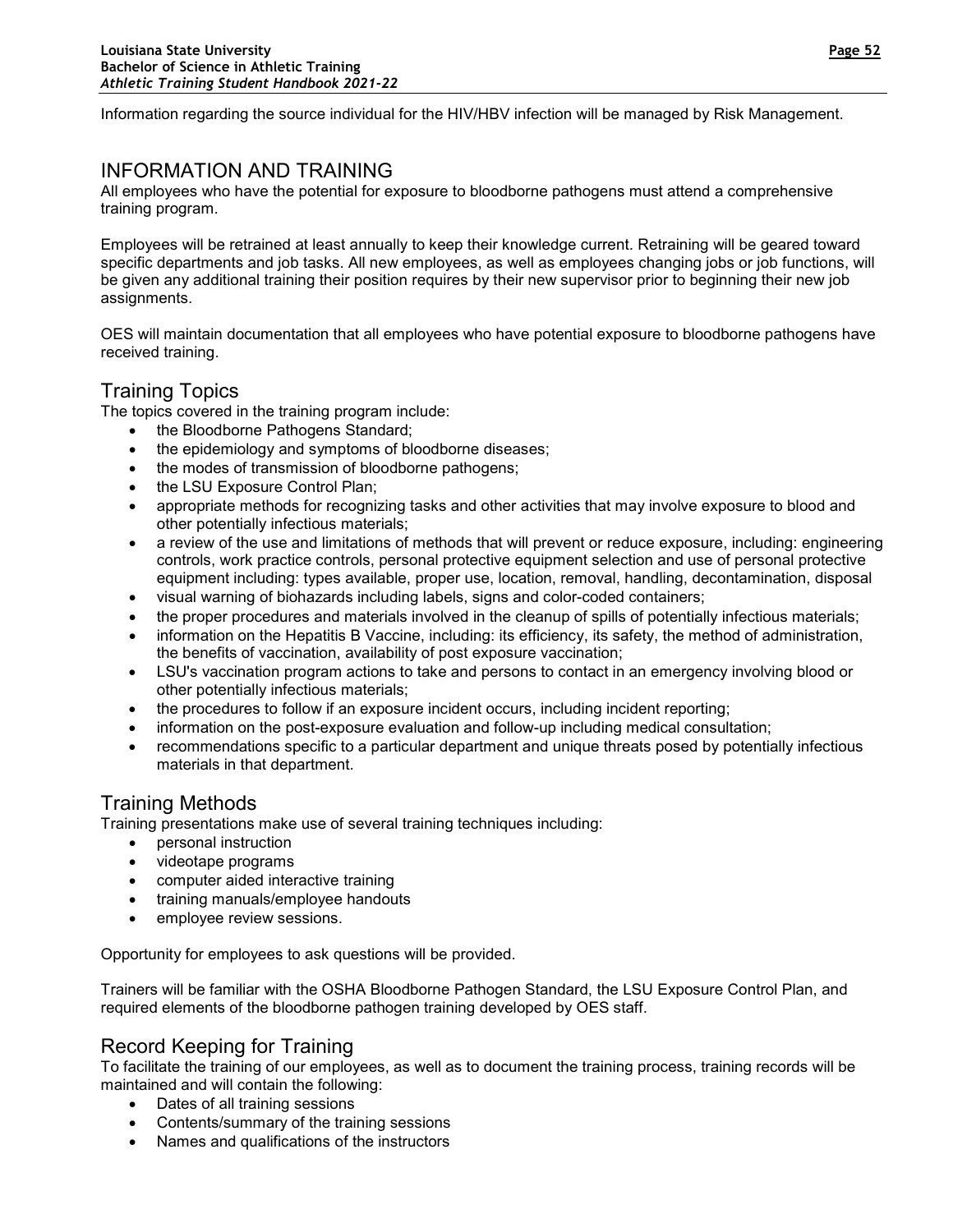Information regarding the source individual for the HIV/HBV infection will be managed by Risk Management.

## INFORMATION AND TRAINING

All employees who have the potential for exposure to bloodborne pathogens must attend a comprehensive training program.

Employees will be retrained at least annually to keep their knowledge current. Retraining will be geared toward specific departments and job tasks. All new employees, as well as employees changing jobs or job functions, will be given any additional training their position requires by their new supervisor prior to beginning their new job assignments.

OES will maintain documentation that all employees who have potential exposure to bloodborne pathogens have received training.

### Training Topics

The topics covered in the training program include:

- the Bloodborne Pathogens Standard;
- the epidemiology and symptoms of bloodborne diseases;
- the modes of transmission of bloodborne pathogens;
- the LSU Exposure Control Plan;
- appropriate methods for recognizing tasks and other activities that may involve exposure to blood and other potentially infectious materials;
- a review of the use and limitations of methods that will prevent or reduce exposure, including: engineering controls, work practice controls, personal protective equipment selection and use of personal protective equipment including: types available, proper use, location, removal, handling, decontamination, disposal
- visual warning of biohazards including labels, signs and color-coded containers;
- the proper procedures and materials involved in the cleanup of spills of potentially infectious materials;
- information on the Hepatitis B Vaccine, including: its efficiency, its safety, the method of administration, the benefits of vaccination, availability of post exposure vaccination;
- LSU's vaccination program actions to take and persons to contact in an emergency involving blood or other potentially infectious materials;
- the procedures to follow if an exposure incident occurs, including incident reporting;
- information on the post-exposure evaluation and follow-up including medical consultation;
- recommendations specific to a particular department and unique threats posed by potentially infectious materials in that department.

### Training Methods

Training presentations make use of several training techniques including:

- personal instruction
- videotape programs
- computer aided interactive training
- training manuals/employee handouts
- employee review sessions.

Opportunity for employees to ask questions will be provided.

Trainers will be familiar with the OSHA Bloodborne Pathogen Standard, the LSU Exposure Control Plan, and required elements of the bloodborne pathogen training developed by OES staff.

### Record Keeping for Training

To facilitate the training of our employees, as well as to document the training process, training records will be maintained and will contain the following:

- Dates of all training sessions
- Contents/summary of the training sessions
- Names and qualifications of the instructors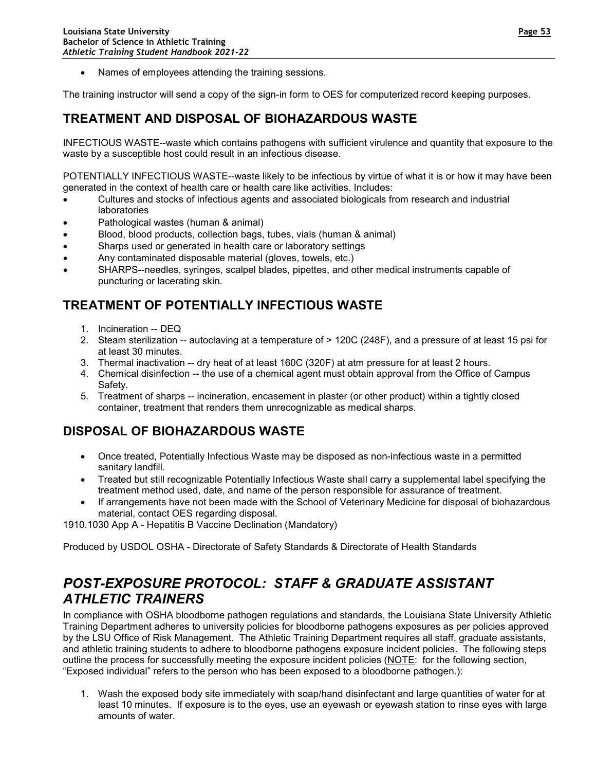- Names of employees attending the training sessions.

The training instructor will send a copy of the sign-in form to OES for computerized record keeping purposes.

## TREATMENT AND DISPOSAL OF BIOHAZARDOUS WASTE

INFECTIOUS WASTE--waste which contains pathogens with sufficient virulence and quantity that exposure to the waste by a susceptible host could result in an infectious disease.

POTENTIALLY INFECTIOUS WASTE--waste likely to be infectious by virtue of what it is or how it may have been generated in the context of health care or health care like activities. Includes:

- Cultures and stocks of infectious agents and associated biologicals from research and industrial laboratories
- Pathological wastes (human & animal)
- Blood, blood products, collection bags, tubes, vials (human & animal)
- Sharps used or generated in health care or laboratory settings
- Any contaminated disposable material (gloves, towels, etc.)
- SHARPS--needles, syringes, scalpel blades, pipettes, and other medical instruments capable of puncturing or lacerating skin.

## TREATMENT OF POTENTIALLY INFECTIOUS WASTE

1. Incineration -- DEQ
2. Steam sterilization -- autoclaving at a temperature of > 120C (248F), and a pressure of at least 15 psi for at least 30 minutes.
3. Thermal inactivation -- dry heat of at least 160C (320F) at atm pressure for at least 2 hours.
4. Chemical disinfection -- the use of a chemical agent must obtain approval from the Office of Campus Safety.
5. Treatment of sharps -- incineration, encasement in plaster (or other product) within a tightly closed container, treatment that renders them unrecognizable as medical sharps.

## DISPOSAL OF BIOHAZARDOUS WASTE

- Once treated, Potentially Infectious Waste may be disposed as non-infectious waste in a permitted sanitary landfill.
- Treated but still recognizable Potentially Infectious Waste shall carry a supplemental label specifying the treatment method used, date, and name of the person responsible for assurance of treatment.
- If arrangements have not been made with the School of Veterinary Medicine for disposal of biohazardous material, contact OES regarding disposal.

1910.1030 App A - Hepatitis B Vaccine Declination (Mandatory)

Produced by USDOL OSHA - Directorate of Safety Standards & Directorate of Health Standards

# *POST-EXPOSURE PROTOCOL: STAFF & GRADUATE ASSISTANT ATHLETIC TRAINERS*

In compliance with OSHA bloodborne pathogen regulations and standards, the Louisiana State University Athletic Training Department adheres to university policies for bloodborne pathogens exposures as per policies approved by the LSU Office of Risk Management. The Athletic Training Department requires all staff, graduate assistants, and athletic training students to adhere to bloodborne pathogens exposure incident policies. The following steps outline the process for successfully meeting the exposure incident policies (NOTE: for the following section, "Exposed individual" refers to the person who has been exposed to a bloodborne pathogen.):

1. Wash the exposed body site immediately with soap/hand disinfectant and large quantities of water for at least 10 minutes. If exposure is to the eyes, use an eyewash or eyewash station to rinse eyes with large amounts of water.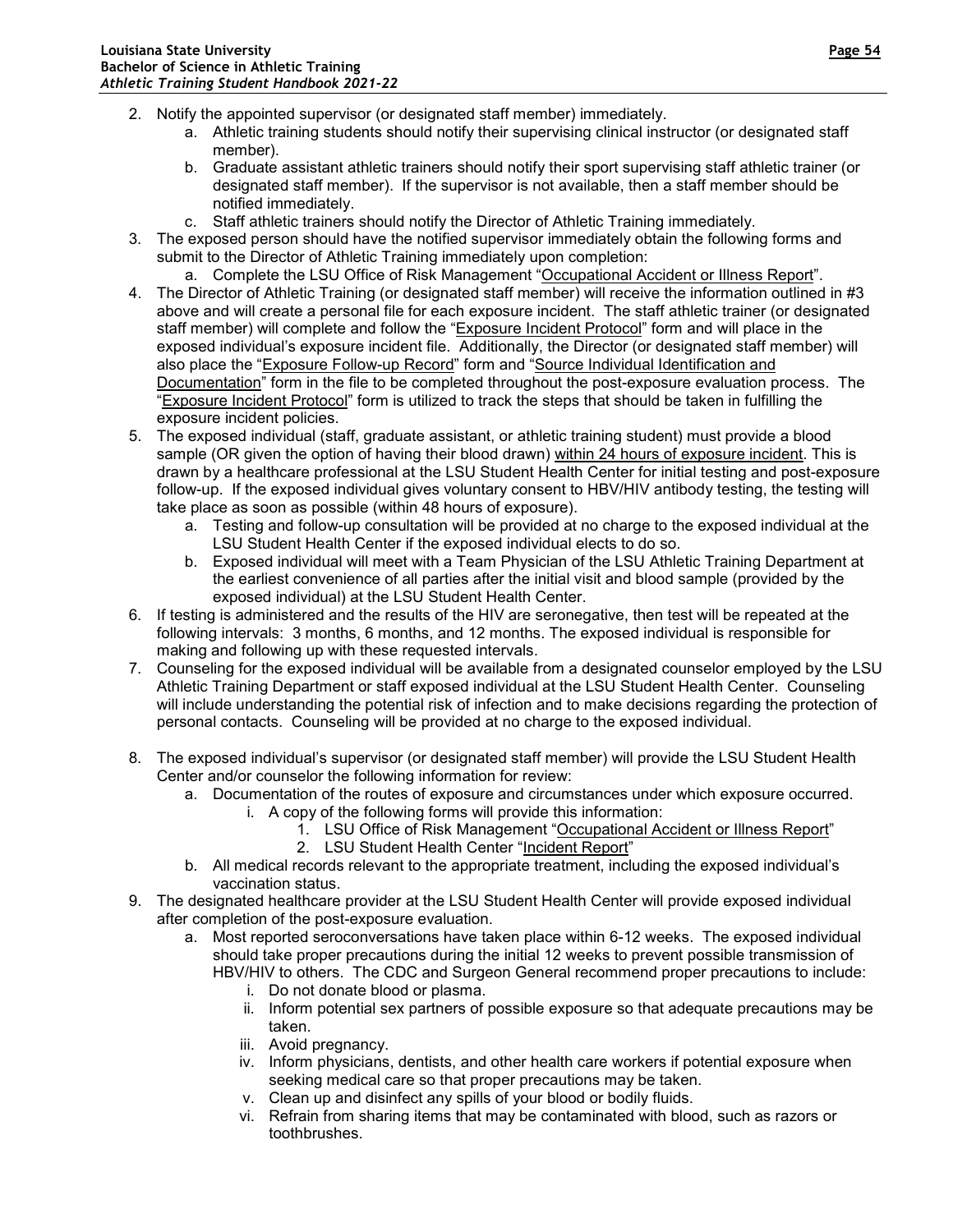2. Notify the appointed supervisor (or designated staff member) immediately.
    a. Athletic training students should notify their supervising clinical instructor (or designated staff member).
    b. Graduate assistant athletic trainers should notify their sport supervising staff athletic trainer (or designated staff member). If the supervisor is not available, then a staff member should be notified immediately.
    c. Staff athletic trainers should notify the Director of Athletic Training immediately.
3. The exposed person should have the notified supervisor immediately obtain the following forms and submit to the Director of Athletic Training immediately upon completion:
    a. Complete the LSU Office of Risk Management "Occupational Accident or Illness Report".
4. The Director of Athletic Training (or designated staff member) will receive the information outlined in #3 above and will create a personal file for each exposure incident. The staff athletic trainer (or designated staff member) will complete and follow the "Exposure Incident Protocol" form and will place in the exposed individual's exposure incident file. Additionally, the Director (or designated staff member) will also place the "Exposure Follow-up Record" form and "Source Individual Identification and Documentation" form in the file to be completed throughout the post-exposure evaluation process. The "Exposure Incident Protocol" form is utilized to track the steps that should be taken in fulfilling the exposure incident policies.
5. The exposed individual (staff, graduate assistant, or athletic training student) must provide a blood sample (OR given the option of having their blood drawn) within 24 hours of exposure incident. This is drawn by a healthcare professional at the LSU Student Health Center for initial testing and post-exposure follow-up. If the exposed individual gives voluntary consent to HBV/HIV antibody testing, the testing will take place as soon as possible (within 48 hours of exposure).
    a. Testing and follow-up consultation will be provided at no charge to the exposed individual at the LSU Student Health Center if the exposed individual elects to do so.
    b. Exposed individual will meet with a Team Physician of the LSU Athletic Training Department at the earliest convenience of all parties after the initial visit and blood sample (provided by the exposed individual) at the LSU Student Health Center.
6. If testing is administered and the results of the HIV are seronegative, then test will be repeated at the following intervals: 3 months, 6 months, and 12 months. The exposed individual is responsible for making and following up with these requested intervals.
7. Counseling for the exposed individual will be available from a designated counselor employed by the LSU Athletic Training Department or staff exposed individual at the LSU Student Health Center. Counseling will include understanding the potential risk of infection and to make decisions regarding the protection of personal contacts. Counseling will be provided at no charge to the exposed individual.
8. The exposed individual's supervisor (or designated staff member) will provide the LSU Student Health Center and/or counselor the following information for review:
    a. Documentation of the routes of exposure and circumstances under which exposure occurred.
        i. A copy of the following forms will provide this information:
            1. LSU Office of Risk Management "Occupational Accident or Illness Report"
            2. LSU Student Health Center "Incident Report"
    b. All medical records relevant to the appropriate treatment, including the exposed individual's vaccination status.
9. The designated healthcare provider at the LSU Student Health Center will provide exposed individual after completion of the post-exposure evaluation.
    a. Most reported seroconversations have taken place within 6-12 weeks. The exposed individual should take proper precautions during the initial 12 weeks to prevent possible transmission of HBV/HIV to others. The CDC and Surgeon General recommend proper precautions to include:
        i. Do not donate blood or plasma.
        ii. Inform potential sex partners of possible exposure so that adequate precautions may be taken.
        iii. Avoid pregnancy.
        iv. Inform physicians, dentists, and other health care workers if potential exposure when seeking medical care so that proper precautions may be taken.
        v. Clean up and disinfect any spills of your blood or bodily fluids.
        vi. Refrain from sharing items that may be contaminated with blood, such as razors or toothbrushes.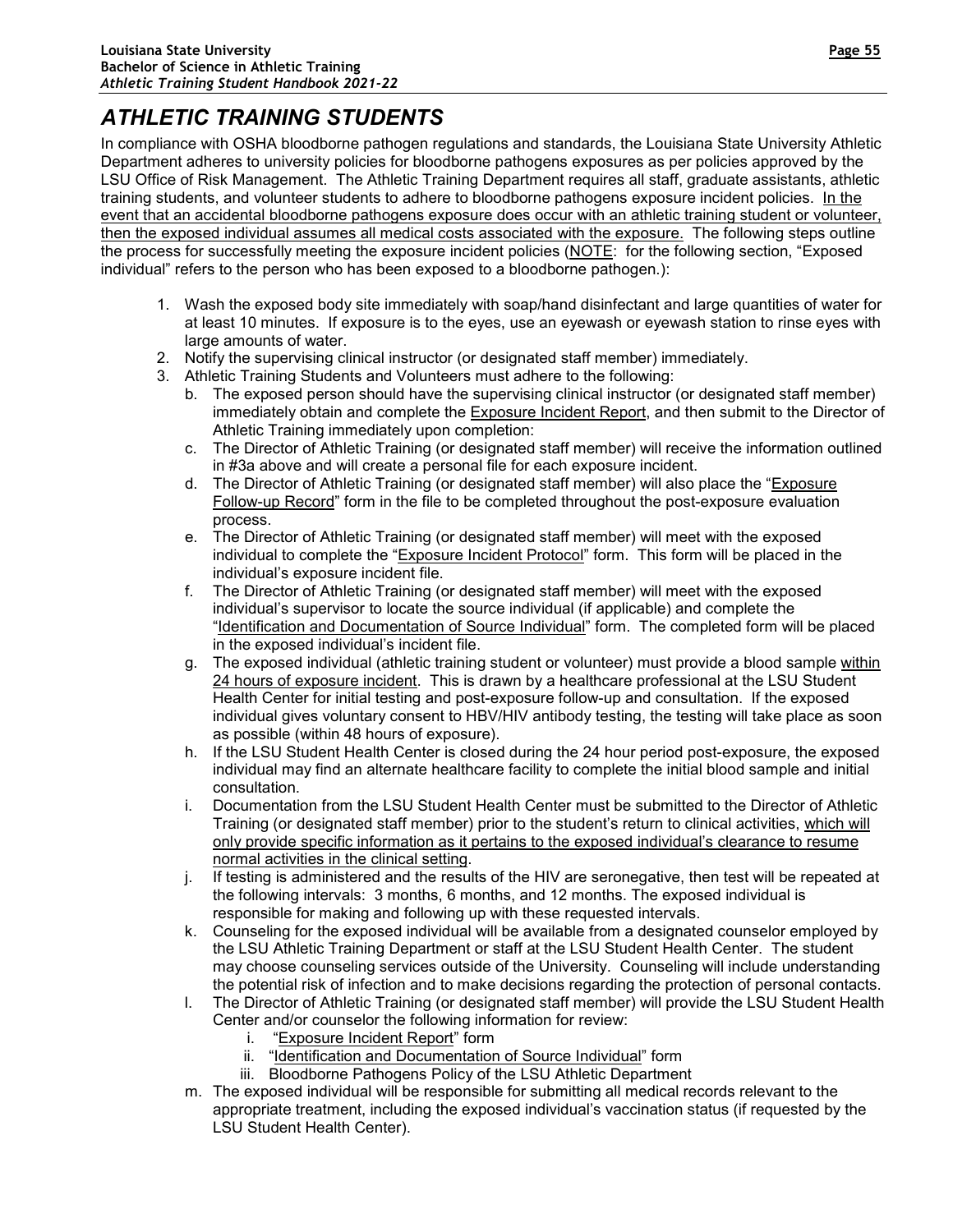# ATHLETIC TRAINING STUDENTS

In compliance with OSHA bloodborne pathogen regulations and standards, the Louisiana State University Athletic Department adheres to university policies for bloodborne pathogens exposures as per policies approved by the LSU Office of Risk Management. The Athletic Training Department requires all staff, graduate assistants, athletic training students, and volunteer students to adhere to bloodborne pathogens exposure incident policies. <u>In the event that an accidental bloodborne pathogens exposure does occur with an athletic training student or volunteer, then the exposed individual assumes all medical costs associated with the exposure.</u> The following steps outline the process for successfully meeting the exposure incident policies (<u>NOTE</u>: for the following section, "Exposed individual" refers to the person who has been exposed to a bloodborne pathogen.):

1. Wash the exposed body site immediately with soap/hand disinfectant and large quantities of water for at least 10 minutes. If exposure is to the eyes, use an eyewash or eyewash station to rinse eyes with large amounts of water.
2. Notify the supervising clinical instructor (or designated staff member) immediately.
3. Athletic Training Students and Volunteers must adhere to the following:
   b. The exposed person should have the supervising clinical instructor (or designated staff member) immediately obtain and complete the <u>Exposure Incident Report</u>, and then submit to the Director of Athletic Training immediately upon completion:
   c. The Director of Athletic Training (or designated staff member) will receive the information outlined in #3a above and will create a personal file for each exposure incident.
   d. The Director of Athletic Training (or designated staff member) will also place the "<u>Exposure Follow-up Record</u>" form in the file to be completed throughout the post-exposure evaluation process.
   e. The Director of Athletic Training (or designated staff member) will meet with the exposed individual to complete the "<u>Exposure Incident Protocol</u>" form. This form will be placed in the individual's exposure incident file.
   f. The Director of Athletic Training (or designated staff member) will meet with the exposed individual's supervisor to locate the source individual (if applicable) and complete the "<u>Identification and Documentation of Source Individual</u>" form. The completed form will be placed in the exposed individual's incident file.
   g. The exposed individual (athletic training student or volunteer) must provide a blood sample <u>within 24 hours of exposure incident</u>. This is drawn by a healthcare professional at the LSU Student Health Center for initial testing and post-exposure follow-up and consultation. If the exposed individual gives voluntary consent to HBV/HIV antibody testing, the testing will take place as soon as possible (within 48 hours of exposure).
   h. If the LSU Student Health Center is closed during the 24 hour period post-exposure, the exposed individual may find an alternate healthcare facility to complete the initial blood sample and initial consultation.
   i. Documentation from the LSU Student Health Center must be submitted to the Director of Athletic Training (or designated staff member) prior to the student's return to clinical activities, <u>which will only provide specific information as it pertains to the exposed individual's clearance to resume normal activities in the clinical setting</u>.
   j. If testing is administered and the results of the HIV are seronegative, then test will be repeated at the following intervals: 3 months, 6 months, and 12 months. The exposed individual is responsible for making and following up with these requested intervals.
   k. Counseling for the exposed individual will be available from a designated counselor employed by the LSU Athletic Training Department or staff at the LSU Student Health Center. The student may choose counseling services outside of the University. Counseling will include understanding the potential risk of infection and to make decisions regarding the protection of personal contacts.
   l. The Director of Athletic Training (or designated staff member) will provide the LSU Student Health Center and/or counselor the following information for review:
      i. "<u>Exposure Incident Report</u>" form
      ii. "<u>Identification and Documentation of Source Individual</u>" form
      iii. Bloodborne Pathogens Policy of the LSU Athletic Department
   m. The exposed individual will be responsible for submitting all medical records relevant to the appropriate treatment, including the exposed individual's vaccination status (if requested by the LSU Student Health Center).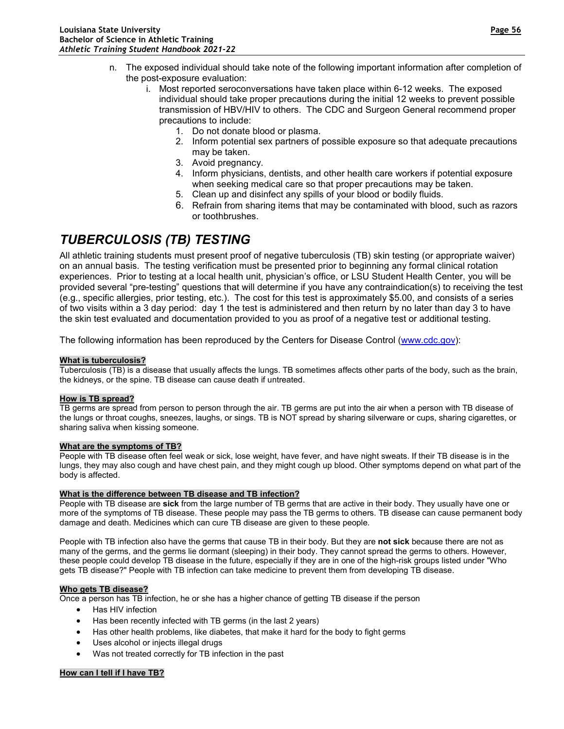n. The exposed individual should take note of the following important information after completion of the post-exposure evaluation:
   i. Most reported seroconversations have taken place within 6-12 weeks. The exposed individual should take proper precautions during the initial 12 weeks to prevent possible transmission of HBV/HIV to others. The CDC and Surgeon General recommend proper precautions to include:
      1. Do not donate blood or plasma.
      2. Inform potential sex partners of possible exposure so that adequate precautions may be taken.
      3. Avoid pregnancy.
      4. Inform physicians, dentists, and other health care workers if potential exposure when seeking medical care so that proper precautions may be taken.
      5. Clean up and disinfect any spills of your blood or bodily fluids.
      6. Refrain from sharing items that may be contaminated with blood, such as razors or toothbrushes.

# *TUBERCULOSIS (TB) TESTING*

All athletic training students must present proof of negative tuberculosis (TB) skin testing (or appropriate waiver) on an annual basis. The testing verification must be presented prior to beginning any formal clinical rotation experiences. Prior to testing at a local health unit, physician's office, or LSU Student Health Center, you will be provided several "pre-testing" questions that will determine if you have any contraindication(s) to receiving the test (e.g., specific allergies, prior testing, etc.). The cost for this test is approximately $5.00, and consists of a series of two visits within a 3 day period: day 1 the test is administered and then return by no later than day 3 to have the skin test evaluated and documentation provided to you as proof of a negative test or additional testing.

The following information has been reproduced by the Centers for Disease Control (www.cdc.gov):

**What is tuberculosis?**

Tuberculosis (TB) is a disease that usually affects the lungs. TB sometimes affects other parts of the body, such as the brain, the kidneys, or the spine. TB disease can cause death if untreated.

**How is TB spread?**

TB germs are spread from person to person through the air. TB germs are put into the air when a person with TB disease of the lungs or throat coughs, sneezes, laughs, or sings. TB is NOT spread by sharing silverware or cups, sharing cigarettes, or sharing saliva when kissing someone.

**What are the symptoms of TB?**

People with TB disease often feel weak or sick, lose weight, have fever, and have night sweats. If their TB disease is in the lungs, they may also cough and have chest pain, and they might cough up blood. Other symptoms depend on what part of the body is affected.

**What is the difference between TB disease and TB infection?**

People with TB disease are **sick** from the large number of TB germs that are active in their body. They usually have one or more of the symptoms of TB disease. These people may pass the TB germs to others. TB disease can cause permanent body damage and death. Medicines which can cure TB disease are given to these people.

People with TB infection also have the germs that cause TB in their body. But they are **not sick** because there are not as many of the germs, and the germs lie dormant (sleeping) in their body. They cannot spread the germs to others. However, these people could develop TB disease in the future, especially if they are in one of the high-risk groups listed under "Who gets TB disease?" People with TB infection can take medicine to prevent them from developing TB disease.

**Who gets TB disease?**

Once a person has TB infection, he or she has a higher chance of getting TB disease if the person

- Has HIV infection
- Has been recently infected with TB germs (in the last 2 years)
- Has other health problems, like diabetes, that make it hard for the body to fight germs
- Uses alcohol or injects illegal drugs
- Was not treated correctly for TB infection in the past

**How can I tell if I have TB?**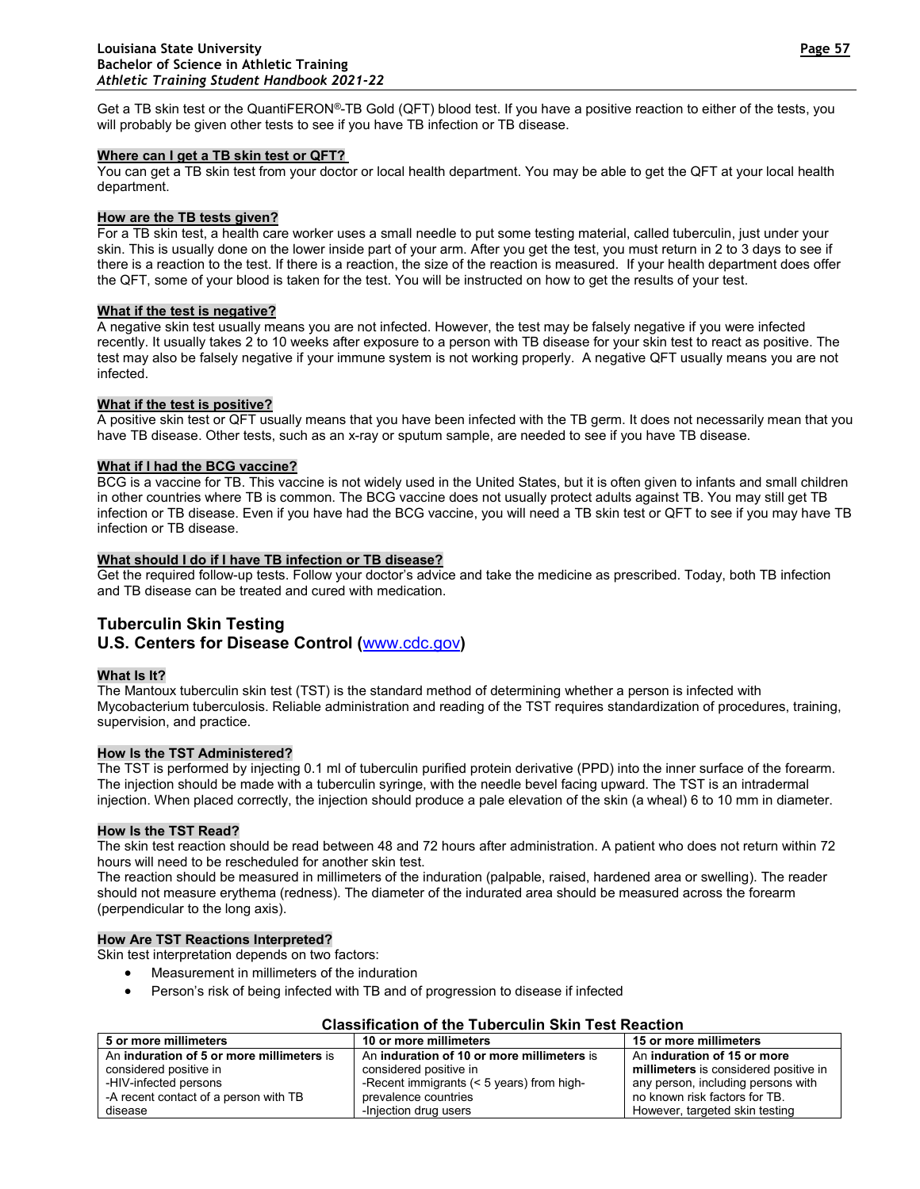Get a TB skin test or the QuantiFERON®-TB Gold (QFT) blood test. If you have a positive reaction to either of the tests, you will probably be given other tests to see if you have TB infection or TB disease.

**Where can I get a TB skin test or QFT?**

You can get a TB skin test from your doctor or local health department. You may be able to get the QFT at your local health department.

**How are the TB tests given?**

For a TB skin test, a health care worker uses a small needle to put some testing material, called tuberculin, just under your skin. This is usually done on the lower inside part of your arm. After you get the test, you must return in 2 to 3 days to see if there is a reaction to the test. If there is a reaction, the size of the reaction is measured. If your health department does offer the QFT, some of your blood is taken for the test. You will be instructed on how to get the results of your test.

**What if the test is negative?**

A negative skin test usually means you are not infected. However, the test may be falsely negative if you were infected recently. It usually takes 2 to 10 weeks after exposure to a person with TB disease for your skin test to react as positive. The test may also be falsely negative if your immune system is not working properly. A negative QFT usually means you are not infected.

**What if the test is positive?**

A positive skin test or QFT usually means that you have been infected with the TB germ. It does not necessarily mean that you have TB disease. Other tests, such as an x-ray or sputum sample, are needed to see if you have TB disease.

**What if I had the BCG vaccine?**

BCG is a vaccine for TB. This vaccine is not widely used in the United States, but it is often given to infants and small children in other countries where TB is common. The BCG vaccine does not usually protect adults against TB. You may still get TB infection or TB disease. Even if you have had the BCG vaccine, you will need a TB skin test or QFT to see if you may have TB infection or TB disease.

**What should I do if I have TB infection or TB disease?**

Get the required follow-up tests. Follow your doctor's advice and take the medicine as prescribed. Today, both TB infection and TB disease can be treated and cured with medication.

## Tuberculin Skin Testing
## U.S. Centers for Disease Control (www.cdc.gov)

**What Is It?**

The Mantoux tuberculin skin test (TST) is the standard method of determining whether a person is infected with Mycobacterium tuberculosis. Reliable administration and reading of the TST requires standardization of procedures, training, supervision, and practice.

**How Is the TST Administered?**

The TST is performed by injecting 0.1 ml of tuberculin purified protein derivative (PPD) into the inner surface of the forearm. The injection should be made with a tuberculin syringe, with the needle bevel facing upward. The TST is an intradermal injection. When placed correctly, the injection should produce a pale elevation of the skin (a wheal) 6 to 10 mm in diameter.

**How Is the TST Read?**

The skin test reaction should be read between 48 and 72 hours after administration. A patient who does not return within 72 hours will need to be rescheduled for another skin test.

The reaction should be measured in millimeters of the induration (palpable, raised, hardened area or swelling). The reader should not measure erythema (redness). The diameter of the indurated area should be measured across the forearm (perpendicular to the long axis).

**How Are TST Reactions Interpreted?**

Skin test interpretation depends on two factors:

- Measurement in millimeters of the induration
- Person's risk of being infected with TB and of progression to disease if infected

**Classification of the Tuberculin Skin Test Reaction**

| 5 or more millimeters | 10 or more millimeters | 15 or more millimeters |
|---|---|---|
| An **induration of 5 or more millimeters** is considered positive in<br>-HIV-infected persons<br>-A recent contact of a person with TB disease | An **induration of 10 or more millimeters** is considered positive in<br>-Recent immigrants (< 5 years) from high-prevalence countries<br>-Injection drug users | An **induration of 15 or more millimeters** is considered positive in any person, including persons with no known risk factors for TB. However, targeted skin testing |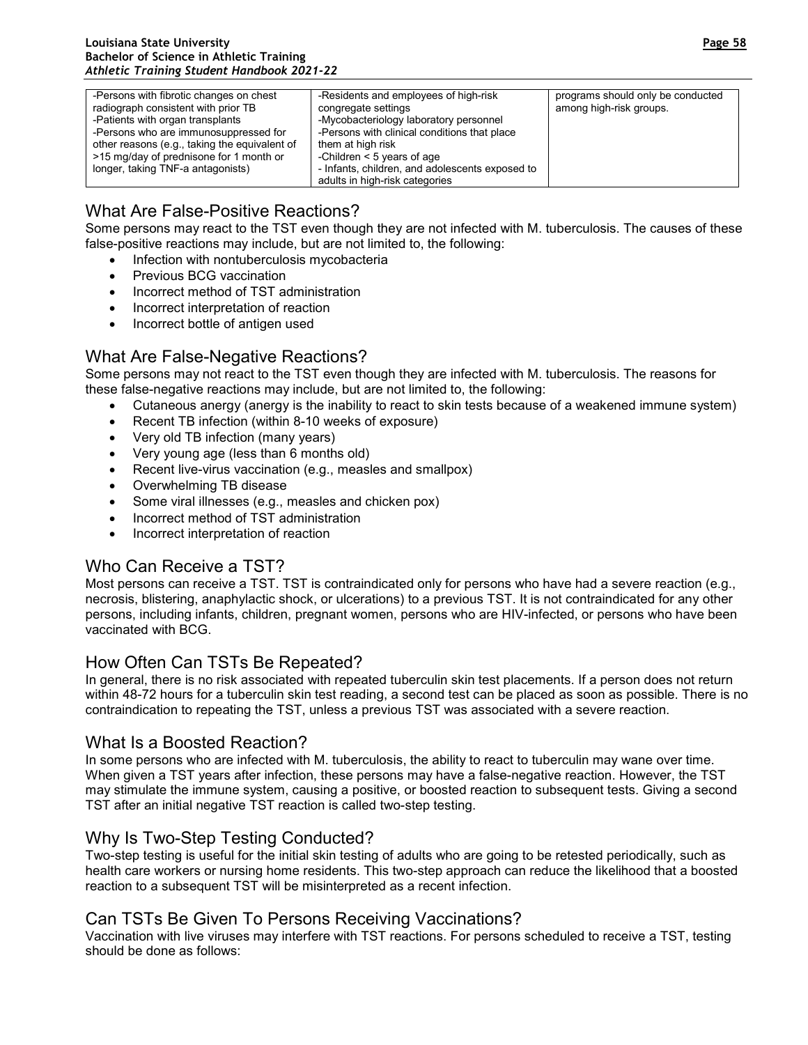| | | |
|---|---|---|
| -Persons with fibrotic changes on chest radiograph consistent with prior TB<br>-Patients with organ transplants<br>-Persons who are immunosuppressed for other reasons (e.g., taking the equivalent of >15 mg/day of prednisone for 1 month or longer, taking TNF-a antagonists) | -Residents and employees of high-risk congregate settings<br>-Mycobacteriology laboratory personnel<br>-Persons with clinical conditions that place them at high risk<br>-Children < 5 years of age<br>- Infants, children, and adolescents exposed to adults in high-risk categories | programs should only be conducted among high-risk groups. |

## What Are False-Positive Reactions?

Some persons may react to the TST even though they are not infected with M. tuberculosis. The causes of these false-positive reactions may include, but are not limited to, the following:

- Infection with nontuberculosis mycobacteria
- Previous BCG vaccination
- Incorrect method of TST administration
- Incorrect interpretation of reaction
- Incorrect bottle of antigen used

## What Are False-Negative Reactions?

Some persons may not react to the TST even though they are infected with M. tuberculosis. The reasons for these false-negative reactions may include, but are not limited to, the following:

- Cutaneous anergy (anergy is the inability to react to skin tests because of a weakened immune system)
- Recent TB infection (within 8-10 weeks of exposure)
- Very old TB infection (many years)
- Very young age (less than 6 months old)
- Recent live-virus vaccination (e.g., measles and smallpox)
- Overwhelming TB disease
- Some viral illnesses (e.g., measles and chicken pox)
- Incorrect method of TST administration
- Incorrect interpretation of reaction

## Who Can Receive a TST?

Most persons can receive a TST. TST is contraindicated only for persons who have had a severe reaction (e.g., necrosis, blistering, anaphylactic shock, or ulcerations) to a previous TST. It is not contraindicated for any other persons, including infants, children, pregnant women, persons who are HIV-infected, or persons who have been vaccinated with BCG.

## How Often Can TSTs Be Repeated?

In general, there is no risk associated with repeated tuberculin skin test placements. If a person does not return within 48-72 hours for a tuberculin skin test reading, a second test can be placed as soon as possible. There is no contraindication to repeating the TST, unless a previous TST was associated with a severe reaction.

## What Is a Boosted Reaction?

In some persons who are infected with M. tuberculosis, the ability to react to tuberculin may wane over time. When given a TST years after infection, these persons may have a false-negative reaction. However, the TST may stimulate the immune system, causing a positive, or boosted reaction to subsequent tests. Giving a second TST after an initial negative TST reaction is called two-step testing.

## Why Is Two-Step Testing Conducted?

Two-step testing is useful for the initial skin testing of adults who are going to be retested periodically, such as health care workers or nursing home residents. This two-step approach can reduce the likelihood that a boosted reaction to a subsequent TST will be misinterpreted as a recent infection.

## Can TSTs Be Given To Persons Receiving Vaccinations?

Vaccination with live viruses may interfere with TST reactions. For persons scheduled to receive a TST, testing should be done as follows: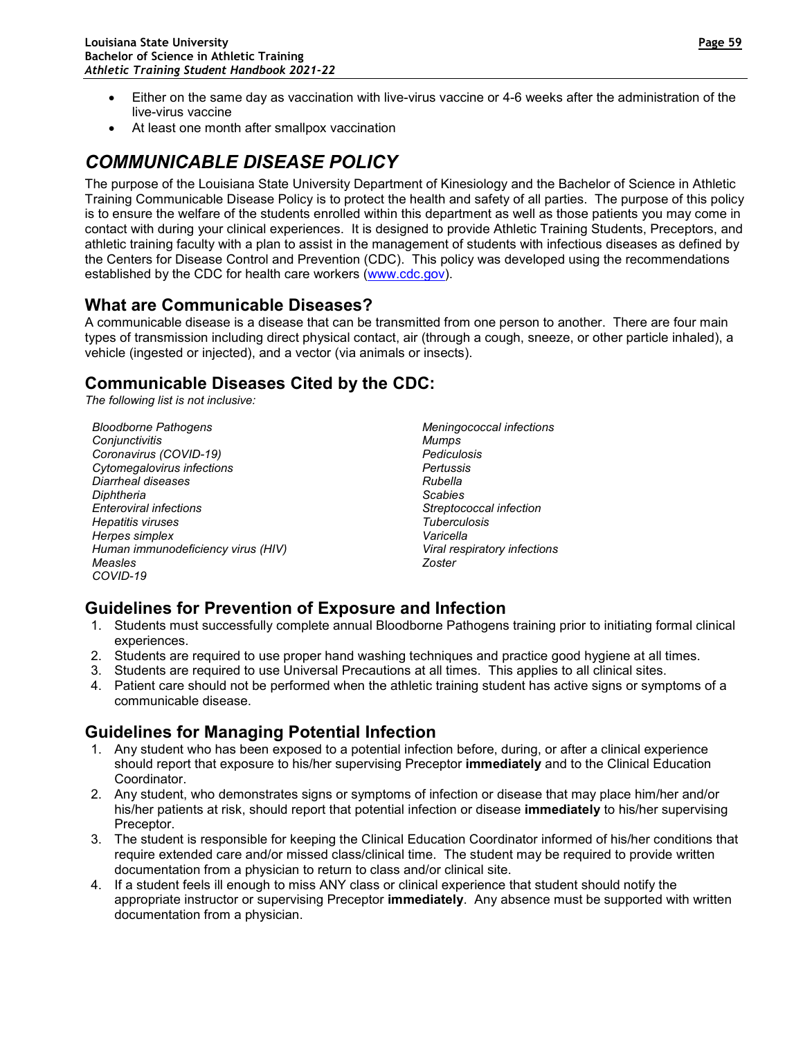- Either on the same day as vaccination with live-virus vaccine or 4-6 weeks after the administration of the live-virus vaccine
- At least one month after smallpox vaccination

# *COMMUNICABLE DISEASE POLICY*

The purpose of the Louisiana State University Department of Kinesiology and the Bachelor of Science in Athletic Training Communicable Disease Policy is to protect the health and safety of all parties. The purpose of this policy is to ensure the welfare of the students enrolled within this department as well as those patients you may come in contact with during your clinical experiences. It is designed to provide Athletic Training Students, Preceptors, and athletic training faculty with a plan to assist in the management of students with infectious diseases as defined by the Centers for Disease Control and Prevention (CDC). This policy was developed using the recommendations established by the CDC for health care workers (www.cdc.gov).

## What are Communicable Diseases?

A communicable disease is a disease that can be transmitted from one person to another. There are four main types of transmission including direct physical contact, air (through a cough, sneeze, or other particle inhaled), a vehicle (ingested or injected), and a vector (via animals or insects).

## Communicable Diseases Cited by the CDC:

*The following list is not inclusive:*

*Bloodborne Pathogens*
*Conjunctivitis*
*Coronavirus (COVID-19)*
*Cytomegalovirus infections*
*Diarrheal diseases*
*Diphtheria*
*Enteroviral infections*
*Hepatitis viruses*
*Herpes simplex*
*Human immunodeficiency virus (HIV)*
*Measles*
*COVID-19*
*Meningococcal infections*
*Mumps*
*Pediculosis*
*Pertussis*
*Rubella*
*Scabies*
*Streptococcal infection*
*Tuberculosis*
*Varicella*
*Viral respiratory infections*
*Zoster*

## Guidelines for Prevention of Exposure and Infection

1. Students must successfully complete annual Bloodborne Pathogens training prior to initiating formal clinical experiences.
2. Students are required to use proper hand washing techniques and practice good hygiene at all times.
3. Students are required to use Universal Precautions at all times. This applies to all clinical sites.
4. Patient care should not be performed when the athletic training student has active signs or symptoms of a communicable disease.

## Guidelines for Managing Potential Infection

1. Any student who has been exposed to a potential infection before, during, or after a clinical experience should report that exposure to his/her supervising Preceptor **immediately** and to the Clinical Education Coordinator.
2. Any student, who demonstrates signs or symptoms of infection or disease that may place him/her and/or his/her patients at risk, should report that potential infection or disease **immediately** to his/her supervising Preceptor.
3. The student is responsible for keeping the Clinical Education Coordinator informed of his/her conditions that require extended care and/or missed class/clinical time. The student may be required to provide written documentation from a physician to return to class and/or clinical site.
4. If a student feels ill enough to miss ANY class or clinical experience that student should notify the appropriate instructor or supervising Preceptor **immediately**. Any absence must be supported with written documentation from a physician.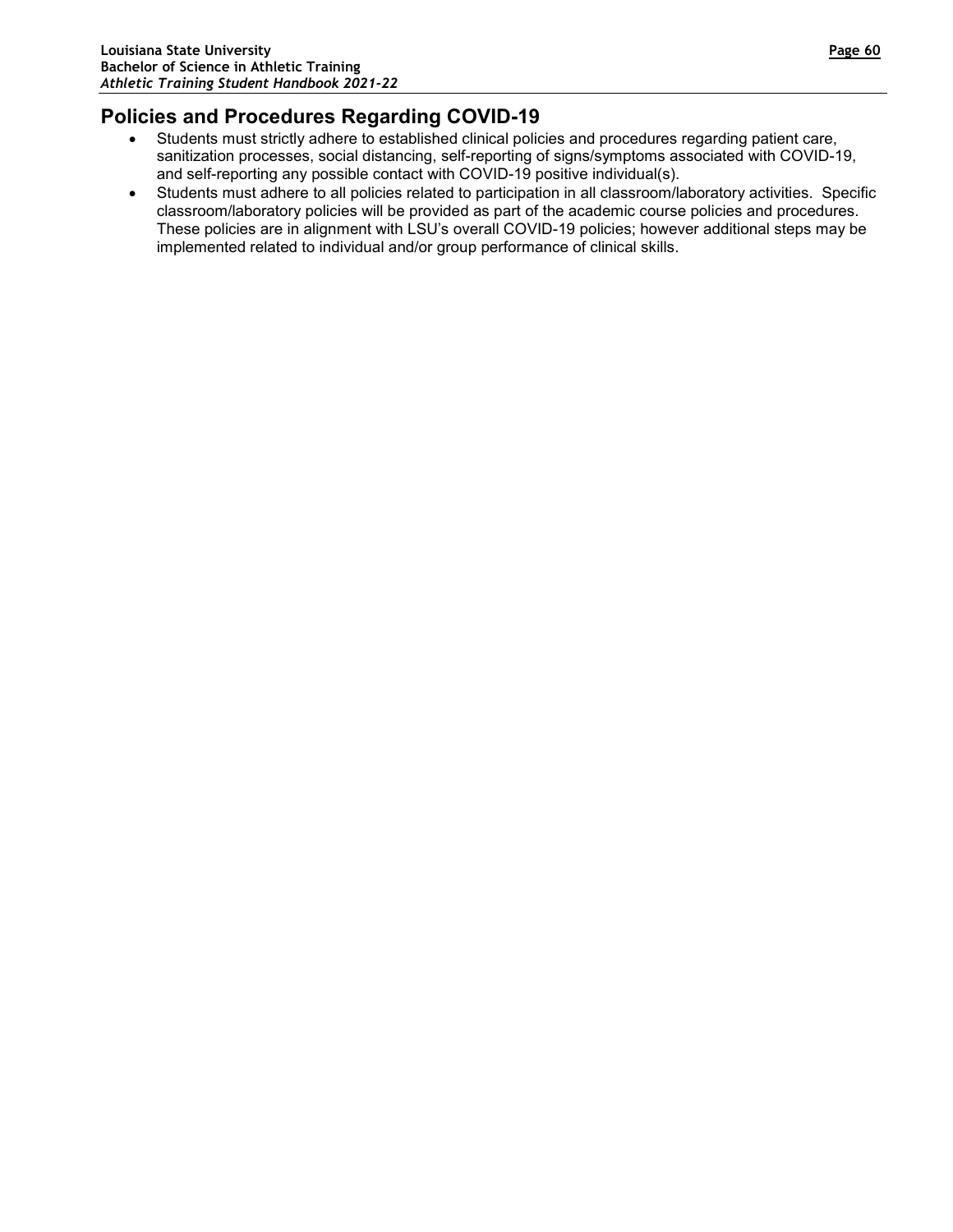## Policies and Procedures Regarding COVID-19

- Students must strictly adhere to established clinical policies and procedures regarding patient care, sanitization processes, social distancing, self-reporting of signs/symptoms associated with COVID-19, and self-reporting any possible contact with COVID-19 positive individual(s).
- Students must adhere to all policies related to participation in all classroom/laboratory activities. Specific classroom/laboratory policies will be provided as part of the academic course policies and procedures. These policies are in alignment with LSU's overall COVID-19 policies; however additional steps may be implemented related to individual and/or group performance of clinical skills.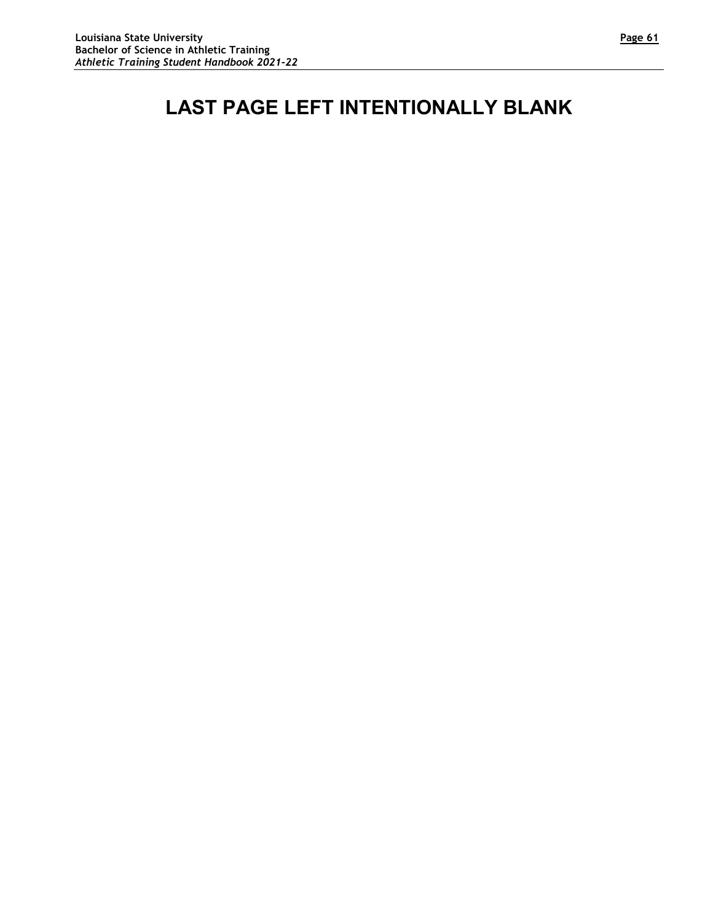# LAST PAGE LEFT INTENTIONALLY BLANK